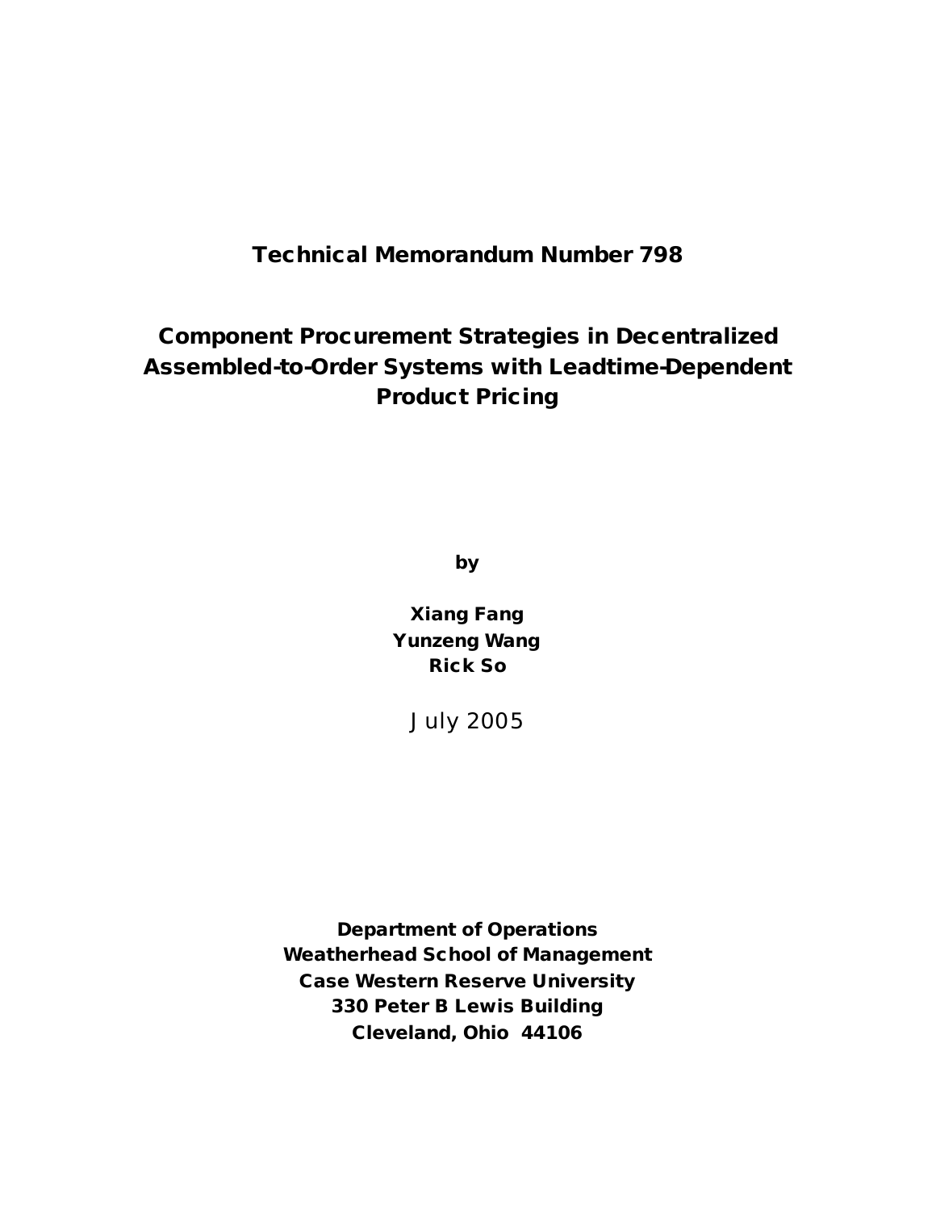**Technical Memorandum Number 798**

# Component Procurement Strategies in Decentralized Assembled-to-Order Systems with Leadtime-Dependent Product Pricing

**by**

**Xiang Fang**
**Yunzeng Wang**
**Rick So**

July 2005

**Department of Operations**
**Weatherhead School of Management**
**Case Western Reserve University**
**330 Peter B Lewis Building**
**Cleveland, Ohio 44106**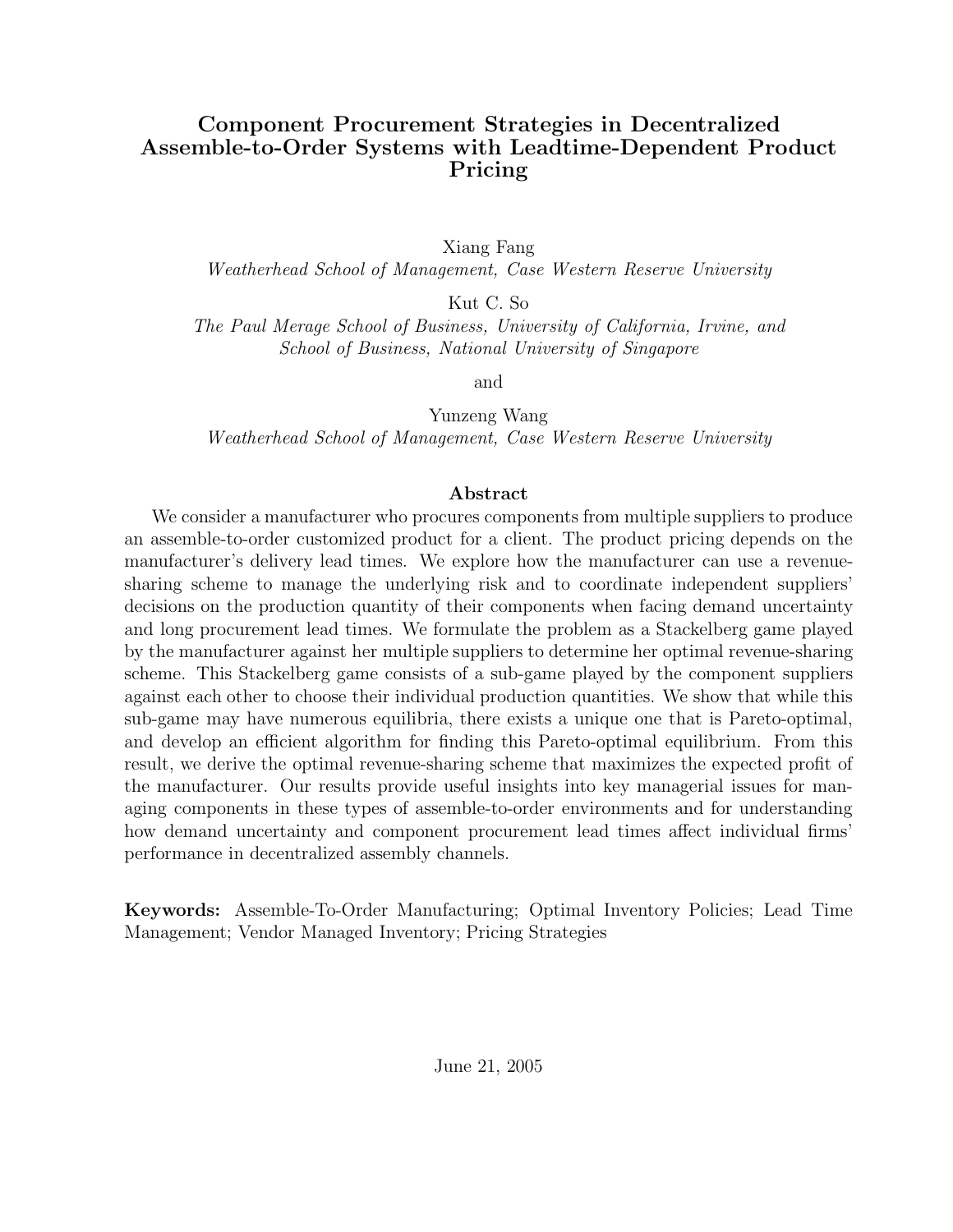# Component Procurement Strategies in Decentralized Assemble-to-Order Systems with Leadtime-Dependent Product Pricing

Xiang Fang
*Weatherhead School of Management, Case Western Reserve University*

Kut C. So
*The Paul Merage School of Business, University of California, Irvine, and School of Business, National University of Singapore*

and

Yunzeng Wang
*Weatherhead School of Management, Case Western Reserve University*

## Abstract

We consider a manufacturer who procures components from multiple suppliers to produce an assemble-to-order customized product for a client. The product pricing depends on the manufacturer's delivery lead times. We explore how the manufacturer can use a revenue-sharing scheme to manage the underlying risk and to coordinate independent suppliers' decisions on the production quantity of their components when facing demand uncertainty and long procurement lead times. We formulate the problem as a Stackelberg game played by the manufacturer against her multiple suppliers to determine her optimal revenue-sharing scheme. This Stackelberg game consists of a sub-game played by the component suppliers against each other to choose their individual production quantities. We show that while this sub-game may have numerous equilibria, there exists a unique one that is Pareto-optimal, and develop an efficient algorithm for finding this Pareto-optimal equilibrium. From this result, we derive the optimal revenue-sharing scheme that maximizes the expected profit of the manufacturer. Our results provide useful insights into key managerial issues for managing components in these types of assemble-to-order environments and for understanding how demand uncertainty and component procurement lead times affect individual firms' performance in decentralized assembly channels.

**Keywords:** Assemble-To-Order Manufacturing; Optimal Inventory Policies; Lead Time Management; Vendor Managed Inventory; Pricing Strategies

June 21, 2005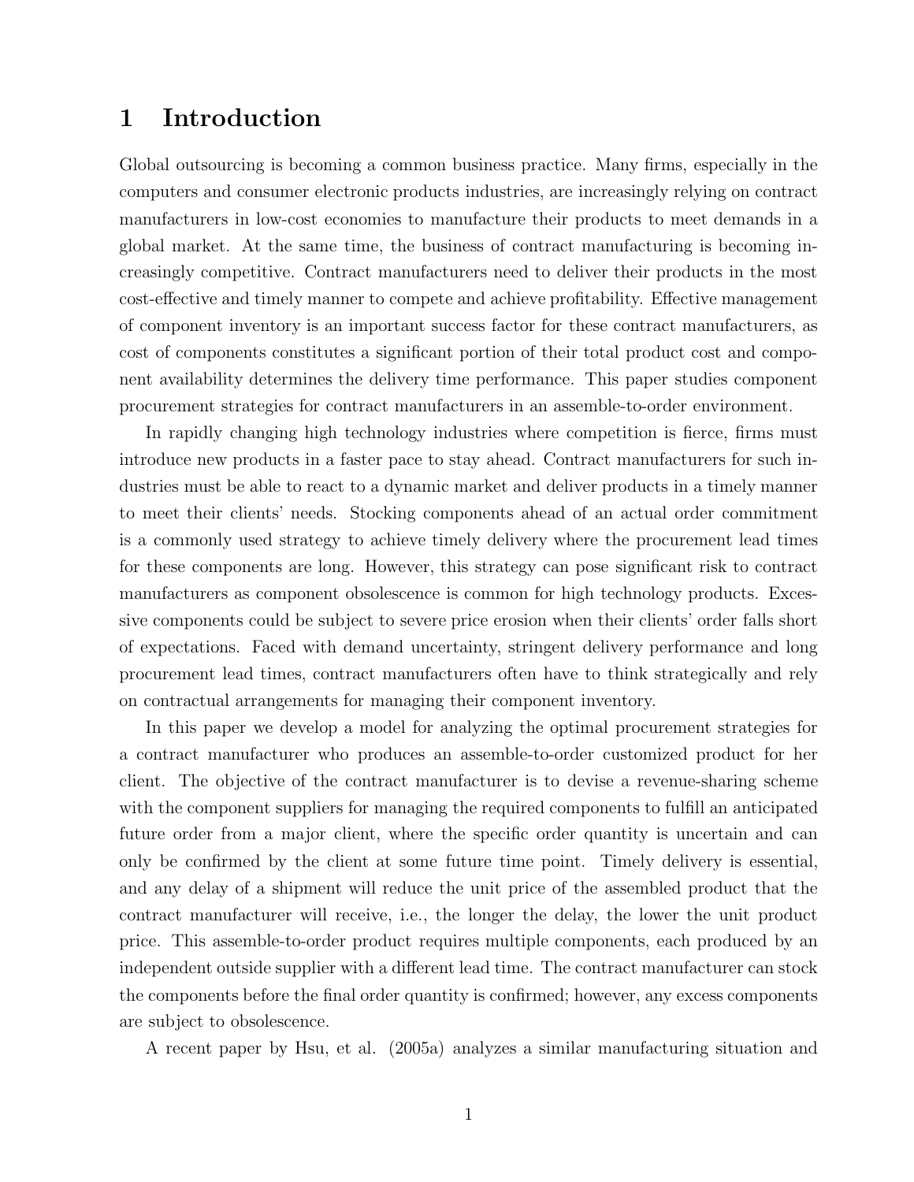# 1 Introduction

Global outsourcing is becoming a common business practice. Many firms, especially in the computers and consumer electronic products industries, are increasingly relying on contract manufacturers in low-cost economies to manufacture their products to meet demands in a global market. At the same time, the business of contract manufacturing is becoming increasingly competitive. Contract manufacturers need to deliver their products in the most cost-effective and timely manner to compete and achieve profitability. Effective management of component inventory is an important success factor for these contract manufacturers, as cost of components constitutes a significant portion of their total product cost and component availability determines the delivery time performance. This paper studies component procurement strategies for contract manufacturers in an assemble-to-order environment.

In rapidly changing high technology industries where competition is fierce, firms must introduce new products in a faster pace to stay ahead. Contract manufacturers for such industries must be able to react to a dynamic market and deliver products in a timely manner to meet their clients' needs. Stocking components ahead of an actual order commitment is a commonly used strategy to achieve timely delivery where the procurement lead times for these components are long. However, this strategy can pose significant risk to contract manufacturers as component obsolescence is common for high technology products. Excessive components could be subject to severe price erosion when their clients' order falls short of expectations. Faced with demand uncertainty, stringent delivery performance and long procurement lead times, contract manufacturers often have to think strategically and rely on contractual arrangements for managing their component inventory.

In this paper we develop a model for analyzing the optimal procurement strategies for a contract manufacturer who produces an assemble-to-order customized product for her client. The objective of the contract manufacturer is to devise a revenue-sharing scheme with the component suppliers for managing the required components to fulfill an anticipated future order from a major client, where the specific order quantity is uncertain and can only be confirmed by the client at some future time point. Timely delivery is essential, and any delay of a shipment will reduce the unit price of the assembled product that the contract manufacturer will receive, i.e., the longer the delay, the lower the unit product price. This assemble-to-order product requires multiple components, each produced by an independent outside supplier with a different lead time. The contract manufacturer can stock the components before the final order quantity is confirmed; however, any excess components are subject to obsolescence.

A recent paper by Hsu, et al. (2005a) analyzes a similar manufacturing situation and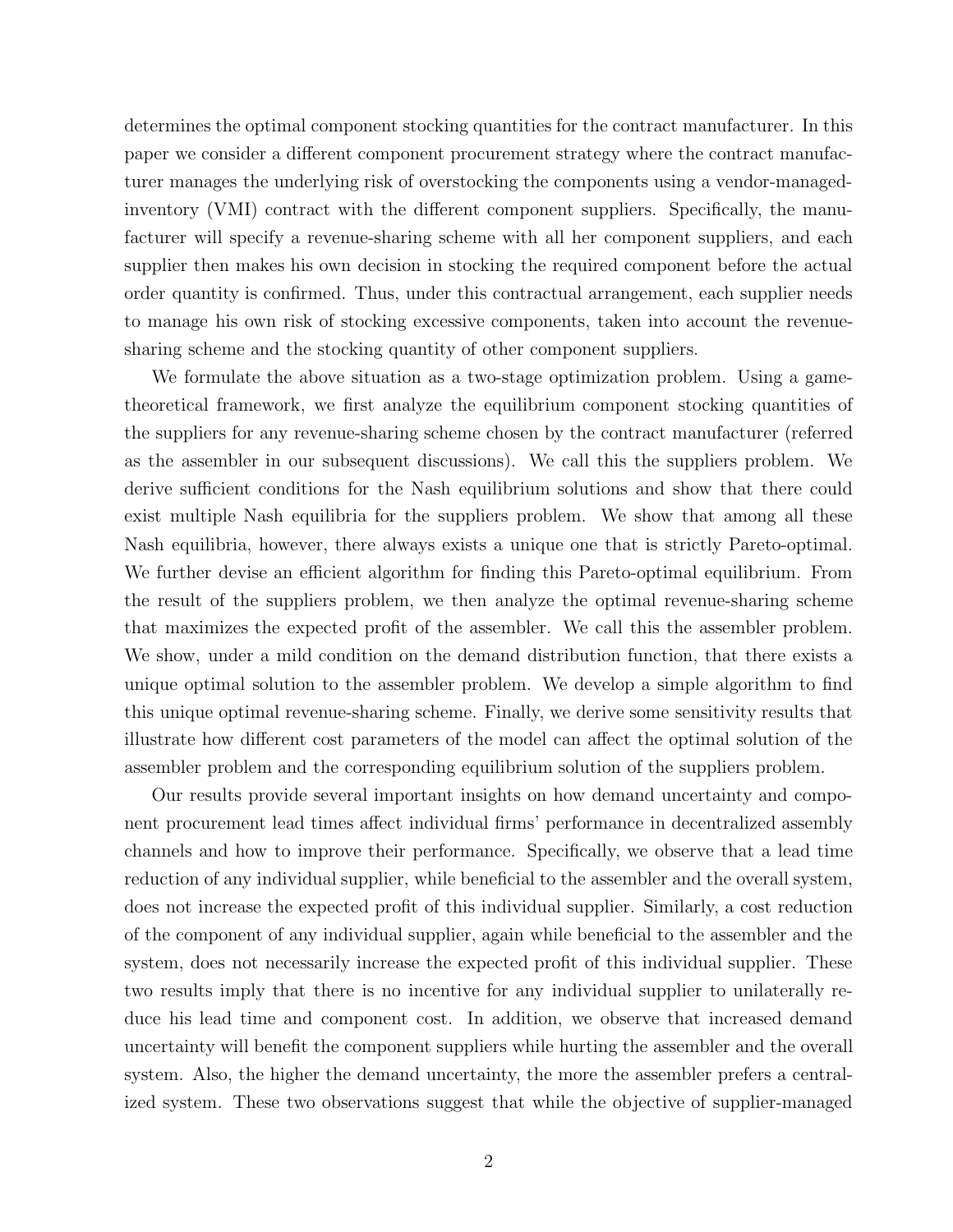determines the optimal component stocking quantities for the contract manufacturer. In this paper we consider a different component procurement strategy where the contract manufacturer manages the underlying risk of overstocking the components using a vendor-managed-inventory (VMI) contract with the different component suppliers. Specifically, the manufacturer will specify a revenue-sharing scheme with all her component suppliers, and each supplier then makes his own decision in stocking the required component before the actual order quantity is confirmed. Thus, under this contractual arrangement, each supplier needs to manage his own risk of stocking excessive components, taken into account the revenue-sharing scheme and the stocking quantity of other component suppliers.

We formulate the above situation as a two-stage optimization problem. Using a game-theoretical framework, we first analyze the equilibrium component stocking quantities of the suppliers for any revenue-sharing scheme chosen by the contract manufacturer (referred as the assembler in our subsequent discussions). We call this the suppliers problem. We derive sufficient conditions for the Nash equilibrium solutions and show that there could exist multiple Nash equilibria for the suppliers problem. We show that among all these Nash equilibria, however, there always exists a unique one that is strictly Pareto-optimal. We further devise an efficient algorithm for finding this Pareto-optimal equilibrium. From the result of the suppliers problem, we then analyze the optimal revenue-sharing scheme that maximizes the expected profit of the assembler. We call this the assembler problem. We show, under a mild condition on the demand distribution function, that there exists a unique optimal solution to the assembler problem. We develop a simple algorithm to find this unique optimal revenue-sharing scheme. Finally, we derive some sensitivity results that illustrate how different cost parameters of the model can affect the optimal solution of the assembler problem and the corresponding equilibrium solution of the suppliers problem.

Our results provide several important insights on how demand uncertainty and component procurement lead times affect individual firms' performance in decentralized assembly channels and how to improve their performance. Specifically, we observe that a lead time reduction of any individual supplier, while beneficial to the assembler and the overall system, does not increase the expected profit of this individual supplier. Similarly, a cost reduction of the component of any individual supplier, again while beneficial to the assembler and the system, does not necessarily increase the expected profit of this individual supplier. These two results imply that there is no incentive for any individual supplier to unilaterally reduce his lead time and component cost. In addition, we observe that increased demand uncertainty will benefit the component suppliers while hurting the assembler and the overall system. Also, the higher the demand uncertainty, the more the assembler prefers a centralized system. These two observations suggest that while the objective of supplier-managed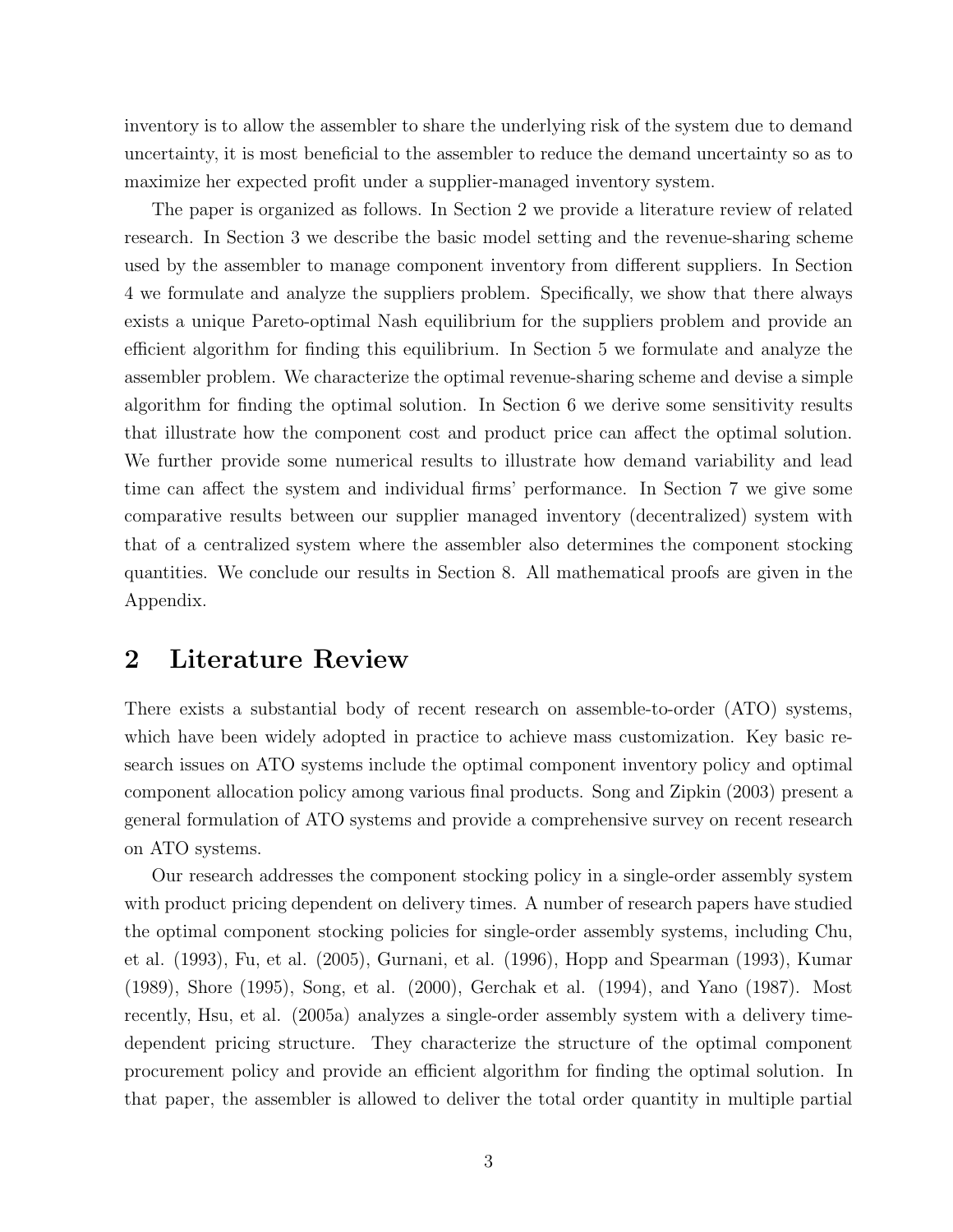inventory is to allow the assembler to share the underlying risk of the system due to demand uncertainty, it is most beneficial to the assembler to reduce the demand uncertainty so as to maximize her expected profit under a supplier-managed inventory system.

The paper is organized as follows. In Section 2 we provide a literature review of related research. In Section 3 we describe the basic model setting and the revenue-sharing scheme used by the assembler to manage component inventory from different suppliers. In Section 4 we formulate and analyze the suppliers problem. Specifically, we show that there always exists a unique Pareto-optimal Nash equilibrium for the suppliers problem and provide an efficient algorithm for finding this equilibrium. In Section 5 we formulate and analyze the assembler problem. We characterize the optimal revenue-sharing scheme and devise a simple algorithm for finding the optimal solution. In Section 6 we derive some sensitivity results that illustrate how the component cost and product price can affect the optimal solution. We further provide some numerical results to illustrate how demand variability and lead time can affect the system and individual firms' performance. In Section 7 we give some comparative results between our supplier managed inventory (decentralized) system with that of a centralized system where the assembler also determines the component stocking quantities. We conclude our results in Section 8. All mathematical proofs are given in the Appendix.

## 2 Literature Review

There exists a substantial body of recent research on assemble-to-order (ATO) systems, which have been widely adopted in practice to achieve mass customization. Key basic research issues on ATO systems include the optimal component inventory policy and optimal component allocation policy among various final products. Song and Zipkin (2003) present a general formulation of ATO systems and provide a comprehensive survey on recent research on ATO systems.

Our research addresses the component stocking policy in a single-order assembly system with product pricing dependent on delivery times. A number of research papers have studied the optimal component stocking policies for single-order assembly systems, including Chu, et al. (1993), Fu, et al. (2005), Gurnani, et al. (1996), Hopp and Spearman (1993), Kumar (1989), Shore (1995), Song, et al. (2000), Gerchak et al. (1994), and Yano (1987). Most recently, Hsu, et al. (2005a) analyzes a single-order assembly system with a delivery time-dependent pricing structure. They characterize the structure of the optimal component procurement policy and provide an efficient algorithm for finding the optimal solution. In that paper, the assembler is allowed to deliver the total order quantity in multiple partial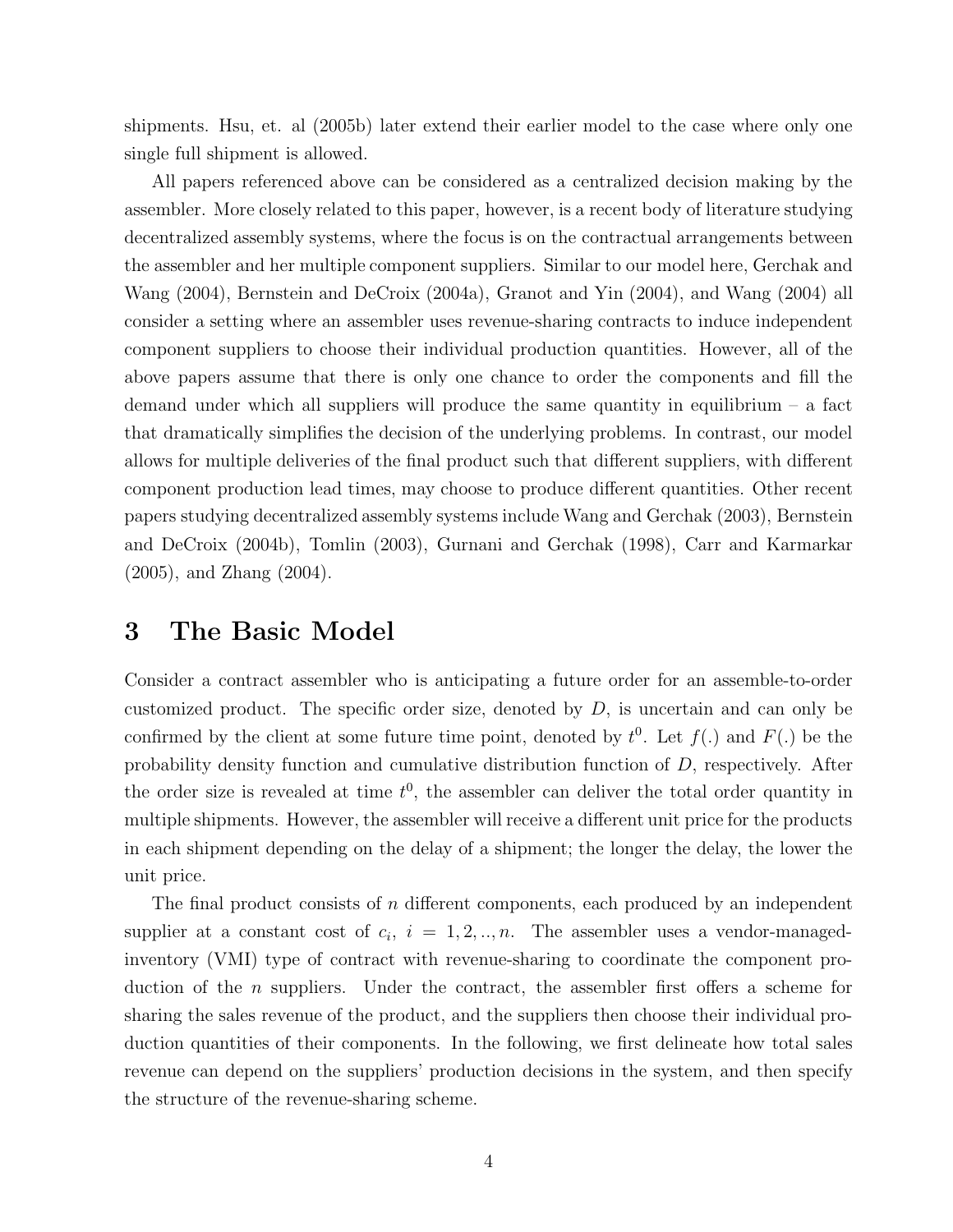shipments. Hsu, et. al (2005b) later extend their earlier model to the case where only one single full shipment is allowed.

All papers referenced above can be considered as a centralized decision making by the assembler. More closely related to this paper, however, is a recent body of literature studying decentralized assembly systems, where the focus is on the contractual arrangements between the assembler and her multiple component suppliers. Similar to our model here, Gerchak and Wang (2004), Bernstein and DeCroix (2004a), Granot and Yin (2004), and Wang (2004) all consider a setting where an assembler uses revenue-sharing contracts to induce independent component suppliers to choose their individual production quantities. However, all of the above papers assume that there is only one chance to order the components and fill the demand under which all suppliers will produce the same quantity in equilibrium – a fact that dramatically simplifies the decision of the underlying problems. In contrast, our model allows for multiple deliveries of the final product such that different suppliers, with different component production lead times, may choose to produce different quantities. Other recent papers studying decentralized assembly systems include Wang and Gerchak (2003), Bernstein and DeCroix (2004b), Tomlin (2003), Gurnani and Gerchak (1998), Carr and Karmarkar (2005), and Zhang (2004).

# 3 The Basic Model

Consider a contract assembler who is anticipating a future order for an assemble-to-order customized product. The specific order size, denoted by $D$, is uncertain and can only be confirmed by the client at some future time point, denoted by $t^0$. Let $f(.)$ and $F(.)$ be the probability density function and cumulative distribution function of $D$, respectively. After the order size is revealed at time $t^0$, the assembler can deliver the total order quantity in multiple shipments. However, the assembler will receive a different unit price for the products in each shipment depending on the delay of a shipment; the longer the delay, the lower the unit price.

The final product consists of $n$ different components, each produced by an independent supplier at a constant cost of $c_i$, $i = 1, 2, .., n$. The assembler uses a vendor-managed-inventory (VMI) type of contract with revenue-sharing to coordinate the component production of the $n$ suppliers. Under the contract, the assembler first offers a scheme for sharing the sales revenue of the product, and the suppliers then choose their individual production quantities of their components. In the following, we first delineate how total sales revenue can depend on the suppliers' production decisions in the system, and then specify the structure of the revenue-sharing scheme.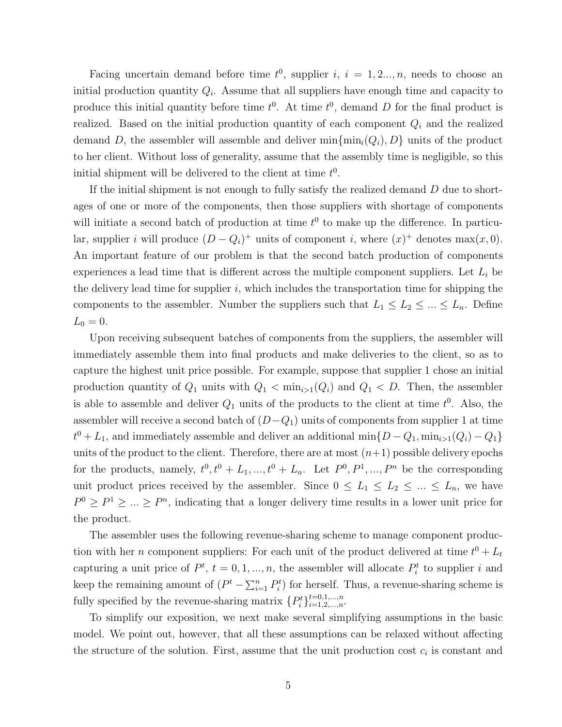Facing uncertain demand before time $t^0$, supplier $i$, $i = 1, 2..., n$, needs to choose an initial production quantity $Q_i$. Assume that all suppliers have enough time and capacity to produce this initial quantity before time $t^0$. At time $t^0$, demand $D$ for the final product is realized. Based on the initial production quantity of each component $Q_i$ and the realized demand $D$, the assembler will assemble and deliver $\min\{\min_i(Q_i), D\}$ units of the product to her client. Without loss of generality, assume that the assembly time is negligible, so this initial shipment will be delivered to the client at time $t^0$.

If the initial shipment is not enough to fully satisfy the realized demand $D$ due to shortages of one or more of the components, then those suppliers with shortage of components will initiate a second batch of production at time $t^0$ to make up the difference. In particular, supplier $i$ will produce $(D - Q_i)^+$ units of component $i$, where $(x)^+$ denotes $\max(x, 0)$. An important feature of our problem is that the second batch production of components experiences a lead time that is different across the multiple component suppliers. Let $L_i$ be the delivery lead time for supplier $i$, which includes the transportation time for shipping the components to the assembler. Number the suppliers such that $L_1 \leq L_2 \leq ... \leq L_n$. Define $L_0 = 0$.

Upon receiving subsequent batches of components from the suppliers, the assembler will immediately assemble them into final products and make deliveries to the client, so as to capture the highest unit price possible. For example, suppose that supplier 1 chose an initial production quantity of $Q_1$ units with $Q_1 < \min_{i>1}(Q_i)$ and $Q_1 < D$. Then, the assembler is able to assemble and deliver $Q_1$ units of the products to the client at time $t^0$. Also, the assembler will receive a second batch of $(D - Q_1)$ units of components from supplier 1 at time $t^0 + L_1$, and immediately assemble and deliver an additional $\min\{D - Q_1, \min_{i>1}(Q_i) - Q_1\}$ units of the product to the client. Therefore, there are at most $(n+1)$ possible delivery epochs for the products, namely, $t^0, t^0 + L_1, ..., t^0 + L_n$. Let $P^0, P^1, ..., P^n$ be the corresponding unit product prices received by the assembler. Since $0 \leq L_1 \leq L_2 \leq ... \leq L_n$, we have $P^0 \geq P^1 \geq ... \geq P^n$, indicating that a longer delivery time results in a lower unit price for the product.

The assembler uses the following revenue-sharing scheme to manage component production with her $n$ component suppliers: For each unit of the product delivered at time $t^0 + L_t$ capturing a unit price of $P^t$, $t = 0, 1, ..., n$, the assembler will allocate $P_i^t$ to supplier $i$ and keep the remaining amount of $(P^t - \sum_{i=1}^n P_i^t)$ for herself. Thus, a revenue-sharing scheme is fully specified by the revenue-sharing matrix $\{P_i^t\}_{i=1,2,...,n}^{t=0,1,...,n}$.

To simplify our exposition, we next make several simplifying assumptions in the basic model. We point out, however, that all these assumptions can be relaxed without affecting the structure of the solution. First, assume that the unit production cost $c_i$ is constant and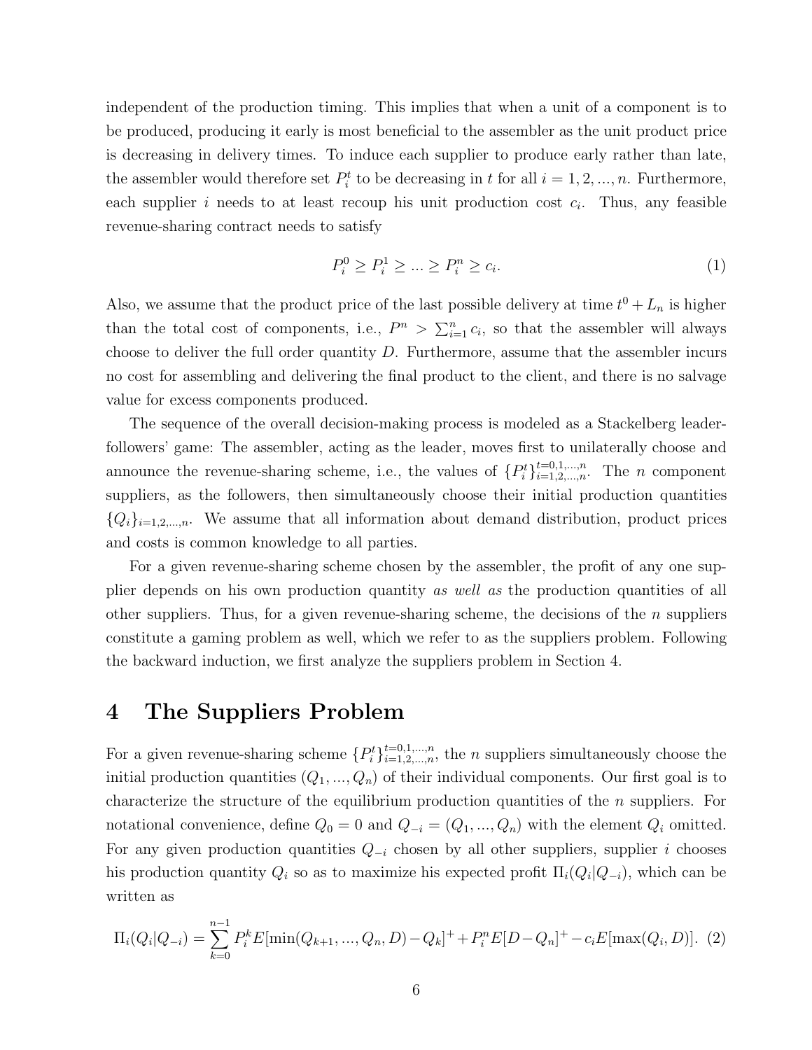independent of the production timing. This implies that when a unit of a component is to be produced, producing it early is most beneficial to the assembler as the unit product price is decreasing in delivery times. To induce each supplier to produce early rather than late, the assembler would therefore set $P_i^t$ to be decreasing in $t$ for all $i = 1, 2, ..., n$. Furthermore, each supplier $i$ needs to at least recoup his unit production cost $c_i$. Thus, any feasible revenue-sharing contract needs to satisfy

$$P_i^0 \geq P_i^1 \geq ... \geq P_i^n \geq c_i. \tag{1}$$

Also, we assume that the product price of the last possible delivery at time $t^0 + L_n$ is higher than the total cost of components, i.e., $P^n > \sum_{i=1}^n c_i$, so that the assembler will always choose to deliver the full order quantity $D$. Furthermore, assume that the assembler incurs no cost for assembling and delivering the final product to the client, and there is no salvage value for excess components produced.

The sequence of the overall decision-making process is modeled as a Stackelberg leader-followers' game: The assembler, acting as the leader, moves first to unilaterally choose and announce the revenue-sharing scheme, i.e., the values of $\{P_i^t\}_{i=1,2,...,n}^{t=0,1,...,n}$. The $n$ component suppliers, as the followers, then simultaneously choose their initial production quantities $\{Q_i\}_{i=1,2,...,n}$. We assume that all information about demand distribution, product prices and costs is common knowledge to all parties.

For a given revenue-sharing scheme chosen by the assembler, the profit of any one supplier depends on his own production quantity *as well as* the production quantities of all other suppliers. Thus, for a given revenue-sharing scheme, the decisions of the $n$ suppliers constitute a gaming problem as well, which we refer to as the suppliers problem. Following the backward induction, we first analyze the suppliers problem in Section 4.

# 4 The Suppliers Problem

For a given revenue-sharing scheme $\{P_i^t\}_{i=1,2,...,n}^{t=0,1,...,n}$, the $n$ suppliers simultaneously choose the initial production quantities $(Q_1, ..., Q_n)$ of their individual components. Our first goal is to characterize the structure of the equilibrium production quantities of the $n$ suppliers. For notational convenience, define $Q_0 = 0$ and $Q_{-i} = (Q_1, ..., Q_n)$ with the element $Q_i$ omitted. For any given production quantities $Q_{-i}$ chosen by all other suppliers, supplier $i$ chooses his production quantity $Q_i$ so as to maximize his expected profit $\Pi_i(Q_i|Q_{-i})$, which can be written as

$$\Pi_i(Q_i|Q_{-i}) = \sum_{k=0}^{n-1} P_i^k E[\min(Q_{k+1}, ..., Q_n, D) - Q_k]^+ + P_i^n E[D - Q_n]^+ - c_i E[\max(Q_i, D)]. \tag{2}$$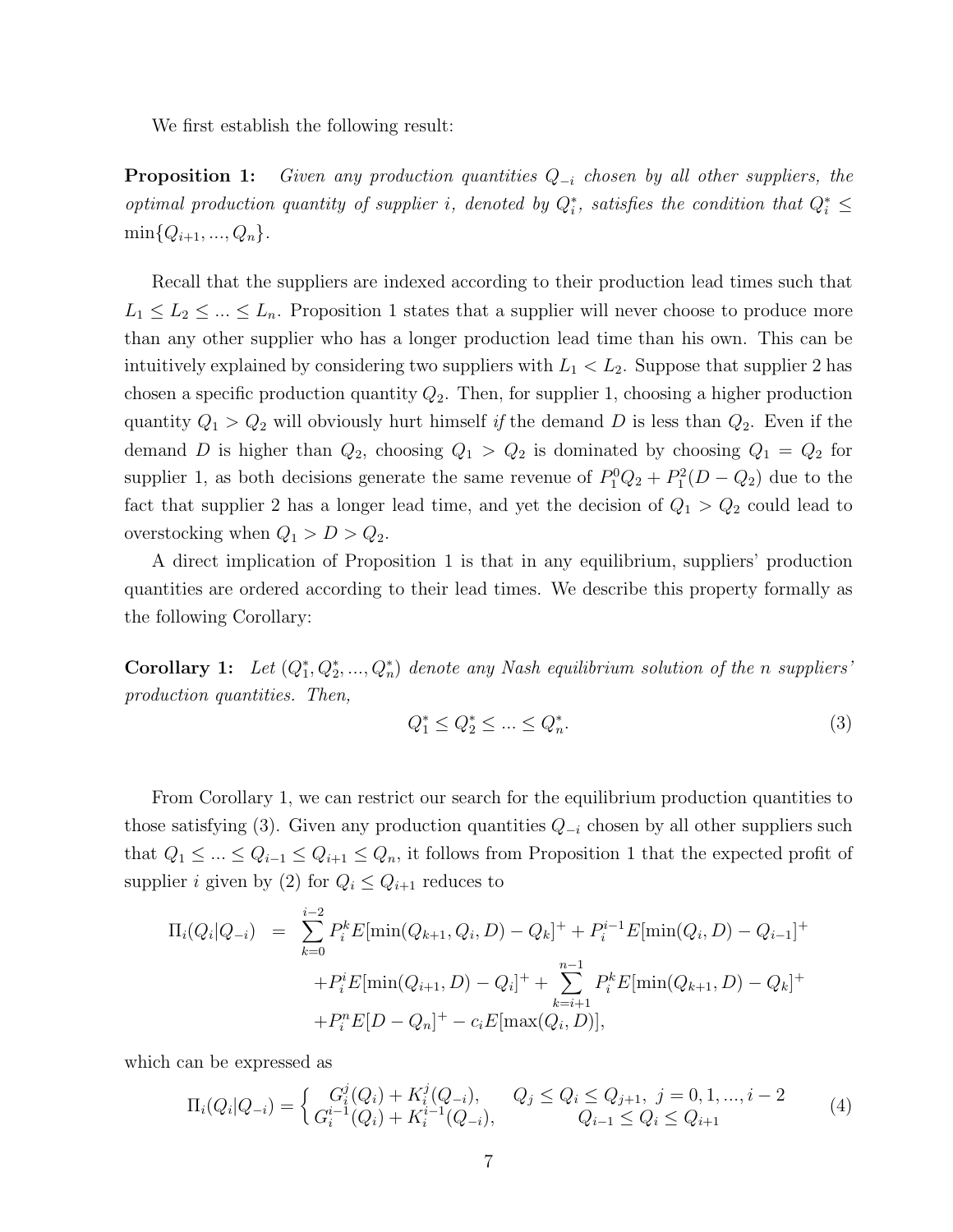We first establish the following result:

**Proposition 1:** *Given any production quantities $Q_{-i}$ chosen by all other suppliers, the optimal production quantity of supplier $i$, denoted by $Q_i^*$, satisfies the condition that $Q_i^* \leq \min\{Q_{i+1}, ..., Q_n\}$.*

Recall that the suppliers are indexed according to their production lead times such that $L_1 \leq L_2 \leq ... \leq L_n$. Proposition 1 states that a supplier will never choose to produce more than any other supplier who has a longer production lead time than his own. This can be intuitively explained by considering two suppliers with $L_1 < L_2$. Suppose that supplier 2 has chosen a specific production quantity $Q_2$. Then, for supplier 1, choosing a higher production quantity $Q_1 > Q_2$ will obviously hurt himself *if* the demand $D$ is less than $Q_2$. Even if the demand $D$ is higher than $Q_2$, choosing $Q_1 > Q_2$ is dominated by choosing $Q_1 = Q_2$ for supplier 1, as both decisions generate the same revenue of $P_1^0 Q_2 + P_1^2(D - Q_2)$ due to the fact that supplier 2 has a longer lead time, and yet the decision of $Q_1 > Q_2$ could lead to overstocking when $Q_1 > D > Q_2$.

A direct implication of Proposition 1 is that in any equilibrium, suppliers' production quantities are ordered according to their lead times. We describe this property formally as the following Corollary:

**Corollary 1:** *Let $(Q_1^*, Q_2^*, ..., Q_n^*)$ denote any Nash equilibrium solution of the n suppliers' production quantities. Then,*

$$Q_1^* \leq Q_2^* \leq ... \leq Q_n^*. \tag{3}$$

From Corollary 1, we can restrict our search for the equilibrium production quantities to those satisfying (3). Given any production quantities $Q_{-i}$ chosen by all other suppliers such that $Q_1 \leq ... \leq Q_{i-1} \leq Q_{i+1} \leq Q_n$, it follows from Proposition 1 that the expected profit of supplier $i$ given by (2) for $Q_i \leq Q_{i+1}$ reduces to

$$\begin{aligned}
\Pi_i(Q_i|Q_{-i}) \;\; = \;\; & \sum_{k=0}^{i-2} P_i^k E[\min(Q_{k+1}, Q_i, D) - Q_k]^+ + P_i^{i-1} E[\min(Q_i, D) - Q_{i-1}]^+ \\
& + P_i^i E[\min(Q_{i+1}, D) - Q_i]^+ + \sum_{k=i+1}^{n-1} P_i^k E[\min(Q_{k+1}, D) - Q_k]^+ \\
& + P_i^n E[D - Q_n]^+ - c_i E[\max(Q_i, D)],
\end{aligned}$$

which can be expressed as

$$\Pi_i(Q_i|Q_{-i}) = \begin{cases} G_i^j(Q_i) + K_i^j(Q_{-i}), & Q_j \leq Q_i \leq Q_{j+1},\ j = 0, 1, ..., i-2 \\ G_i^{i-1}(Q_i) + K_i^{i-1}(Q_{-i}), & Q_{i-1} \leq Q_i \leq Q_{i+1} \end{cases} \tag{4}$$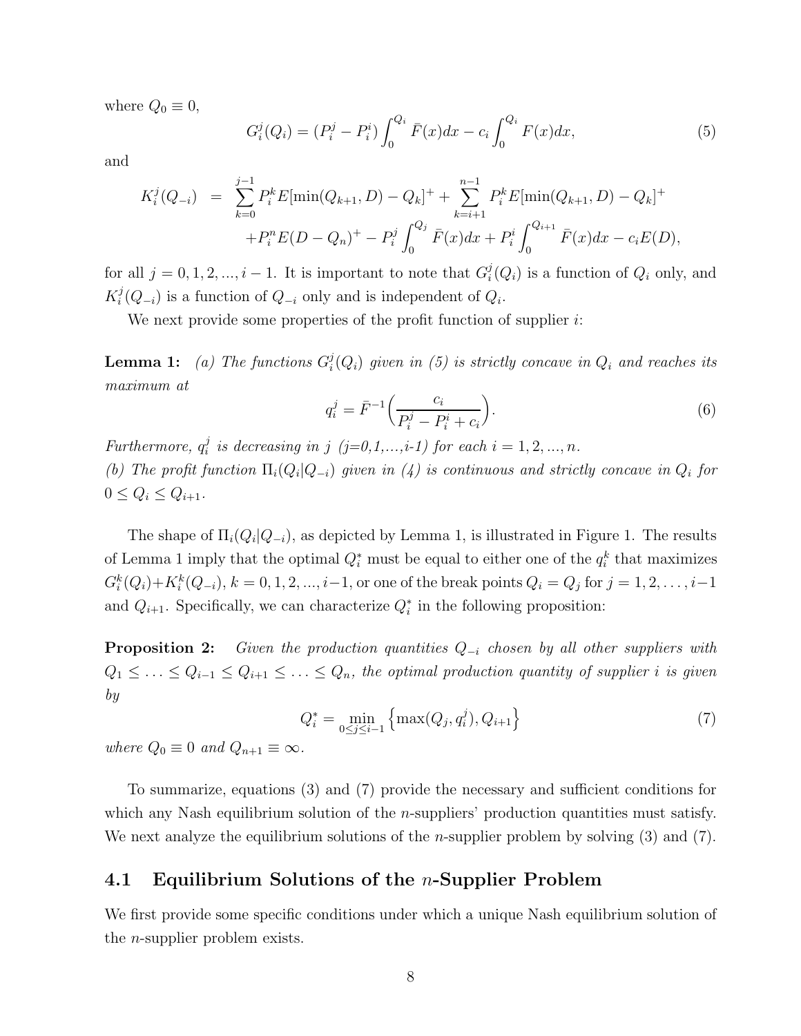where $Q_0 \equiv 0$,

$$G_i^j(Q_i) = (P_i^j - P_i^i)\int_0^{Q_i} \bar{F}(x)dx - c_i \int_0^{Q_i} F(x)dx, \tag{5}$$

and

$$\begin{aligned} K_i^j(Q_{-i}) &= \sum_{k=0}^{j-1} P_i^k E[\min(Q_{k+1}, D) - Q_k]^+ + \sum_{k=i+1}^{n-1} P_i^k E[\min(Q_{k+1}, D) - Q_k]^+ \\ &\quad + P_i^n E(D - Q_n)^+ - P_i^j \int_0^{Q_j} \bar{F}(x)dx + P_i^i \int_0^{Q_{i+1}} \bar{F}(x)dx - c_i E(D), \end{aligned}$$

for all $j = 0, 1, 2, ..., i-1$. It is important to note that $G_i^j(Q_i)$ is a function of $Q_i$ only, and $K_i^j(Q_{-i})$ is a function of $Q_{-i}$ only and is independent of $Q_i$.

We next provide some properties of the profit function of supplier $i$:

**Lemma 1:** *(a) The functions $G_i^j(Q_i)$ given in (5) is strictly concave in $Q_i$ and reaches its maximum at*

$$q_i^j = \bar{F}^{-1}\Big(\frac{c_i}{P_i^j - P_i^i + c_i}\Big). \tag{6}$$

*Furthermore, $q_i^j$ is decreasing in $j$ (j=0,1,...,i-1) for each $i = 1, 2, ..., n$.*
*(b) The profit function $\Pi_i(Q_i|Q_{-i})$ given in (4) is continuous and strictly concave in $Q_i$ for $0 \le Q_i \le Q_{i+1}$.*

The shape of $\Pi_i(Q_i|Q_{-i})$, as depicted by Lemma 1, is illustrated in Figure 1. The results of Lemma 1 imply that the optimal $Q_i^*$ must be equal to either one of the $q_i^k$ that maximizes $G_i^k(Q_i)+K_i^k(Q_{-i})$, $k = 0, 1, 2, ..., i-1$, or one of the break points $Q_i = Q_j$ for $j = 1, 2, \ldots, i-1$ and $Q_{i+1}$. Specifically, we can characterize $Q_i^*$ in the following proposition:

**Proposition 2:** *Given the production quantities $Q_{-i}$ chosen by all other suppliers with $Q_1 \le \ldots \le Q_{i-1} \le Q_{i+1} \le \ldots \le Q_n$, the optimal production quantity of supplier $i$ is given by*

$$Q_i^* = \min_{0 \le j \le i-1} \Big\{\max(Q_j, q_i^j), Q_{i+1}\Big\} \tag{7}$$

*where $Q_0 \equiv 0$ and $Q_{n+1} \equiv \infty$.*

To summarize, equations (3) and (7) provide the necessary and sufficient conditions for which any Nash equilibrium solution of the $n$-suppliers' production quantities must satisfy. We next analyze the equilibrium solutions of the $n$-supplier problem by solving (3) and (7).

## 4.1 Equilibrium Solutions of the $n$-Supplier Problem

We first provide some specific conditions under which a unique Nash equilibrium solution of the $n$-supplier problem exists.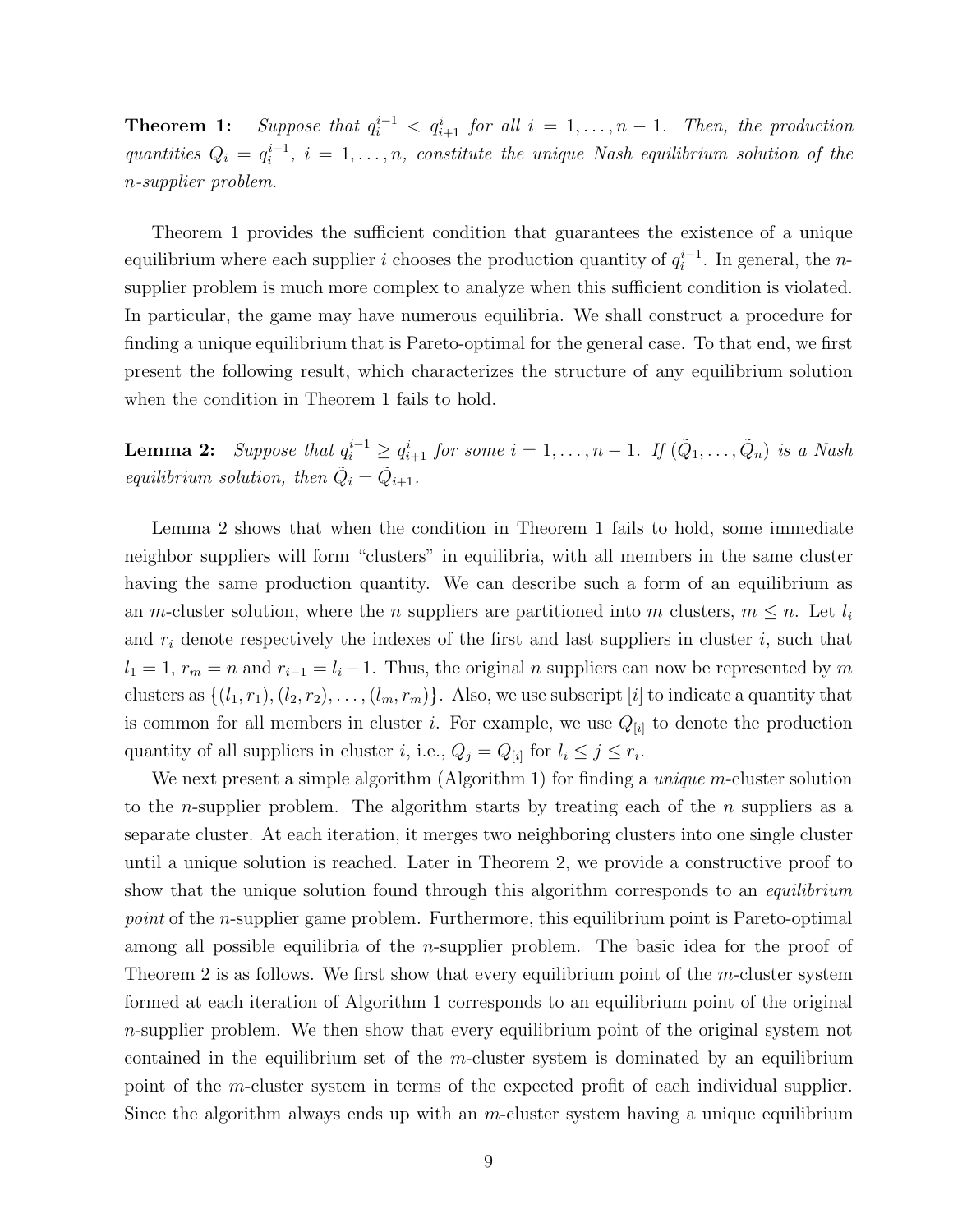**Theorem 1:** *Suppose that $q_i^{i-1} < q_{i+1}^i$ for all $i = 1, \ldots, n-1$. Then, the production quantities $Q_i = q_i^{i-1}$, $i = 1, \ldots, n$, constitute the unique Nash equilibrium solution of the $n$-supplier problem.*

Theorem 1 provides the sufficient condition that guarantees the existence of a unique equilibrium where each supplier $i$ chooses the production quantity of $q_i^{i-1}$. In general, the $n$-supplier problem is much more complex to analyze when this sufficient condition is violated. In particular, the game may have numerous equilibria. We shall construct a procedure for finding a unique equilibrium that is Pareto-optimal for the general case. To that end, we first present the following result, which characterizes the structure of any equilibrium solution when the condition in Theorem 1 fails to hold.

**Lemma 2:** *Suppose that $q_i^{i-1} \geq q_{i+1}^i$ for some $i = 1, \ldots, n-1$. If $(\tilde{Q}_1, \ldots, \tilde{Q}_n)$ is a Nash equilibrium solution, then $\tilde{Q}_i = \tilde{Q}_{i+1}$.*

Lemma 2 shows that when the condition in Theorem 1 fails to hold, some immediate neighbor suppliers will form "clusters" in equilibria, with all members in the same cluster having the same production quantity. We can describe such a form of an equilibrium as an $m$-cluster solution, where the $n$ suppliers are partitioned into $m$ clusters, $m \leq n$. Let $l_i$ and $r_i$ denote respectively the indexes of the first and last suppliers in cluster $i$, such that $l_1 = 1$, $r_m = n$ and $r_{i-1} = l_i - 1$. Thus, the original $n$ suppliers can now be represented by $m$ clusters as $\{(l_1, r_1), (l_2, r_2), \ldots, (l_m, r_m)\}$. Also, we use subscript $[i]$ to indicate a quantity that is common for all members in cluster $i$. For example, we use $Q_{[i]}$ to denote the production quantity of all suppliers in cluster $i$, i.e., $Q_j = Q_{[i]}$ for $l_i \leq j \leq r_i$.

We next present a simple algorithm (Algorithm 1) for finding a *unique* $m$-cluster solution to the $n$-supplier problem. The algorithm starts by treating each of the $n$ suppliers as a separate cluster. At each iteration, it merges two neighboring clusters into one single cluster until a unique solution is reached. Later in Theorem 2, we provide a constructive proof to show that the unique solution found through this algorithm corresponds to an *equilibrium point* of the $n$-supplier game problem. Furthermore, this equilibrium point is Pareto-optimal among all possible equilibria of the $n$-supplier problem. The basic idea for the proof of Theorem 2 is as follows. We first show that every equilibrium point of the $m$-cluster system formed at each iteration of Algorithm 1 corresponds to an equilibrium point of the original $n$-supplier problem. We then show that every equilibrium point of the original system not contained in the equilibrium set of the $m$-cluster system is dominated by an equilibrium point of the $m$-cluster system in terms of the expected profit of each individual supplier. Since the algorithm always ends up with an $m$-cluster system having a unique equilibrium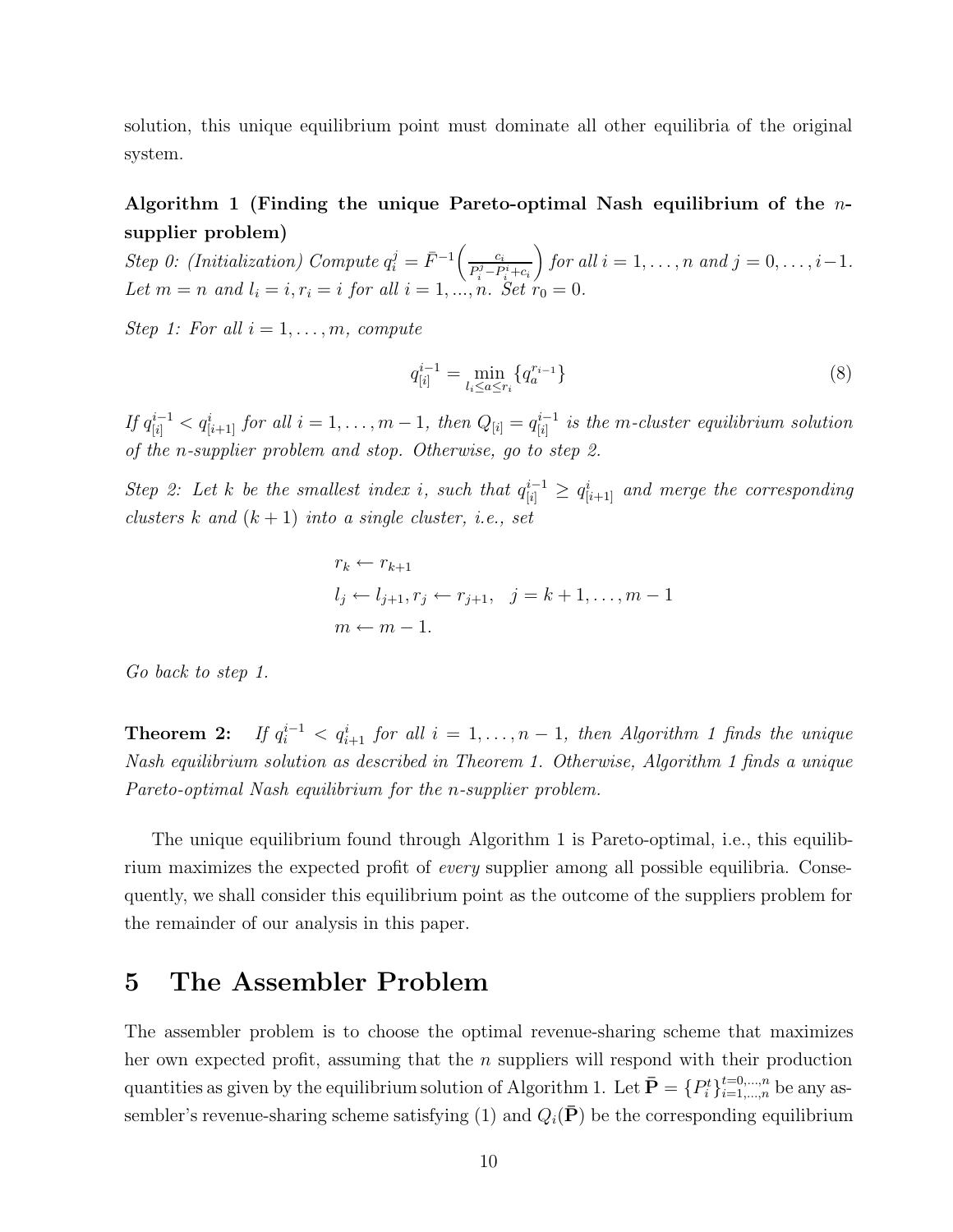solution, this unique equilibrium point must dominate all other equilibria of the original system.

**Algorithm 1 (Finding the unique Pareto-optimal Nash equilibrium of the $n$-supplier problem)**

*Step 0: (Initialization) Compute* $q_i^j = \bar{F}^{-1}\left(\frac{c_i}{P_i^j - P_i^i + c_i}\right)$ *for all* $i = 1, \ldots, n$ *and* $j = 0, \ldots, i-1$. *Let* $m = n$ *and* $l_i = i, r_i = i$ *for all* $i = 1, ..., n$. *Set* $r_0 = 0$.

*Step 1: For all* $i = 1, \ldots, m$, *compute*

$$q_{[i]}^{i-1} = \min_{l_i \leq a \leq r_i} \{q_a^{r_{i-1}}\} \tag{8}$$

*If* $q_{[i]}^{i-1} < q_{[i+1]}^{i}$ *for all* $i = 1, \ldots, m-1$, *then* $Q_{[i]} = q_{[i]}^{i-1}$ *is the* $m$*-cluster equilibrium solution of the* $n$*-supplier problem and stop. Otherwise, go to step 2.*

*Step 2: Let* $k$ *be the smallest index* $i$, *such that* $q_{[i]}^{i-1} \geq q_{[i+1]}^{i}$ *and merge the corresponding clusters* $k$ *and* $(k+1)$ *into a single cluster, i.e., set*

$$\begin{aligned}
&r_k \leftarrow r_{k+1} \\
&l_j \leftarrow l_{j+1}, r_j \leftarrow r_{j+1}, \quad j = k+1, \ldots, m-1 \\
&m \leftarrow m-1.
\end{aligned}$$

*Go back to step 1.*

**Theorem 2:** *If* $q_i^{i-1} < q_{i+1}^{i}$ *for all* $i = 1, \ldots, n-1$, *then Algorithm 1 finds the unique Nash equilibrium solution as described in Theorem 1. Otherwise, Algorithm 1 finds a unique Pareto-optimal Nash equilibrium for the* $n$*-supplier problem.*

The unique equilibrium found through Algorithm 1 is Pareto-optimal, i.e., this equilibrium maximizes the expected profit of *every* supplier among all possible equilibria. Consequently, we shall consider this equilibrium point as the outcome of the suppliers problem for the remainder of our analysis in this paper.

# 5 The Assembler Problem

The assembler problem is to choose the optimal revenue-sharing scheme that maximizes her own expected profit, assuming that the $n$ suppliers will respond with their production quantities as given by the equilibrium solution of Algorithm 1. Let $\bar{\mathbf{P}} = \{P_i^t\}_{i=1,\ldots,n}^{t=0,\ldots,n}$ be any assembler's revenue-sharing scheme satisfying (1) and $Q_i(\bar{\mathbf{P}})$ be the corresponding equilibrium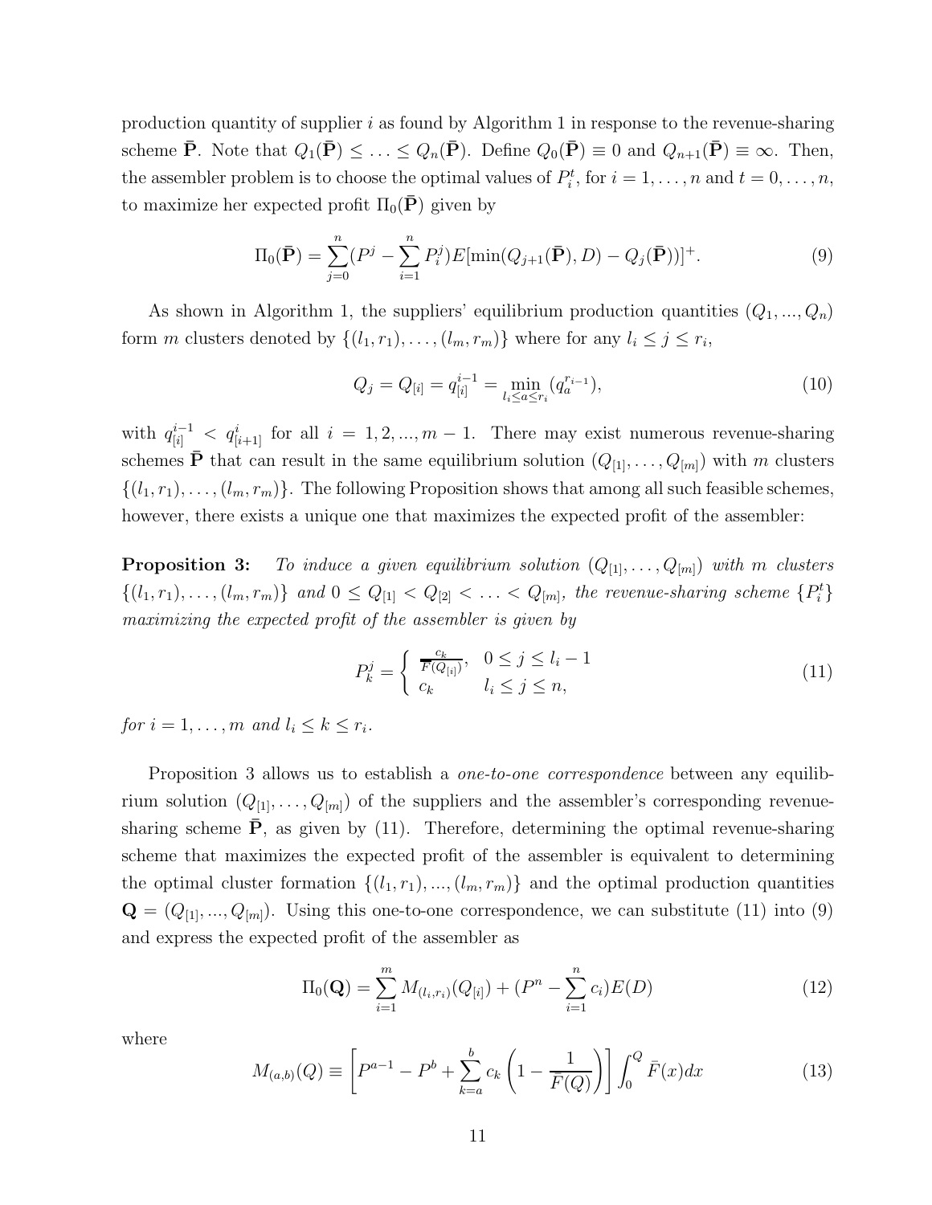production quantity of supplier $i$ as found by Algorithm 1 in response to the revenue-sharing scheme $\bar{\mathbf{P}}$. Note that $Q_1(\bar{\mathbf{P}}) \leq \ldots \leq Q_n(\bar{\mathbf{P}})$. Define $Q_0(\bar{\mathbf{P}}) \equiv 0$ and $Q_{n+1}(\bar{\mathbf{P}}) \equiv \infty$. Then, the assembler problem is to choose the optimal values of $P_i^t$, for $i = 1, \ldots, n$ and $t = 0, \ldots, n$, to maximize her expected profit $\Pi_0(\bar{\mathbf{P}})$ given by

$$\Pi_0(\bar{\mathbf{P}}) = \sum_{j=0}^{n} (P^j - \sum_{i=1}^{n} P_i^j) E[\min(Q_{j+1}(\bar{\mathbf{P}}), D) - Q_j(\bar{\mathbf{P}}))]^+. \tag{9}$$

As shown in Algorithm 1, the suppliers' equilibrium production quantities $(Q_1, ..., Q_n)$ form $m$ clusters denoted by $\{(l_1, r_1), \ldots, (l_m, r_m)\}$ where for any $l_i \leq j \leq r_i$,

$$Q_j = Q_{[i]} = q_{[i]}^{i-1} = \min_{l_i \leq a \leq r_i} (q_a^{r_{i-1}}), \tag{10}$$

with $q_{[i]}^{i-1} < q_{[i+1]}^{i}$ for all $i = 1, 2, ..., m-1$. There may exist numerous revenue-sharing schemes $\bar{\mathbf{P}}$ that can result in the same equilibrium solution $(Q_{[1]}, \ldots, Q_{[m]})$ with $m$ clusters $\{(l_1, r_1), \ldots, (l_m, r_m)\}$. The following Proposition shows that among all such feasible schemes, however, there exists a unique one that maximizes the expected profit of the assembler:

**Proposition 3:** *To induce a given equilibrium solution $(Q_{[1]}, \ldots, Q_{[m]})$ with $m$ clusters $\{(l_1, r_1), \ldots, (l_m, r_m)\}$ and $0 \leq Q_{[1]} < Q_{[2]} < \ldots < Q_{[m]}$, the revenue-sharing scheme $\{P_i^t\}$ maximizing the expected profit of the assembler is given by*

$$P_k^j = \begin{cases} \frac{c_k}{\bar{F}(Q_{[i]})}, & 0 \leq j \leq l_i - 1 \\ c_k & l_i \leq j \leq n, \end{cases} \tag{11}$$

*for $i = 1, \ldots, m$ and $l_i \leq k \leq r_i$.*

Proposition 3 allows us to establish a *one-to-one correspondence* between any equilibrium solution $(Q_{[1]}, \ldots, Q_{[m]})$ of the suppliers and the assembler's corresponding revenue-sharing scheme $\bar{\mathbf{P}}$, as given by (11). Therefore, determining the optimal revenue-sharing scheme that maximizes the expected profit of the assembler is equivalent to determining the optimal cluster formation $\{(l_1, r_1), ..., (l_m, r_m)\}$ and the optimal production quantities $\mathbf{Q} = (Q_{[1]}, ..., Q_{[m]})$. Using this one-to-one correspondence, we can substitute (11) into (9) and express the expected profit of the assembler as

$$\Pi_0(\mathbf{Q}) = \sum_{i=1}^{m} M_{(l_i, r_i)}(Q_{[i]}) + (P^n - \sum_{i=1}^{n} c_i) E(D) \tag{12}$$

where

$$M_{(a,b)}(Q) \equiv \left[ P^{a-1} - P^b + \sum_{k=a}^{b} c_k \left( 1 - \frac{1}{\bar{F}(Q)} \right) \right] \int_0^Q \bar{F}(x) dx \tag{13}$$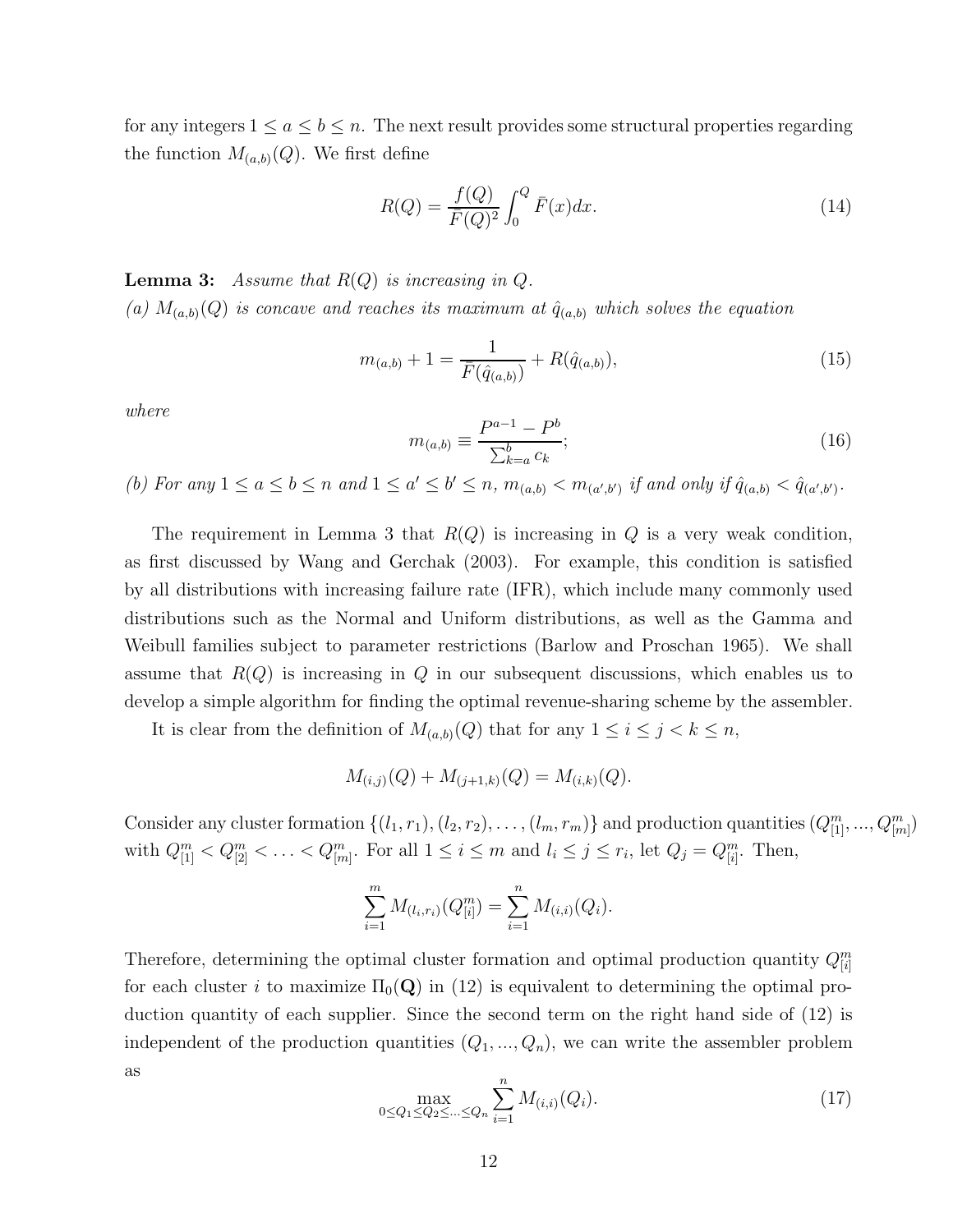for any integers $1 \le a \le b \le n$. The next result provides some structural properties regarding the function $M_{(a,b)}(Q)$. We first define

$$R(Q) = \frac{f(Q)}{\bar{F}(Q)^2} \int_0^Q \bar{F}(x)dx. \tag{14}$$

**Lemma 3:** *Assume that $R(Q)$ is increasing in $Q$.*

*(a) $M_{(a,b)}(Q)$ is concave and reaches its maximum at $\hat{q}_{(a,b)}$ which solves the equation*

$$m_{(a,b)} + 1 = \frac{1}{\bar{F}(\hat{q}_{(a,b)})} + R(\hat{q}_{(a,b)}), \tag{15}$$

*where*

$$m_{(a,b)} \equiv \frac{P^{a-1} - P^b}{\sum_{k=a}^b c_k}; \tag{16}$$

*(b) For any $1 \le a \le b \le n$ and $1 \le a' \le b' \le n$, $m_{(a,b)} < m_{(a',b')}$ if and only if $\hat{q}_{(a,b)} < \hat{q}_{(a',b')}$.*

The requirement in Lemma 3 that $R(Q)$ is increasing in $Q$ is a very weak condition, as first discussed by Wang and Gerchak (2003). For example, this condition is satisfied by all distributions with increasing failure rate (IFR), which include many commonly used distributions such as the Normal and Uniform distributions, as well as the Gamma and Weibull families subject to parameter restrictions (Barlow and Proschan 1965). We shall assume that $R(Q)$ is increasing in $Q$ in our subsequent discussions, which enables us to develop a simple algorithm for finding the optimal revenue-sharing scheme by the assembler.

It is clear from the definition of $M_{(a,b)}(Q)$ that for any $1 \le i \le j < k \le n$,

$$M_{(i,j)}(Q) + M_{(j+1,k)}(Q) = M_{(i,k)}(Q).$$

Consider any cluster formation $\{(l_1, r_1), (l_2, r_2), \ldots, (l_m, r_m)\}$ and production quantities $(Q^m_{[1]}, ..., Q^m_{[m]})$ with $Q^m_{[1]} < Q^m_{[2]} < \ldots < Q^m_{[m]}$. For all $1 \le i \le m$ and $l_i \le j \le r_i$, let $Q_j = Q^m_{[i]}$. Then,

$$\sum_{i=1}^m M_{(l_i,r_i)}(Q^m_{[i]}) = \sum_{i=1}^n M_{(i,i)}(Q_i).$$

Therefore, determining the optimal cluster formation and optimal production quantity $Q^m_{[i]}$ for each cluster $i$ to maximize $\Pi_0(\mathbf{Q})$ in (12) is equivalent to determining the optimal production quantity of each supplier. Since the second term on the right hand side of (12) is independent of the production quantities $(Q_1, ..., Q_n)$, we can write the assembler problem as

$$\max_{0 \le Q_1 \le Q_2 \le \cdots \le Q_n} \sum_{i=1}^n M_{(i,i)}(Q_i). \tag{17}$$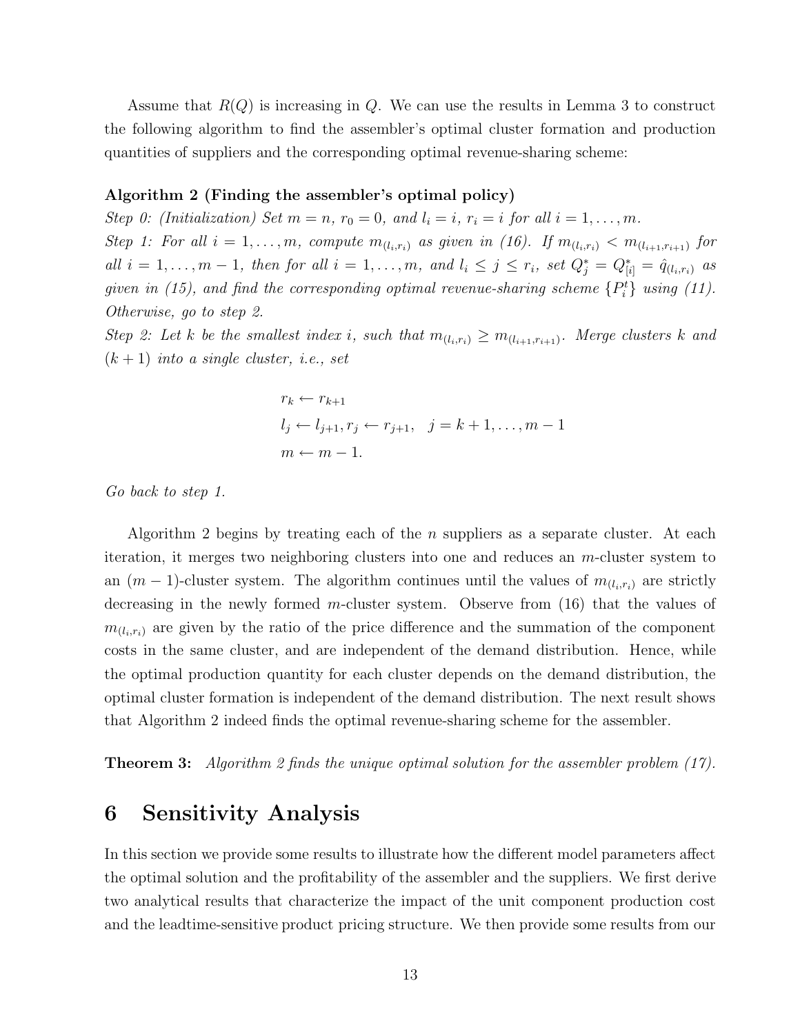Assume that $R(Q)$ is increasing in $Q$. We can use the results in Lemma 3 to construct the following algorithm to find the assembler's optimal cluster formation and production quantities of suppliers and the corresponding optimal revenue-sharing scheme:

**Algorithm 2 (Finding the assembler's optimal policy)**

*Step 0: (Initialization) Set $m = n$, $r_0 = 0$, and $l_i = i$, $r_i = i$ for all $i = 1, \ldots, m$.*

*Step 1: For all $i = 1, \ldots, m$, compute $m_{(l_i, r_i)}$ as given in (16). If $m_{(l_i, r_i)} < m_{(l_{i+1}, r_{i+1})}$ for all $i = 1, \ldots, m-1$, then for all $i = 1, \ldots, m$, and $l_i \leq j \leq r_i$, set $Q_j^* = Q_{[i]}^* = \hat{q}_{(l_i, r_i)}$ as given in (15), and find the corresponding optimal revenue-sharing scheme $\{P_i^t\}$ using (11). Otherwise, go to step 2.*

*Step 2: Let $k$ be the smallest index $i$, such that $m_{(l_i, r_i)} \geq m_{(l_{i+1}, r_{i+1})}$. Merge clusters $k$ and $(k+1)$ into a single cluster, i.e., set*

$$
\begin{aligned}
& r_k \leftarrow r_{k+1} \\
& l_j \leftarrow l_{j+1}, r_j \leftarrow r_{j+1}, \quad j = k+1, \ldots, m-1 \\
& m \leftarrow m - 1.
\end{aligned}
$$

*Go back to step 1.*

Algorithm 2 begins by treating each of the $n$ suppliers as a separate cluster. At each iteration, it merges two neighboring clusters into one and reduces an $m$-cluster system to an $(m-1)$-cluster system. The algorithm continues until the values of $m_{(l_i, r_i)}$ are strictly decreasing in the newly formed $m$-cluster system. Observe from (16) that the values of $m_{(l_i, r_i)}$ are given by the ratio of the price difference and the summation of the component costs in the same cluster, and are independent of the demand distribution. Hence, while the optimal production quantity for each cluster depends on the demand distribution, the optimal cluster formation is independent of the demand distribution. The next result shows that Algorithm 2 indeed finds the optimal revenue-sharing scheme for the assembler.

**Theorem 3:** *Algorithm 2 finds the unique optimal solution for the assembler problem (17).*

# 6 Sensitivity Analysis

In this section we provide some results to illustrate how the different model parameters affect the optimal solution and the profitability of the assembler and the suppliers. We first derive two analytical results that characterize the impact of the unit component production cost and the leadtime-sensitive product pricing structure. We then provide some results from our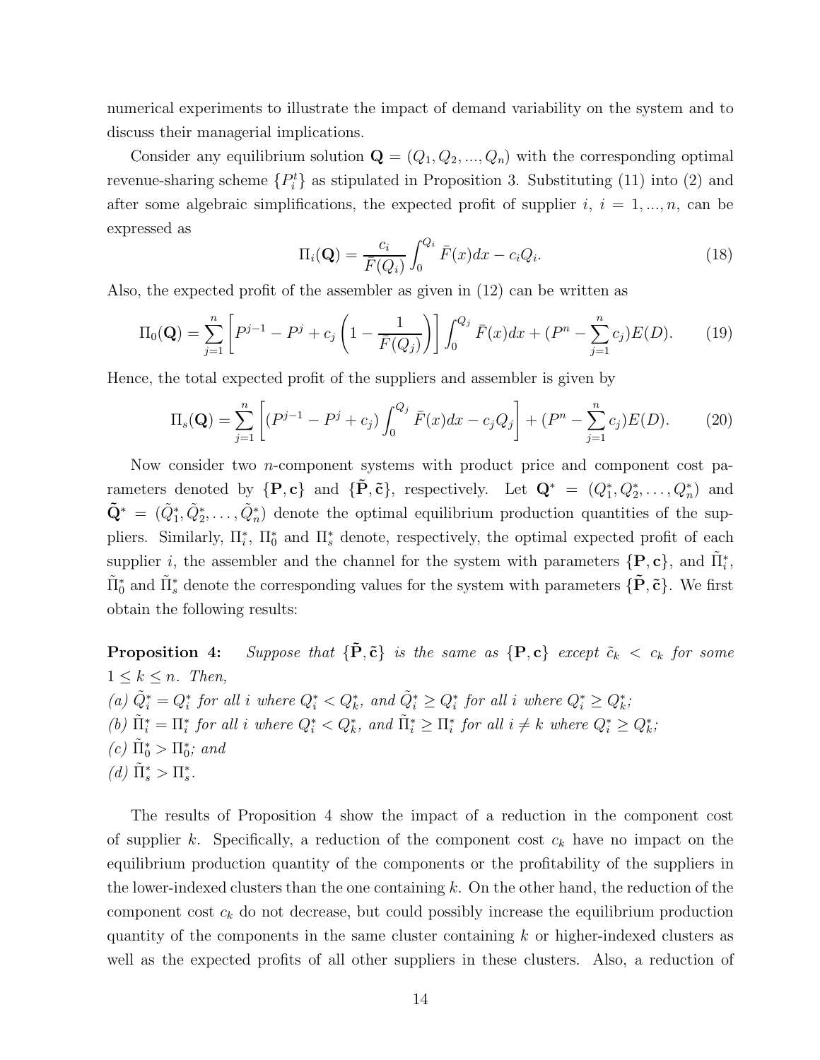numerical experiments to illustrate the impact of demand variability on the system and to discuss their managerial implications.

Consider any equilibrium solution $\mathbf{Q} = (Q_1, Q_2, ..., Q_n)$ with the corresponding optimal revenue-sharing scheme $\{P_i^t\}$ as stipulated in Proposition 3. Substituting (11) into (2) and after some algebraic simplifications, the expected profit of supplier $i$, $i = 1, ..., n$, can be expressed as

$$\Pi_i(\mathbf{Q}) = \frac{c_i}{\bar{F}(Q_i)} \int_0^{Q_i} \bar{F}(x)dx - c_i Q_i. \tag{18}$$

Also, the expected profit of the assembler as given in (12) can be written as

$$\Pi_0(\mathbf{Q}) = \sum_{j=1}^{n} \left[ P^{j-1} - P^j + c_j \left( 1 - \frac{1}{\bar{F}(Q_j)} \right) \right] \int_0^{Q_j} \bar{F}(x)dx + (P^n - \sum_{j=1}^{n} c_j)E(D). \tag{19}$$

Hence, the total expected profit of the suppliers and assembler is given by

$$\Pi_s(\mathbf{Q}) = \sum_{j=1}^{n} \left[ (P^{j-1} - P^j + c_j) \int_0^{Q_j} \bar{F}(x)dx - c_j Q_j \right] + (P^n - \sum_{j=1}^{n} c_j)E(D). \tag{20}$$

Now consider two $n$-component systems with product price and component cost parameters denoted by $\{\mathbf{P}, \mathbf{c}\}$ and $\{\tilde{\mathbf{P}}, \tilde{\mathbf{c}}\}$, respectively. Let $\mathbf{Q}^* = (Q_1^*, Q_2^*, \ldots, Q_n^*)$ and $\tilde{\mathbf{Q}}^* = (\tilde{Q}_1^*, \tilde{Q}_2^*, \ldots, \tilde{Q}_n^*)$ denote the optimal equilibrium production quantities of the suppliers. Similarly, $\Pi_i^*$, $\Pi_0^*$ and $\Pi_s^*$ denote, respectively, the optimal expected profit of each supplier $i$, the assembler and the channel for the system with parameters $\{\mathbf{P}, \mathbf{c}\}$, and $\tilde{\Pi}_i^*$, $\tilde{\Pi}_0^*$ and $\tilde{\Pi}_s^*$ denote the corresponding values for the system with parameters $\{\tilde{\mathbf{P}}, \tilde{\mathbf{c}}\}$. We first obtain the following results:

**Proposition 4:** *Suppose that $\{\tilde{\mathbf{P}}, \tilde{\mathbf{c}}\}$ is the same as $\{\mathbf{P}, \mathbf{c}\}$ except $\tilde{c}_k < c_k$ for some $1 \leq k \leq n$. Then,*

*(a) $\tilde{Q}_i^* = Q_i^*$ for all $i$ where $Q_i^* < Q_k^*$, and $\tilde{Q}_i^* \geq Q_i^*$ for all $i$ where $Q_i^* \geq Q_k^*$;*

*(b) $\tilde{\Pi}_i^* = \Pi_i^*$ for all $i$ where $Q_i^* < Q_k^*$, and $\tilde{\Pi}_i^* \geq \Pi_i^*$ for all $i \neq k$ where $Q_i^* \geq Q_k^*$;*

*(c) $\tilde{\Pi}_0^* > \Pi_0^*$; and*

*(d) $\tilde{\Pi}_s^* > \Pi_s^*$.*

The results of Proposition 4 show the impact of a reduction in the component cost of supplier $k$. Specifically, a reduction of the component cost $c_k$ have no impact on the equilibrium production quantity of the components or the profitability of the suppliers in the lower-indexed clusters than the one containing $k$. On the other hand, the reduction of the component cost $c_k$ do not decrease, but could possibly increase the equilibrium production quantity of the components in the same cluster containing $k$ or higher-indexed clusters as well as the expected profits of all other suppliers in these clusters. Also, a reduction of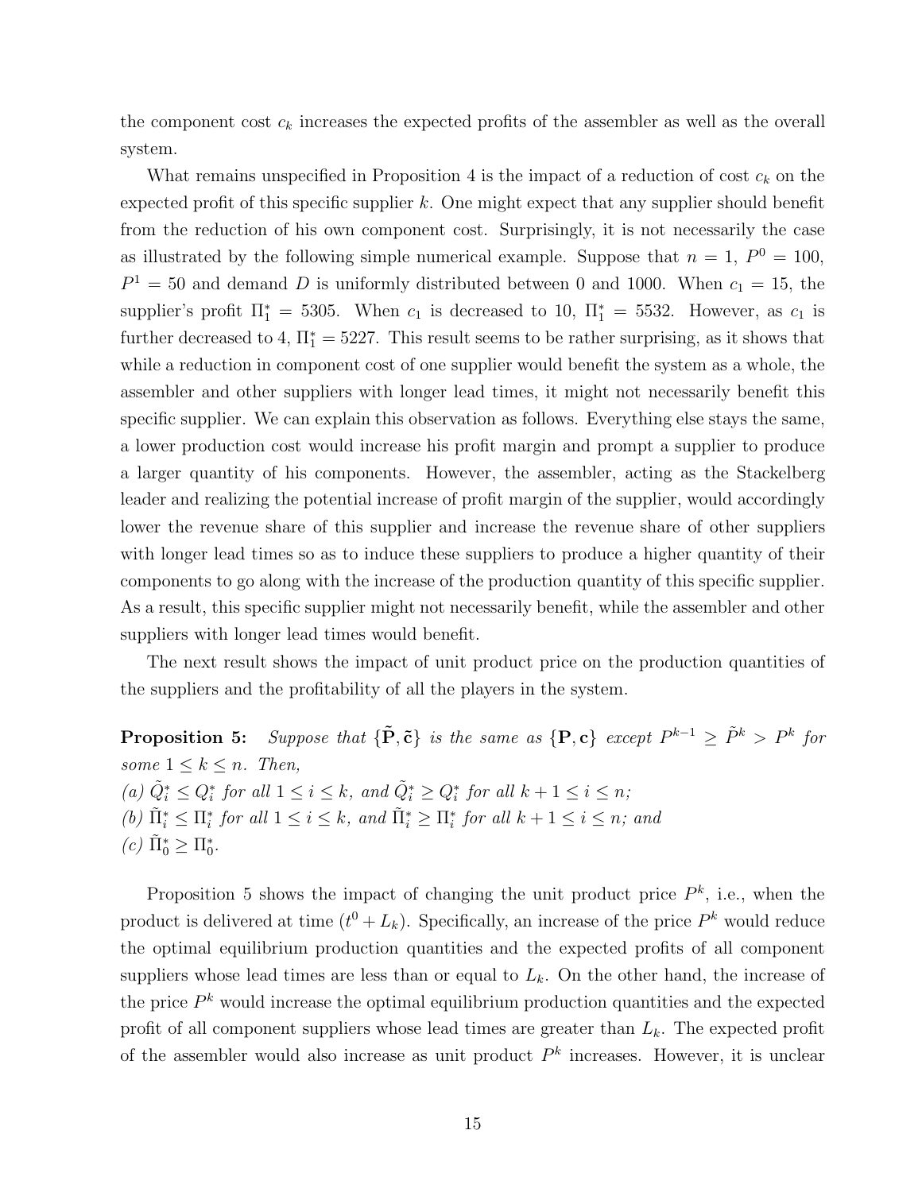the component cost $c_k$ increases the expected profits of the assembler as well as the overall system.

What remains unspecified in Proposition 4 is the impact of a reduction of cost $c_k$ on the expected profit of this specific supplier $k$. One might expect that any supplier should benefit from the reduction of his own component cost. Surprisingly, it is not necessarily the case as illustrated by the following simple numerical example. Suppose that $n = 1$, $P^0 = 100$, $P^1 = 50$ and demand $D$ is uniformly distributed between 0 and 1000. When $c_1 = 15$, the supplier's profit $\Pi_1^* = 5305$. When $c_1$ is decreased to 10, $\Pi_1^* = 5532$. However, as $c_1$ is further decreased to 4, $\Pi_1^* = 5227$. This result seems to be rather surprising, as it shows that while a reduction in component cost of one supplier would benefit the system as a whole, the assembler and other suppliers with longer lead times, it might not necessarily benefit this specific supplier. We can explain this observation as follows. Everything else stays the same, a lower production cost would increase his profit margin and prompt a supplier to produce a larger quantity of his components. However, the assembler, acting as the Stackelberg leader and realizing the potential increase of profit margin of the supplier, would accordingly lower the revenue share of this supplier and increase the revenue share of other suppliers with longer lead times so as to induce these suppliers to produce a higher quantity of their components to go along with the increase of the production quantity of this specific supplier. As a result, this specific supplier might not necessarily benefit, while the assembler and other suppliers with longer lead times would benefit.

The next result shows the impact of unit product price on the production quantities of the suppliers and the profitability of all the players in the system.

**Proposition 5:** *Suppose that* $\{\tilde{\mathbf{P}}, \tilde{\mathbf{c}}\}$ *is the same as* $\{\mathbf{P}, \mathbf{c}\}$ *except* $P^{k-1} \geq \tilde{P}^k > P^k$ *for some* $1 \leq k \leq n$. *Then,*
*(a)* $\tilde{Q}_i^* \leq Q_i^*$ *for all* $1 \leq i \leq k$, *and* $\tilde{Q}_i^* \geq Q_i^*$ *for all* $k + 1 \leq i \leq n$;
*(b)* $\tilde{\Pi}_i^* \leq \Pi_i^*$ *for all* $1 \leq i \leq k$, *and* $\tilde{\Pi}_i^* \geq \Pi_i^*$ *for all* $k + 1 \leq i \leq n$; *and*
*(c)* $\tilde{\Pi}_0^* \geq \Pi_0^*$.

Proposition 5 shows the impact of changing the unit product price $P^k$, i.e., when the product is delivered at time $(t^0 + L_k)$. Specifically, an increase of the price $P^k$ would reduce the optimal equilibrium production quantities and the expected profits of all component suppliers whose lead times are less than or equal to $L_k$. On the other hand, the increase of the price $P^k$ would increase the optimal equilibrium production quantities and the expected profit of all component suppliers whose lead times are greater than $L_k$. The expected profit of the assembler would also increase as unit product $P^k$ increases. However, it is unclear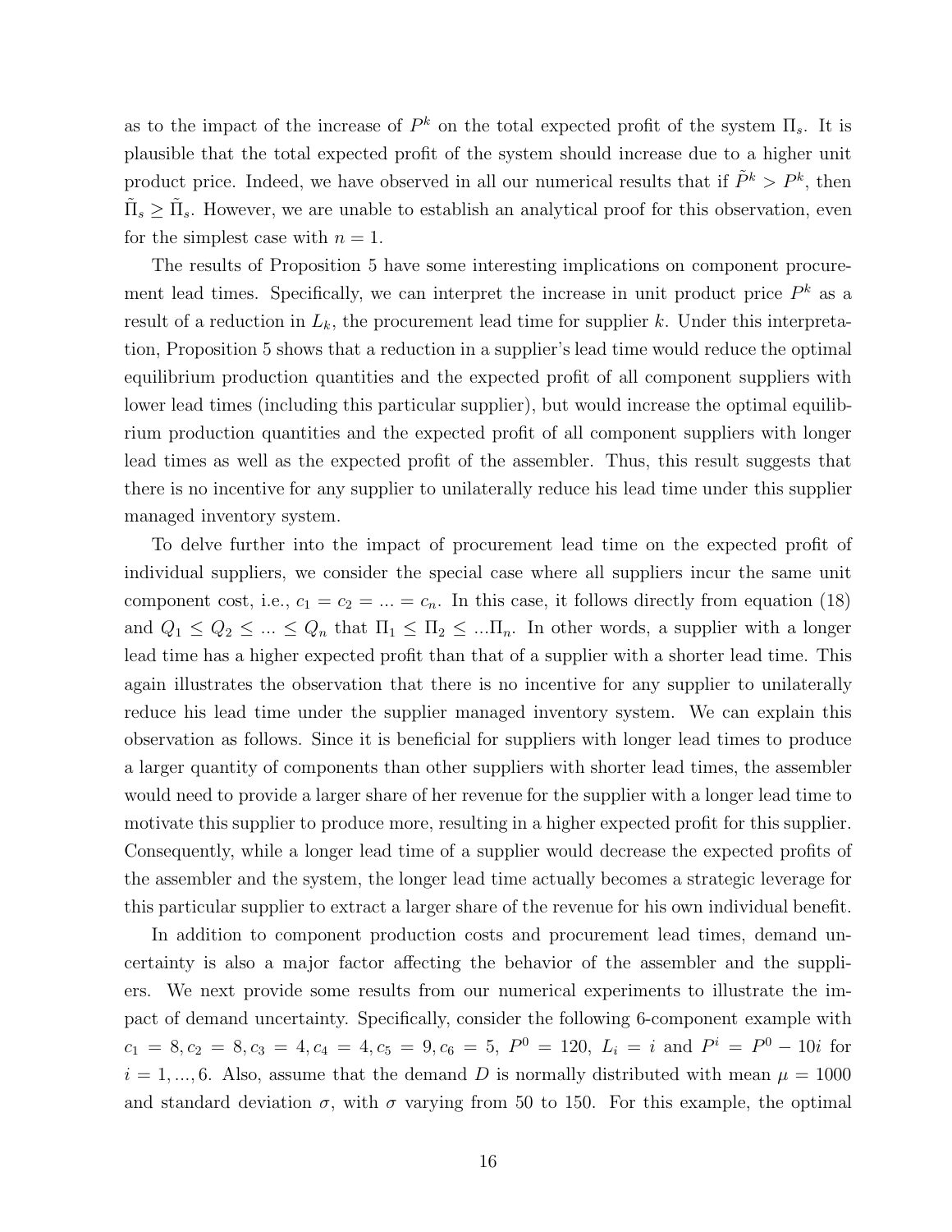as to the impact of the increase of $P^k$ on the total expected profit of the system $\Pi_s$. It is plausible that the total expected profit of the system should increase due to a higher unit product price. Indeed, we have observed in all our numerical results that if $\tilde{P}^k > P^k$, then $\tilde{\Pi}_s \geq \tilde{\Pi}_s$. However, we are unable to establish an analytical proof for this observation, even for the simplest case with $n = 1$.

The results of Proposition 5 have some interesting implications on component procurement lead times. Specifically, we can interpret the increase in unit product price $P^k$ as a result of a reduction in $L_k$, the procurement lead time for supplier $k$. Under this interpretation, Proposition 5 shows that a reduction in a supplier's lead time would reduce the optimal equilibrium production quantities and the expected profit of all component suppliers with lower lead times (including this particular supplier), but would increase the optimal equilibrium production quantities and the expected profit of all component suppliers with longer lead times as well as the expected profit of the assembler. Thus, this result suggests that there is no incentive for any supplier to unilaterally reduce his lead time under this supplier managed inventory system.

To delve further into the impact of procurement lead time on the expected profit of individual suppliers, we consider the special case where all suppliers incur the same unit component cost, i.e., $c_1 = c_2 = ... = c_n$. In this case, it follows directly from equation (18) and $Q_1 \leq Q_2 \leq ... \leq Q_n$ that $\Pi_1 \leq \Pi_2 \leq ...\Pi_n$. In other words, a supplier with a longer lead time has a higher expected profit than that of a supplier with a shorter lead time. This again illustrates the observation that there is no incentive for any supplier to unilaterally reduce his lead time under the supplier managed inventory system. We can explain this observation as follows. Since it is beneficial for suppliers with longer lead times to produce a larger quantity of components than other suppliers with shorter lead times, the assembler would need to provide a larger share of her revenue for the supplier with a longer lead time to motivate this supplier to produce more, resulting in a higher expected profit for this supplier. Consequently, while a longer lead time of a supplier would decrease the expected profits of the assembler and the system, the longer lead time actually becomes a strategic leverage for this particular supplier to extract a larger share of the revenue for his own individual benefit.

In addition to component production costs and procurement lead times, demand uncertainty is also a major factor affecting the behavior of the assembler and the suppliers. We next provide some results from our numerical experiments to illustrate the impact of demand uncertainty. Specifically, consider the following 6-component example with $c_1 = 8, c_2 = 8, c_3 = 4, c_4 = 4, c_5 = 9, c_6 = 5$, $P^0 = 120$, $L_i = i$ and $P^i = P^0 - 10i$ for $i = 1, ..., 6$. Also, assume that the demand $D$ is normally distributed with mean $\mu = 1000$ and standard deviation $\sigma$, with $\sigma$ varying from 50 to 150. For this example, the optimal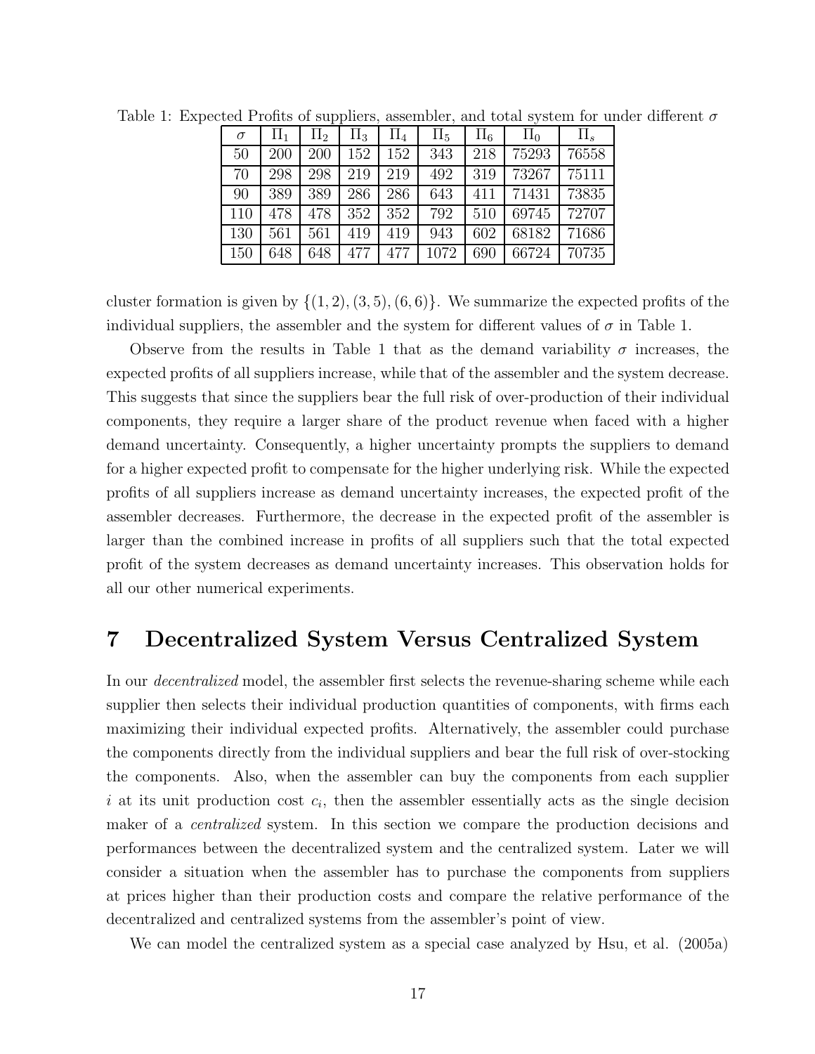Table 1: Expected Profits of suppliers, assembler, and total system for under different $\sigma$

| $\sigma$ | $\Pi_1$ | $\Pi_2$ | $\Pi_3$ | $\Pi_4$ | $\Pi_5$ | $\Pi_6$ | $\Pi_0$ | $\Pi_s$ |
|---|---|---|---|---|---|---|---|---|
| 50 | 200 | 200 | 152 | 152 | 343 | 218 | 75293 | 76558 |
| 70 | 298 | 298 | 219 | 219 | 492 | 319 | 73267 | 75111 |
| 90 | 389 | 389 | 286 | 286 | 643 | 411 | 71431 | 73835 |
| 110 | 478 | 478 | 352 | 352 | 792 | 510 | 69745 | 72707 |
| 130 | 561 | 561 | 419 | 419 | 943 | 602 | 68182 | 71686 |
| 150 | 648 | 648 | 477 | 477 | 1072 | 690 | 66724 | 70735 |

cluster formation is given by $\{(1, 2), (3, 5), (6, 6)\}$. We summarize the expected profits of the individual suppliers, the assembler and the system for different values of $\sigma$ in Table 1.

Observe from the results in Table 1 that as the demand variability $\sigma$ increases, the expected profits of all suppliers increase, while that of the assembler and the system decrease. This suggests that since the suppliers bear the full risk of over-production of their individual components, they require a larger share of the product revenue when faced with a higher demand uncertainty. Consequently, a higher uncertainty prompts the suppliers to demand for a higher expected profit to compensate for the higher underlying risk. While the expected profits of all suppliers increase as demand uncertainty increases, the expected profit of the assembler decreases. Furthermore, the decrease in the expected profit of the assembler is larger than the combined increase in profits of all suppliers such that the total expected profit of the system decreases as demand uncertainty increases. This observation holds for all our other numerical experiments.

# 7 Decentralized System Versus Centralized System

In our *decentralized* model, the assembler first selects the revenue-sharing scheme while each supplier then selects their individual production quantities of components, with firms each maximizing their individual expected profits. Alternatively, the assembler could purchase the components directly from the individual suppliers and bear the full risk of over-stocking the components. Also, when the assembler can buy the components from each supplier $i$ at its unit production cost $c_i$, then the assembler essentially acts as the single decision maker of a *centralized* system. In this section we compare the production decisions and performances between the decentralized system and the centralized system. Later we will consider a situation when the assembler has to purchase the components from suppliers at prices higher than their production costs and compare the relative performance of the decentralized and centralized systems from the assembler's point of view.

We can model the centralized system as a special case analyzed by Hsu, et al. (2005a)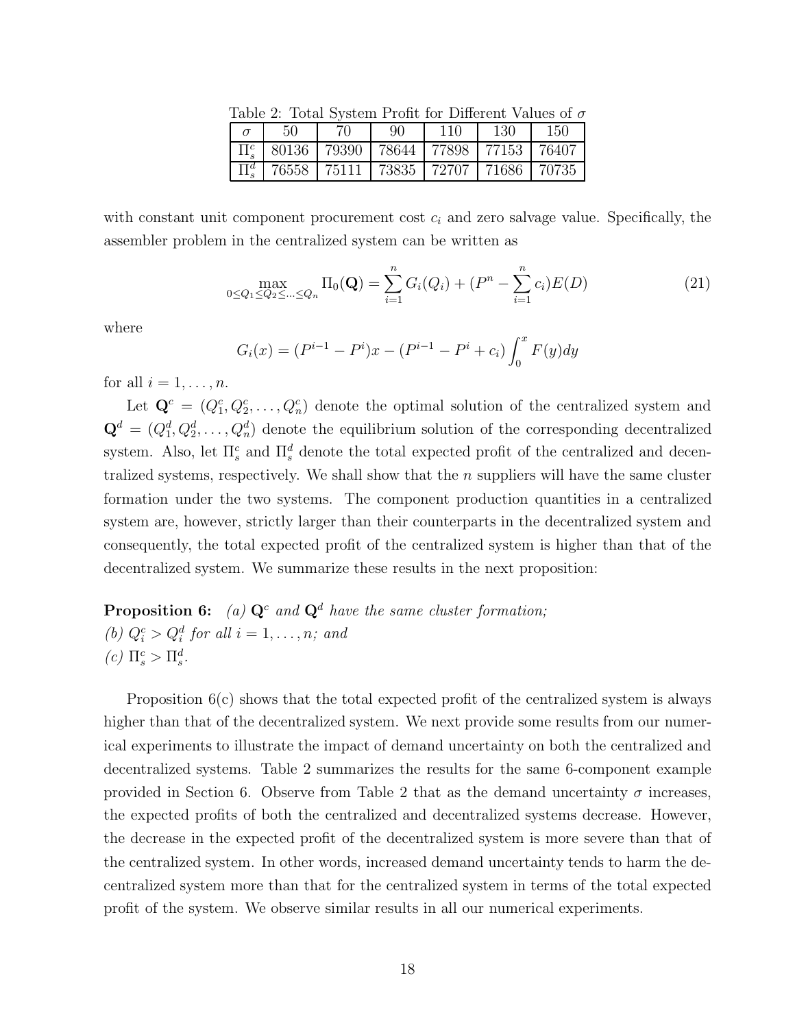Table 2: Total System Profit for Different Values of $\sigma$

| $\sigma$ | 50 | 70 | 90 | 110 | 130 | 150 |
|---|---|---|---|---|---|---|
| $\Pi_s^c$ | 80136 | 79390 | 78644 | 77898 | 77153 | 76407 |
| $\Pi_s^d$ | 76558 | 75111 | 73835 | 72707 | 71686 | 70735 |

with constant unit component procurement cost $c_i$ and zero salvage value. Specifically, the assembler problem in the centralized system can be written as

$$\max_{0 \leq Q_1 \leq Q_2 \leq \cdots \leq Q_n} \Pi_0(\mathbf{Q}) = \sum_{i=1}^{n} G_i(Q_i) + (P^n - \sum_{i=1}^{n} c_i)E(D) \tag{21}$$

where

$$G_i(x) = (P^{i-1} - P^i)x - (P^{i-1} - P^i + c_i)\int_0^x F(y)dy$$

for all $i = 1, \ldots, n$.

Let $\mathbf{Q}^c = (Q_1^c, Q_2^c, \ldots, Q_n^c)$ denote the optimal solution of the centralized system and $\mathbf{Q}^d = (Q_1^d, Q_2^d, \ldots, Q_n^d)$ denote the equilibrium solution of the corresponding decentralized system. Also, let $\Pi_s^c$ and $\Pi_s^d$ denote the total expected profit of the centralized and decentralized systems, respectively. We shall show that the $n$ suppliers will have the same cluster formation under the two systems. The component production quantities in a centralized system are, however, strictly larger than their counterparts in the decentralized system and consequently, the total expected profit of the centralized system is higher than that of the decentralized system. We summarize these results in the next proposition:

**Proposition 6:** *(a) $\mathbf{Q}^c$ and $\mathbf{Q}^d$ have the same cluster formation;*
*(b) $Q_i^c > Q_i^d$ for all $i = 1, \ldots, n$; and*
*(c) $\Pi_s^c > \Pi_s^d$.*

Proposition 6(c) shows that the total expected profit of the centralized system is always higher than that of the decentralized system. We next provide some results from our numerical experiments to illustrate the impact of demand uncertainty on both the centralized and decentralized systems. Table 2 summarizes the results for the same 6-component example provided in Section 6. Observe from Table 2 that as the demand uncertainty $\sigma$ increases, the expected profits of both the centralized and decentralized systems decrease. However, the decrease in the expected profit of the decentralized system is more severe than that of the centralized system. In other words, increased demand uncertainty tends to harm the decentralized system more than that for the centralized system in terms of the total expected profit of the system. We observe similar results in all our numerical experiments.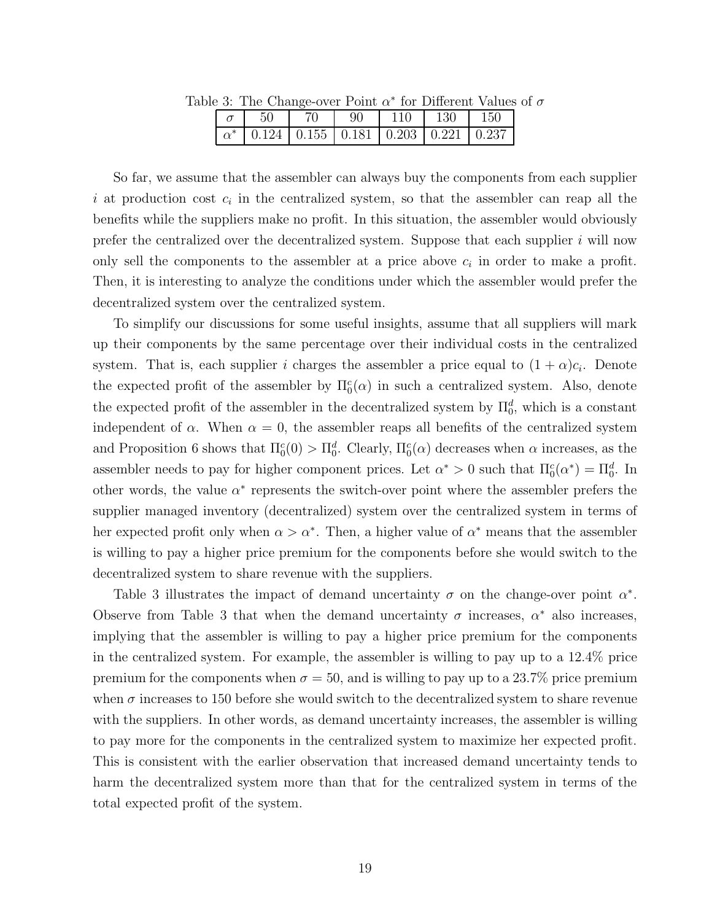Table 3: The Change-over Point $\alpha^*$ for Different Values of $\sigma$

| $\sigma$ | 50 | 70 | 90 | 110 | 130 | 150 |
|---|---|---|---|---|---|---|
| $\alpha^*$ | 0.124 | 0.155 | 0.181 | 0.203 | 0.221 | 0.237 |

So far, we assume that the assembler can always buy the components from each supplier $i$ at production cost $c_i$ in the centralized system, so that the assembler can reap all the benefits while the suppliers make no profit. In this situation, the assembler would obviously prefer the centralized over the decentralized system. Suppose that each supplier $i$ will now only sell the components to the assembler at a price above $c_i$ in order to make a profit. Then, it is interesting to analyze the conditions under which the assembler would prefer the decentralized system over the centralized system.

To simplify our discussions for some useful insights, assume that all suppliers will mark up their components by the same percentage over their individual costs in the centralized system. That is, each supplier $i$ charges the assembler a price equal to $(1 + \alpha)c_i$. Denote the expected profit of the assembler by $\Pi_0^c(\alpha)$ in such a centralized system. Also, denote the expected profit of the assembler in the decentralized system by $\Pi_0^d$, which is a constant independent of $\alpha$. When $\alpha = 0$, the assembler reaps all benefits of the centralized system and Proposition 6 shows that $\Pi_0^c(0) > \Pi_0^d$. Clearly, $\Pi_0^c(\alpha)$ decreases when $\alpha$ increases, as the assembler needs to pay for higher component prices. Let $\alpha^* > 0$ such that $\Pi_0^c(\alpha^*) = \Pi_0^d$. In other words, the value $\alpha^*$ represents the switch-over point where the assembler prefers the supplier managed inventory (decentralized) system over the centralized system in terms of her expected profit only when $\alpha > \alpha^*$. Then, a higher value of $\alpha^*$ means that the assembler is willing to pay a higher price premium for the components before she would switch to the decentralized system to share revenue with the suppliers.

Table 3 illustrates the impact of demand uncertainty $\sigma$ on the change-over point $\alpha^*$. Observe from Table 3 that when the demand uncertainty $\sigma$ increases, $\alpha^*$ also increases, implying that the assembler is willing to pay a higher price premium for the components in the centralized system. For example, the assembler is willing to pay up to a 12.4% price premium for the components when $\sigma = 50$, and is willing to pay up to a 23.7% price premium when $\sigma$ increases to 150 before she would switch to the decentralized system to share revenue with the suppliers. In other words, as demand uncertainty increases, the assembler is willing to pay more for the components in the centralized system to maximize her expected profit. This is consistent with the earlier observation that increased demand uncertainty tends to harm the decentralized system more than that for the centralized system in terms of the total expected profit of the system.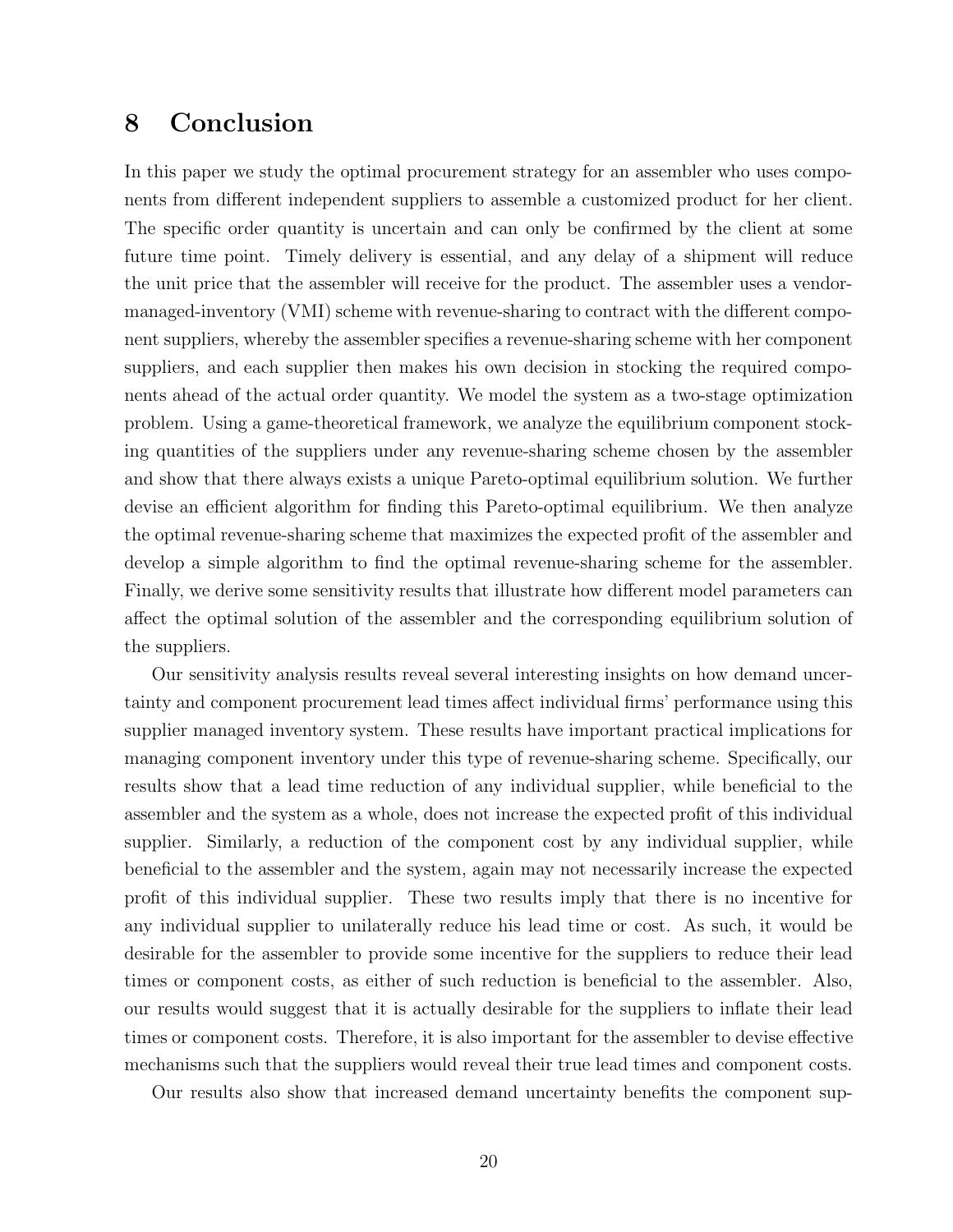# 8 Conclusion

In this paper we study the optimal procurement strategy for an assembler who uses components from different independent suppliers to assemble a customized product for her client. The specific order quantity is uncertain and can only be confirmed by the client at some future time point. Timely delivery is essential, and any delay of a shipment will reduce the unit price that the assembler will receive for the product. The assembler uses a vendor-managed-inventory (VMI) scheme with revenue-sharing to contract with the different component suppliers, whereby the assembler specifies a revenue-sharing scheme with her component suppliers, and each supplier then makes his own decision in stocking the required components ahead of the actual order quantity. We model the system as a two-stage optimization problem. Using a game-theoretical framework, we analyze the equilibrium component stocking quantities of the suppliers under any revenue-sharing scheme chosen by the assembler and show that there always exists a unique Pareto-optimal equilibrium solution. We further devise an efficient algorithm for finding this Pareto-optimal equilibrium. We then analyze the optimal revenue-sharing scheme that maximizes the expected profit of the assembler and develop a simple algorithm to find the optimal revenue-sharing scheme for the assembler. Finally, we derive some sensitivity results that illustrate how different model parameters can affect the optimal solution of the assembler and the corresponding equilibrium solution of the suppliers.

Our sensitivity analysis results reveal several interesting insights on how demand uncertainty and component procurement lead times affect individual firms' performance using this supplier managed inventory system. These results have important practical implications for managing component inventory under this type of revenue-sharing scheme. Specifically, our results show that a lead time reduction of any individual supplier, while beneficial to the assembler and the system as a whole, does not increase the expected profit of this individual supplier. Similarly, a reduction of the component cost by any individual supplier, while beneficial to the assembler and the system, again may not necessarily increase the expected profit of this individual supplier. These two results imply that there is no incentive for any individual supplier to unilaterally reduce his lead time or cost. As such, it would be desirable for the assembler to provide some incentive for the suppliers to reduce their lead times or component costs, as either of such reduction is beneficial to the assembler. Also, our results would suggest that it is actually desirable for the suppliers to inflate their lead times or component costs. Therefore, it is also important for the assembler to devise effective mechanisms such that the suppliers would reveal their true lead times and component costs.

Our results also show that increased demand uncertainty benefits the component sup-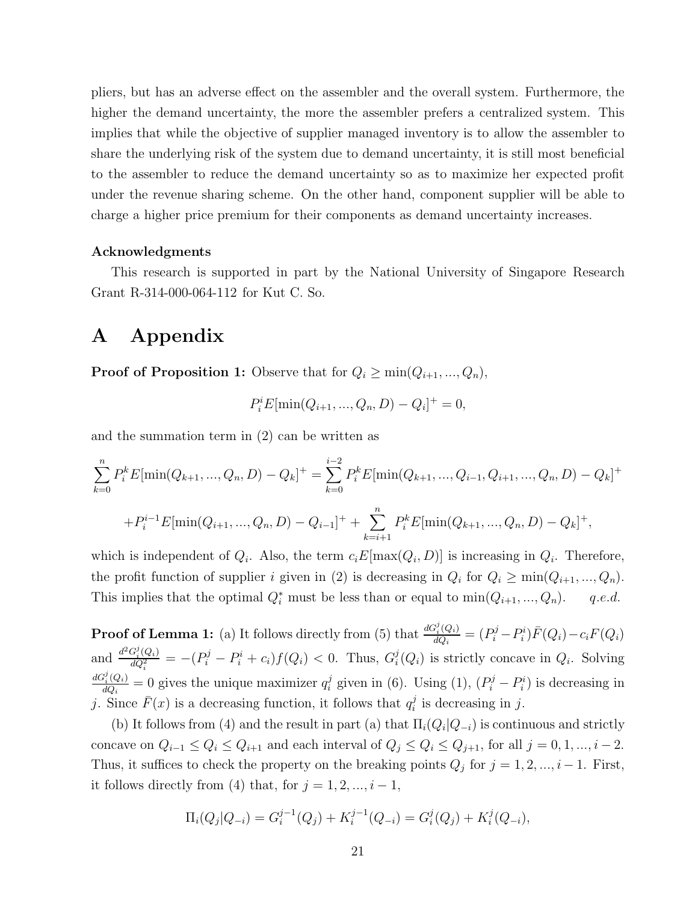pliers, but has an adverse effect on the assembler and the overall system. Furthermore, the higher the demand uncertainty, the more the assembler prefers a centralized system. This implies that while the objective of supplier managed inventory is to allow the assembler to share the underlying risk of the system due to demand uncertainty, it is still most beneficial to the assembler to reduce the demand uncertainty so as to maximize her expected profit under the revenue sharing scheme. On the other hand, component supplier will be able to charge a higher price premium for their components as demand uncertainty increases.

**Acknowledgments**

This research is supported in part by the National University of Singapore Research Grant R-314-000-064-112 for Kut C. So.

# A Appendix

**Proof of Proposition 1:** Observe that for $Q_i \geq \min(Q_{i+1}, ..., Q_n)$,

$$P_i^i E[\min(Q_{i+1}, ..., Q_n, D) - Q_i]^+ = 0,$$

and the summation term in (2) can be written as

$$\sum_{k=0}^{n} P_i^k E[\min(Q_{k+1}, ..., Q_n, D) - Q_k]^+ = \sum_{k=0}^{i-2} P_i^k E[\min(Q_{k+1}, ..., Q_{i-1}, Q_{i+1}, ..., Q_n, D) - Q_k]^+$$

$$+ P_i^{i-1} E[\min(Q_{i+1}, ..., Q_n, D) - Q_{i-1}]^+ + \sum_{k=i+1}^{n} P_i^k E[\min(Q_{k+1}, ..., Q_n, D) - Q_k]^+,$$

which is independent of $Q_i$. Also, the term $c_i E[\max(Q_i, D)]$ is increasing in $Q_i$. Therefore, the profit function of supplier $i$ given in (2) is decreasing in $Q_i$ for $Q_i \geq \min(Q_{i+1}, ..., Q_n)$. This implies that the optimal $Q_i^*$ must be less than or equal to $\min(Q_{i+1}, ..., Q_n)$. *q.e.d.*

**Proof of Lemma 1:** (a) It follows directly from (5) that $\frac{dG_i^j(Q_i)}{dQ_i} = (P_i^j - P_i^i)\bar{F}(Q_i) - c_i F(Q_i)$ and $\frac{d^2 G_i^j(Q_i)}{dQ_i^2} = -(P_i^j - P_i^i + c_i) f(Q_i) < 0$. Thus, $G_i^j(Q_i)$ is strictly concave in $Q_i$. Solving $\frac{dG_i^j(Q_i)}{dQ_i} = 0$ gives the unique maximizer $q_i^j$ given in (6). Using (1), $(P_i^j - P_i^i)$ is decreasing in $j$. Since $\bar{F}(x)$ is a decreasing function, it follows that $q_i^j$ is decreasing in $j$.

(b) It follows from (4) and the result in part (a) that $\Pi_i(Q_i|Q_{-i})$ is continuous and strictly concave on $Q_{i-1} \leq Q_i \leq Q_{i+1}$ and each interval of $Q_j \leq Q_i \leq Q_{j+1}$, for all $j = 0, 1, ..., i-2$. Thus, it suffices to check the property on the breaking points $Q_j$ for $j = 1, 2, ..., i-1$. First, it follows directly from (4) that, for $j = 1, 2, ..., i-1$,

$$\Pi_i(Q_j|Q_{-i}) = G_i^{j-1}(Q_j) + K_i^{j-1}(Q_{-i}) = G_i^j(Q_j) + K_i^j(Q_{-i}),$$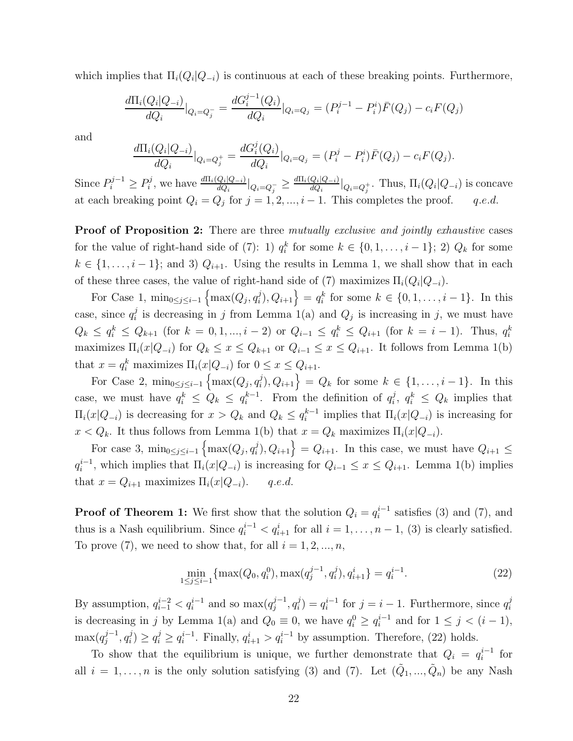which implies that $\Pi_i(Q_i|Q_{-i})$ is continuous at each of these breaking points. Furthermore,

$$\frac{d\Pi_i(Q_i|Q_{-i})}{dQ_i}|_{Q_i=Q_j^-} = \frac{dG_i^{j-1}(Q_i)}{dQ_i}|_{Q_i=Q_j} = (P_i^{j-1} - P_i^i)\bar{F}(Q_j) - c_i F(Q_j)$$

and

$$\frac{d\Pi_i(Q_i|Q_{-i})}{dQ_i}|_{Q_i=Q_j^+} = \frac{dG_i^j(Q_i)}{dQ_i}|_{Q_i=Q_j} = (P_i^j - P_i^i)\bar{F}(Q_j) - c_i F(Q_j).$$

Since $P_i^{j-1} \geq P_i^j$, we have $\frac{d\Pi_i(Q_i|Q_{-i})}{dQ_i}|_{Q_i=Q_j^-} \geq \frac{d\Pi_i(Q_i|Q_{-i})}{dQ_i}|_{Q_i=Q_j^+}$. Thus, $\Pi_i(Q_i|Q_{-i})$ is concave at each breaking point $Q_i = Q_j$ for $j = 1, 2, ..., i-1$. This completes the proof. *q.e.d.*

**Proof of Proposition 2:** There are three *mutually exclusive and jointly exhaustive* cases for the value of right-hand side of (7): 1) $q_i^k$ for some $k \in \{0, 1, \ldots, i-1\}$; 2) $Q_k$ for some $k \in \{1, \ldots, i-1\}$; and 3) $Q_{i+1}$. Using the results in Lemma 1, we shall show that in each of these three cases, the value of right-hand side of (7) maximizes $\Pi_i(Q_i|Q_{-i})$.

For Case 1, $\min_{0\leq j\leq i-1}\left\{\max(Q_j, q_i^j), Q_{i+1}\right\} = q_i^k$ for some $k \in \{0, 1, \ldots, i-1\}$. In this case, since $q_i^j$ is decreasing in $j$ from Lemma 1(a) and $Q_j$ is increasing in $j$, we must have $Q_k \leq q_i^k \leq Q_{k+1}$ (for $k = 0, 1, ..., i-2$) or $Q_{i-1} \leq q_i^k \leq Q_{i+1}$ (for $k = i-1$). Thus, $q_i^k$ maximizes $\Pi_i(x|Q_{-i})$ for $Q_k \leq x \leq Q_{k+1}$ or $Q_{i-1} \leq x \leq Q_{i+1}$. It follows from Lemma 1(b) that $x = q_i^k$ maximizes $\Pi_i(x|Q_{-i})$ for $0 \leq x \leq Q_{i+1}$.

For Case 2, $\min_{0\leq j\leq i-1}\left\{\max(Q_j, q_i^j), Q_{i+1}\right\} = Q_k$ for some $k \in \{1, \ldots, i-1\}$. In this case, we must have $q_i^k \leq Q_k \leq q_i^{k-1}$. From the definition of $q_i^j$, $q_i^k \leq Q_k$ implies that $\Pi_i(x|Q_{-i})$ is decreasing for $x > Q_k$ and $Q_k \leq q_i^{k-1}$ implies that $\Pi_i(x|Q_{-i})$ is increasing for $x < Q_k$. It thus follows from Lemma 1(b) that $x = Q_k$ maximizes $\Pi_i(x|Q_{-i})$.

For case 3, $\min_{0\leq j\leq i-1}\left\{\max(Q_j, q_i^j), Q_{i+1}\right\} = Q_{i+1}$. In this case, we must have $Q_{i+1} \leq q_i^{i-1}$, which implies that $\Pi_i(x|Q_{-i})$ is increasing for $Q_{i-1} \leq x \leq Q_{i+1}$. Lemma 1(b) implies that $x = Q_{i+1}$ maximizes $\Pi_i(x|Q_{-i})$. *q.e.d.*

**Proof of Theorem 1:** We first show that the solution $Q_i = q_i^{i-1}$ satisfies (3) and (7), and thus is a Nash equilibrium. Since $q_i^{i-1} < q_{i+1}^i$ for all $i = 1, \ldots, n-1$, (3) is clearly satisfied. To prove (7), we need to show that, for all $i = 1, 2, ..., n$,

$$\min_{1\leq j\leq i-1}\{\max(Q_0, q_i^0), \max(q_j^{j-1}, q_i^j), q_{i+1}^i\} = q_i^{i-1}. \tag{22}$$

By assumption, $q_{i-1}^{i-2} < q_i^{i-1}$ and so $\max(q_j^{j-1}, q_i^j) = q_i^{i-1}$ for $j = i-1$. Furthermore, since $q_i^j$ is decreasing in $j$ by Lemma 1(a) and $Q_0 \equiv 0$, we have $q_i^0 \geq q_i^{i-1}$ and for $1 \leq j < (i-1)$, $\max(q_j^{j-1}, q_i^j) \geq q_i^j \geq q_i^{i-1}$. Finally, $q_{i+1}^i > q_i^{i-1}$ by assumption. Therefore, (22) holds.

To show that the equilibrium is unique, we further demonstrate that $Q_i = q_i^{i-1}$ for all $i = 1, \ldots, n$ is the only solution satisfying (3) and (7). Let $(\tilde{Q}_1, ..., \tilde{Q}_n)$ be any Nash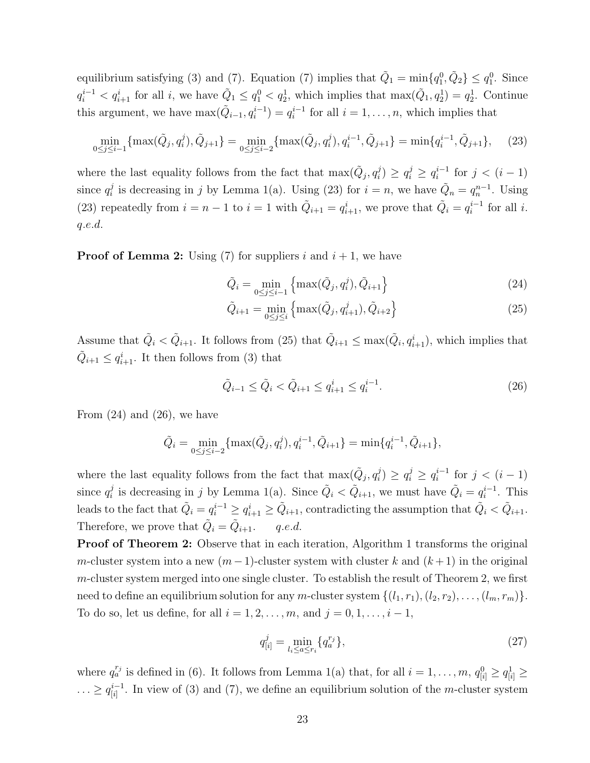equilibrium satisfying (3) and (7). Equation (7) implies that $\tilde{Q}_1 = \min\{q_1^0, \tilde{Q}_2\} \leq q_1^0$. Since $q_i^{i-1} < q_{i+1}^i$ for all $i$, we have $\tilde{Q}_1 \leq q_1^0 < q_2^1$, which implies that $\max(\tilde{Q}_1, q_2^1) = q_2^1$. Continue this argument, we have $\max(\tilde{Q}_{i-1}, q_i^{i-1}) = q_i^{i-1}$ for all $i = 1, \ldots, n$, which implies that

$$\min_{0 \leq j \leq i-1} \{\max(\tilde{Q}_j, q_i^j), \tilde{Q}_{j+1}\} = \min_{0 \leq j \leq i-2} \{\max(\tilde{Q}_j, q_i^j), q_i^{i-1}, \tilde{Q}_{j+1}\} = \min\{q_i^{i-1}, \tilde{Q}_{j+1}\}, \tag{23}$$

where the last equality follows from the fact that $\max(\tilde{Q}_j, q_i^j) \geq q_i^j \geq q_i^{i-1}$ for $j < (i-1)$ since $q_i^j$ is decreasing in $j$ by Lemma 1(a). Using (23) for $i = n$, we have $\tilde{Q}_n = q_n^{n-1}$. Using (23) repeatedly from $i = n-1$ to $i = 1$ with $\tilde{Q}_{i+1} = q_{i+1}^i$, we prove that $\tilde{Q}_i = q_i^{i-1}$ for all $i$. *q.e.d.*

**Proof of Lemma 2:** Using (7) for suppliers $i$ and $i+1$, we have

$$\tilde{Q}_i = \min_{0 \leq j \leq i-1} \left\{\max(\tilde{Q}_j, q_i^j), \tilde{Q}_{i+1}\right\} \tag{24}$$

$$\tilde{Q}_{i+1} = \min_{0 \leq j \leq i} \left\{\max(\tilde{Q}_j, q_{i+1}^j), \tilde{Q}_{i+2}\right\} \tag{25}$$

Assume that $\tilde{Q}_i < \tilde{Q}_{i+1}$. It follows from (25) that $\tilde{Q}_{i+1} \leq \max(\tilde{Q}_i, q_{i+1}^i)$, which implies that $\tilde{Q}_{i+1} \leq q_{i+1}^i$. It then follows from (3) that

$$\tilde{Q}_{i-1} \leq \tilde{Q}_i < \tilde{Q}_{i+1} \leq q_{i+1}^i \leq q_i^{i-1}. \tag{26}$$

From (24) and (26), we have

$$\tilde{Q}_i = \min_{0 \leq j \leq i-2} \{\max(\tilde{Q}_j, q_i^j), q_i^{i-1}, \tilde{Q}_{i+1}\} = \min\{q_i^{i-1}, \tilde{Q}_{i+1}\},$$

where the last equality follows from the fact that $\max(\tilde{Q}_j, q_i^j) \geq q_i^j \geq q_i^{i-1}$ for $j < (i-1)$ since $q_i^j$ is decreasing in $j$ by Lemma 1(a). Since $\tilde{Q}_i < \tilde{Q}_{i+1}$, we must have $\tilde{Q}_i = q_i^{i-1}$. This leads to the fact that $\tilde{Q}_i = q_i^{i-1} \geq q_{i+1}^i \geq \tilde{Q}_{i+1}$, contradicting the assumption that $\tilde{Q}_i < \tilde{Q}_{i+1}$. Therefore, we prove that $\tilde{Q}_i = \tilde{Q}_{i+1}$. *q.e.d.*

**Proof of Theorem 2:** Observe that in each iteration, Algorithm 1 transforms the original $m$-cluster system into a new $(m-1)$-cluster system with cluster $k$ and $(k+1)$ in the original $m$-cluster system merged into one single cluster. To establish the result of Theorem 2, we first need to define an equilibrium solution for any $m$-cluster system $\{(l_1, r_1), (l_2, r_2), \ldots, (l_m, r_m)\}$. To do so, let us define, for all $i = 1, 2, \ldots, m$, and $j = 0, 1, \ldots, i-1$,

$$q_{[i]}^j = \min_{l_i \leq a \leq r_i} \{q_a^{r_j}\}, \tag{27}$$

where $q_a^{r_j}$ is defined in (6). It follows from Lemma 1(a) that, for all $i = 1, \ldots, m$, $q_{[i]}^0 \geq q_{[i]}^1 \geq \ldots \geq q_{[i]}^{i-1}$. In view of (3) and (7), we define an equilibrium solution of the $m$-cluster system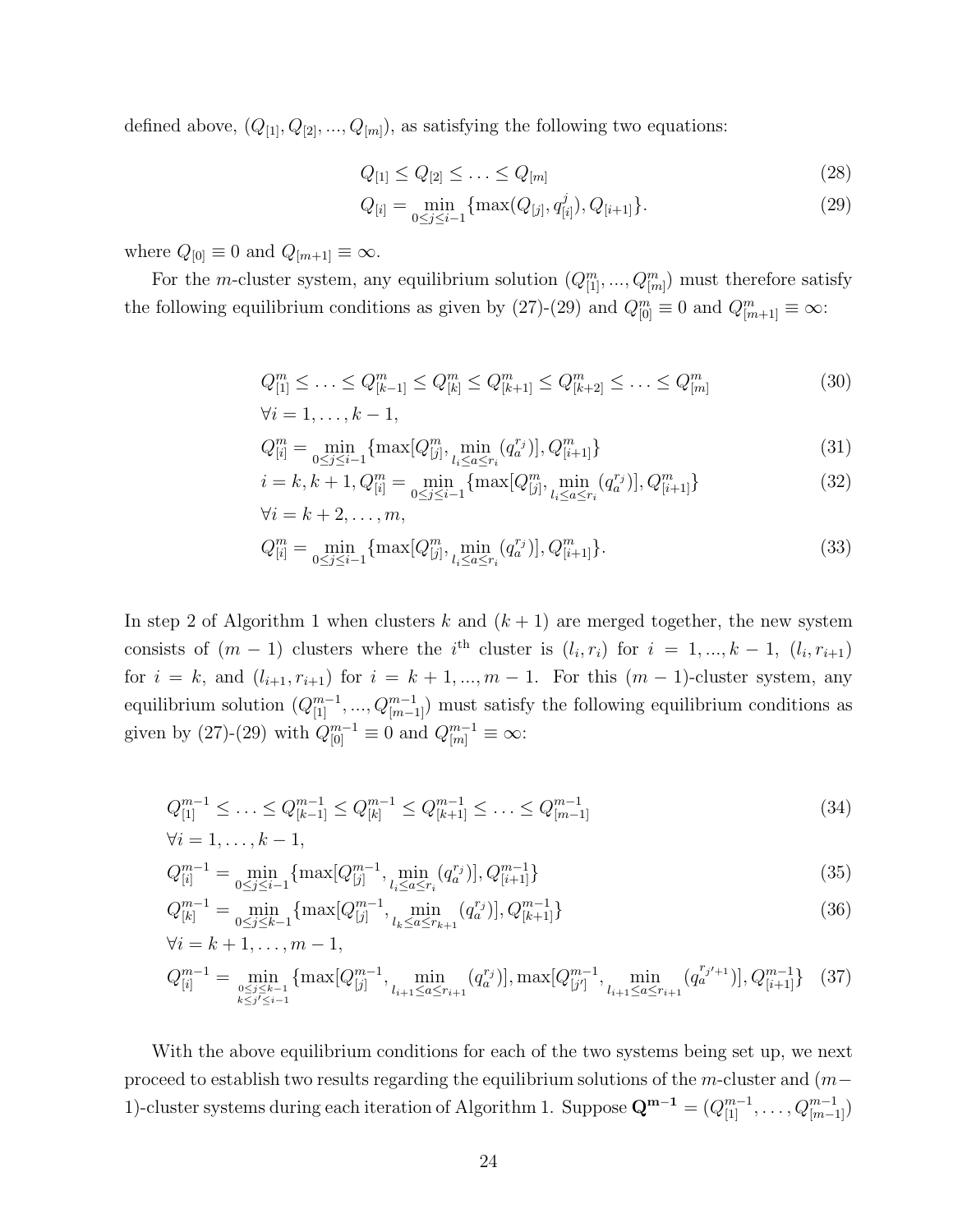defined above, $(Q_{[1]}, Q_{[2]}, ..., Q_{[m]})$, as satisfying the following two equations:

$$Q_{[1]} \leq Q_{[2]} \leq \ldots \leq Q_{[m]} \tag{28}$$

$$Q_{[i]} = \min_{0 \leq j \leq i-1} \{\max(Q_{[j]}, q^{j}_{[i]}), Q_{[i+1]}\}. \tag{29}$$

where $Q_{[0]} \equiv 0$ and $Q_{[m+1]} \equiv \infty$.

For the $m$-cluster system, any equilibrium solution $(Q^m_{[1]}, ..., Q^m_{[m]})$ must therefore satisfy the following equilibrium conditions as given by (27)-(29) and $Q^m_{[0]} \equiv 0$ and $Q^m_{[m+1]} \equiv \infty$:

$$Q^m_{[1]} \leq \ldots \leq Q^m_{[k-1]} \leq Q^m_{[k]} \leq Q^m_{[k+1]} \leq Q^m_{[k+2]} \leq \ldots \leq Q^m_{[m]} \tag{30}$$

$\forall i = 1, \ldots, k-1,$

$$Q^m_{[i]} = \min_{0 \leq j \leq i-1} \{\max[Q^m_{[j]}, \min_{l_i \leq a \leq r_i} (q^{r_j}_a)], Q^m_{[i+1]}\} \tag{31}$$

$$i = k, k+1, Q^m_{[i]} = \min_{0 \leq j \leq i-1} \{\max[Q^m_{[j]}, \min_{l_i \leq a \leq r_i} (q^{r_j}_a)], Q^m_{[i+1]}\} \tag{32}$$

$\forall i = k+2, \ldots, m,$

$$Q^m_{[i]} = \min_{0 \leq j \leq i-1} \{\max[Q^m_{[j]}, \min_{l_i \leq a \leq r_i} (q^{r_j}_a)], Q^m_{[i+1]}\}. \tag{33}$$

In step 2 of Algorithm 1 when clusters $k$ and $(k+1)$ are merged together, the new system consists of $(m-1)$ clusters where the $i^{\text{th}}$ cluster is $(l_i, r_i)$ for $i = 1, ..., k-1$, $(l_i, r_{i+1})$ for $i = k$, and $(l_{i+1}, r_{i+1})$ for $i = k+1, ..., m-1$. For this $(m-1)$-cluster system, any equilibrium solution $(Q^{m-1}_{[1]}, ..., Q^{m-1}_{[m-1]})$ must satisfy the following equilibrium conditions as given by (27)-(29) with $Q^{m-1}_{[0]} \equiv 0$ and $Q^{m-1}_{[m]} \equiv \infty$:

$$Q^{m-1}_{[1]} \leq \ldots \leq Q^{m-1}_{[k-1]} \leq Q^{m-1}_{[k]} \leq Q^{m-1}_{[k+1]} \leq \ldots \leq Q^{m-1}_{[m-1]} \tag{34}$$

$\forall i = 1, \ldots, k-1,$

$$Q^{m-1}_{[i]} = \min_{0 \leq j \leq i-1} \{\max[Q^{m-1}_{[j]}, \min_{l_i \leq a \leq r_i} (q^{r_j}_a)], Q^{m-1}_{[i+1]}\} \tag{35}$$

$$Q^{m-1}_{[k]} = \min_{0 \leq j \leq k-1} \{\max[Q^{m-1}_{[j]}, \min_{l_k \leq a \leq r_{k+1}} (q^{r_j}_a)], Q^{m-1}_{[k+1]}\} \tag{36}$$

$\forall i = k+1, \ldots, m-1,$

$$Q^{m-1}_{[i]} = \min_{\substack{0 \leq j \leq k-1 \\ k \leq j' \leq i-1}} \{\max[Q^{m-1}_{[j]}, \min_{l_{i+1} \leq a \leq r_{i+1}} (q^{r_j}_a)], \max[Q^{m-1}_{[j']}, \min_{l_{i+1} \leq a \leq r_{i+1}} (q^{r_{j'+1}}_a)], Q^{m-1}_{[i+1]}\} \tag{37}$$

With the above equilibrium conditions for each of the two systems being set up, we next proceed to establish two results regarding the equilibrium solutions of the $m$-cluster and $(m-1)$-cluster systems during each iteration of Algorithm 1. Suppose $\mathbf{Q^{m-1}} = (Q^{m-1}_{[1]}, \ldots, Q^{m-1}_{[m-1]})$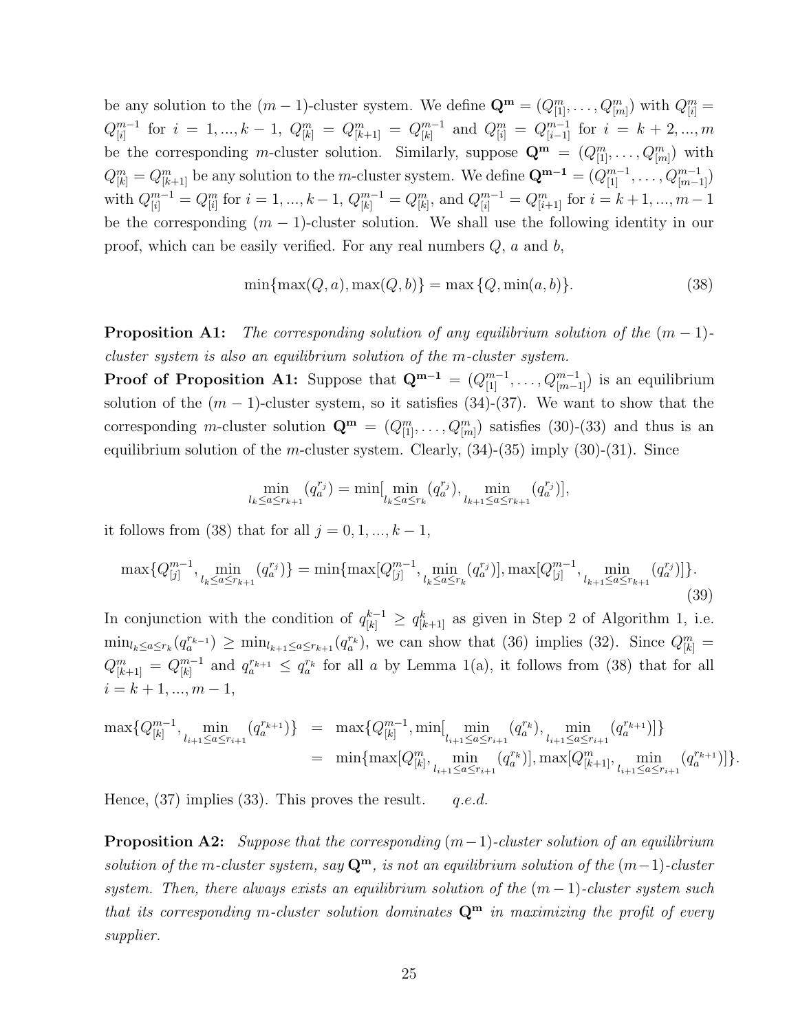be any solution to the $(m-1)$-cluster system. We define $\mathbf{Q^m} = (Q^m_{[1]}, \ldots, Q^m_{[m]})$ with $Q^m_{[i]} = Q^{m-1}_{[i]}$ for $i = 1, ..., k-1$, $Q^m_{[k]} = Q^m_{[k+1]} = Q^{m-1}_{[k]}$ and $Q^m_{[i]} = Q^{m-1}_{[i-1]}$ for $i = k+2, ..., m$ be the corresponding $m$-cluster solution. Similarly, suppose $\mathbf{Q^m} = (Q^m_{[1]}, \ldots, Q^m_{[m]})$ with $Q^m_{[k]} = Q^m_{[k+1]}$ be any solution to the $m$-cluster system. We define $\mathbf{Q^{m-1}} = (Q^{m-1}_{[1]}, \ldots, Q^{m-1}_{[m-1]})$ with $Q^{m-1}_{[i]} = Q^m_{[i]}$ for $i = 1, ..., k-1$, $Q^{m-1}_{[k]} = Q^m_{[k]}$, and $Q^{m-1}_{[i]} = Q^m_{[i+1]}$ for $i = k+1, ..., m-1$ be the corresponding $(m-1)$-cluster solution. We shall use the following identity in our proof, which can be easily verified. For any real numbers $Q$, $a$ and $b$,

$$\min\{\max(Q, a), \max(Q, b)\} = \max\{Q, \min(a, b)\}. \tag{38}$$

**Proposition A1:** *The corresponding solution of any equilibrium solution of the $(m-1)$-cluster system is also an equilibrium solution of the $m$-cluster system.*

**Proof of Proposition A1:** Suppose that $\mathbf{Q^{m-1}} = (Q^{m-1}_{[1]}, \ldots, Q^{m-1}_{[m-1]})$ is an equilibrium solution of the $(m-1)$-cluster system, so it satisfies (34)-(37). We want to show that the corresponding $m$-cluster solution $\mathbf{Q^m} = (Q^m_{[1]}, \ldots, Q^m_{[m]})$ satisfies (30)-(33) and thus is an equilibrium solution of the $m$-cluster system. Clearly, (34)-(35) imply (30)-(31). Since

$$\min_{l_k \le a \le r_{k+1}} (q_a^{r_j}) = \min[\min_{l_k \le a \le r_k} (q_a^{r_j}), \min_{l_{k+1} \le a \le r_{k+1}} (q_a^{r_j})],$$

it follows from (38) that for all $j = 0, 1, ..., k-1$,

$$\max\{Q^{m-1}_{[j]}, \min_{l_k \le a \le r_{k+1}} (q_a^{r_j})\} = \min\{\max[Q^{m-1}_{[j]}, \min_{l_k \le a \le r_k} (q_a^{r_j})], \max[Q^{m-1}_{[j]}, \min_{l_{k+1} \le a \le r_{k+1}} (q_a^{r_j})]\}. \tag{39}$$

In conjunction with the condition of $q^{k-1}_{[k]} \ge q^k_{[k+1]}$ as given in Step 2 of Algorithm 1, i.e. $\min_{l_k \le a \le r_k}(q_a^{r_{k-1}}) \ge \min_{l_{k+1} \le a \le r_{k+1}}(q_a^{r_k})$, we can show that (36) implies (32). Since $Q^m_{[k]} = Q^m_{[k+1]} = Q^{m-1}_{[k]}$ and $q_a^{r_{k+1}} \le q_a^{r_k}$ for all $a$ by Lemma 1(a), it follows from (38) that for all $i = k+1, ..., m-1$,

$$\begin{aligned}
\max\{Q^{m-1}_{[k]}, \min_{l_{i+1} \le a \le r_{i+1}} (q_a^{r_{k+1}})\} &= \max\{Q^{m-1}_{[k]}, \min[\min_{l_{i+1} \le a \le r_{i+1}} (q_a^{r_k}), \min_{l_{i+1} \le a \le r_{i+1}} (q_a^{r_{k+1}})]\} \\
&= \min\{\max[Q^m_{[k]}, \min_{l_{i+1} \le a \le r_{i+1}} (q_a^{r_k})], \max[Q^m_{[k+1]}, \min_{l_{i+1} \le a \le r_{i+1}} (q_a^{r_{k+1}})]\}.
\end{aligned}$$

Hence, (37) implies (33). This proves the result. *q.e.d.*

**Proposition A2:** *Suppose that the corresponding $(m-1)$-cluster solution of an equilibrium solution of the $m$-cluster system, say $\mathbf{Q^m}$, is not an equilibrium solution of the $(m-1)$-cluster system. Then, there always exists an equilibrium solution of the $(m-1)$-cluster system such that its corresponding $m$-cluster solution dominates $\mathbf{Q^m}$ in maximizing the profit of every supplier.*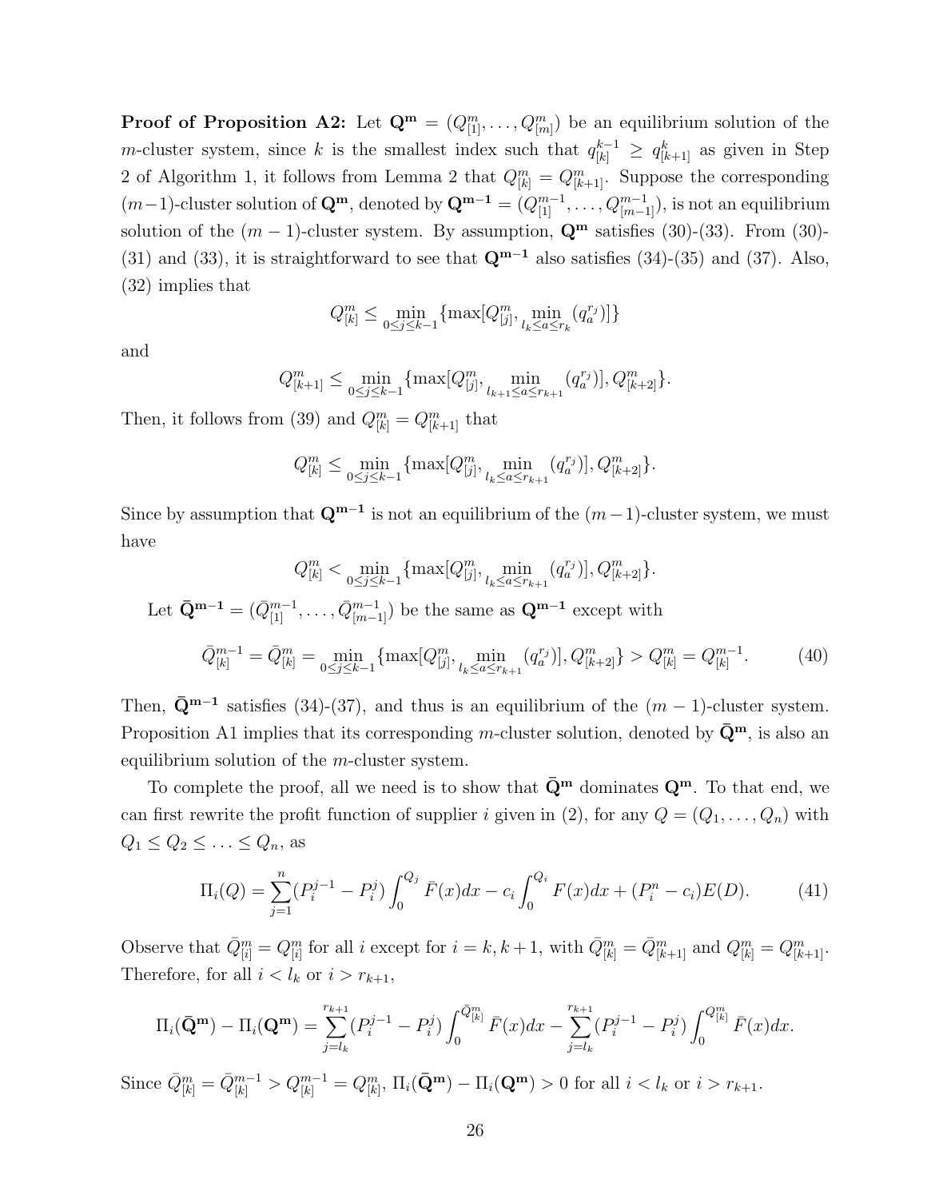**Proof of Proposition A2:** Let $\mathbf{Q^m} = (Q^m_{[1]}, \ldots, Q^m_{[m]})$ be an equilibrium solution of the $m$-cluster system, since $k$ is the smallest index such that $q^{k-1}_{[k]} \geq q^k_{[k+1]}$ as given in Step 2 of Algorithm 1, it follows from Lemma 2 that $Q^m_{[k]} = Q^m_{[k+1]}$. Suppose the corresponding $(m-1)$-cluster solution of $\mathbf{Q^m}$, denoted by $\mathbf{Q^{m-1}} = (Q^{m-1}_{[1]}, \ldots, Q^{m-1}_{[m-1]})$, is not an equilibrium solution of the $(m-1)$-cluster system. By assumption, $\mathbf{Q^m}$ satisfies (30)-(33). From (30)-(31) and (33), it is straightforward to see that $\mathbf{Q^{m-1}}$ also satisfies (34)-(35) and (37). Also, (32) implies that

$$Q^m_{[k]} \leq \min_{0 \leq j \leq k-1} \{\max[Q^m_{[j]}, \min_{l_k \leq a \leq r_k}(q^{r_j}_a)]\}$$

and

$$Q^m_{[k+1]} \leq \min_{0 \leq j \leq k-1} \{\max[Q^m_{[j]}, \min_{l_{k+1} \leq a \leq r_{k+1}}(q^{r_j}_a)], Q^m_{[k+2]}\}.$$

Then, it follows from (39) and $Q^m_{[k]} = Q^m_{[k+1]}$ that

$$Q^m_{[k]} \leq \min_{0 \leq j \leq k-1} \{\max[Q^m_{[j]}, \min_{l_k \leq a \leq r_{k+1}}(q^{r_j}_a)], Q^m_{[k+2]}\}.$$

Since by assumption that $\mathbf{Q^{m-1}}$ is not an equilibrium of the $(m-1)$-cluster system, we must have

$$Q^m_{[k]} < \min_{0 \leq j \leq k-1} \{\max[Q^m_{[j]}, \min_{l_k \leq a \leq r_{k+1}}(q^{r_j}_a)], Q^m_{[k+2]}\}.$$

Let $\mathbf{\bar{Q}^{m-1}} = (\bar{Q}^{m-1}_{[1]}, \ldots, \bar{Q}^{m-1}_{[m-1]})$ be the same as $\mathbf{Q^{m-1}}$ except with

$$\bar{Q}^{m-1}_{[k]} = \bar{Q}^m_{[k]} = \min_{0 \leq j \leq k-1} \{\max[Q^m_{[j]}, \min_{l_k \leq a \leq r_{k+1}}(q^{r_j}_a)], Q^m_{[k+2]}\} > Q^m_{[k]} = Q^{m-1}_{[k]}. \tag{40}$$

Then, $\mathbf{\bar{Q}^{m-1}}$ satisfies (34)-(37), and thus is an equilibrium of the $(m-1)$-cluster system. Proposition A1 implies that its corresponding $m$-cluster solution, denoted by $\mathbf{\bar{Q}^m}$, is also an equilibrium solution of the $m$-cluster system.

To complete the proof, all we need is to show that $\mathbf{\bar{Q}^m}$ dominates $\mathbf{Q^m}$. To that end, we can first rewrite the profit function of supplier $i$ given in (2), for any $Q = (Q_1, \ldots, Q_n)$ with $Q_1 \leq Q_2 \leq \ldots \leq Q_n$, as

$$\Pi_i(Q) = \sum_{j=1}^{n} (P^{j-1}_i - P^j_i) \int_0^{Q_j} \bar{F}(x)dx - c_i \int_0^{Q_i} F(x)dx + (P^n_i - c_i)E(D). \tag{41}$$

Observe that $\bar{Q}^m_{[i]} = Q^m_{[i]}$ for all $i$ except for $i = k, k+1$, with $\bar{Q}^m_{[k]} = \bar{Q}^m_{[k+1]}$ and $Q^m_{[k]} = Q^m_{[k+1]}$. Therefore, for all $i < l_k$ or $i > r_{k+1}$,

$$\Pi_i(\mathbf{\bar{Q}^m}) - \Pi_i(\mathbf{Q^m}) = \sum_{j=l_k}^{r_{k+1}} (P^{j-1}_i - P^j_i) \int_0^{\bar{Q}^m_{[k]}} \bar{F}(x)dx - \sum_{j=l_k}^{r_{k+1}} (P^{j-1}_i - P^j_i) \int_0^{Q^m_{[k]}} \bar{F}(x)dx.$$

Since $\bar{Q}^m_{[k]} = \bar{Q}^{m-1}_{[k]} > Q^{m-1}_{[k]} = Q^m_{[k]}$, $\Pi_i(\mathbf{\bar{Q}^m}) - \Pi_i(\mathbf{Q^m}) > 0$ for all $i < l_k$ or $i > r_{k+1}$.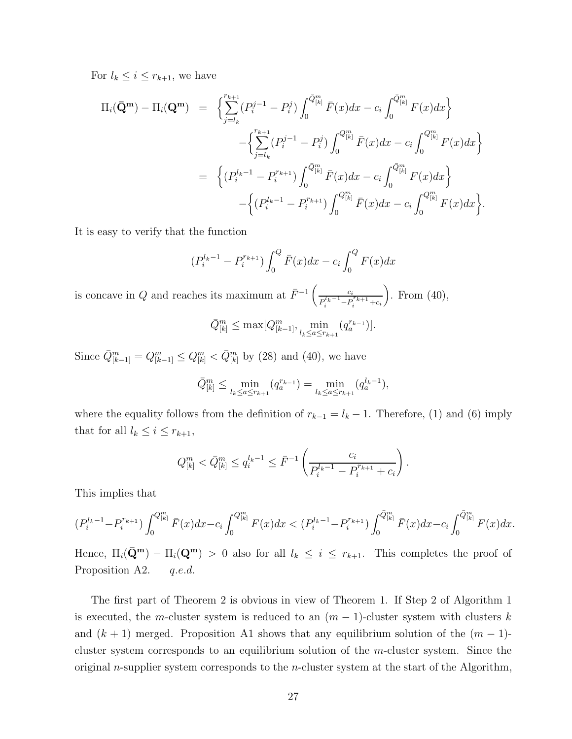For $l_k \le i \le r_{k+1}$, we have

$$
\begin{aligned}
\Pi_i(\bar{\mathbf{Q}}^{\mathbf{m}}) - \Pi_i(\mathbf{Q}^{\mathbf{m}}) &= \Big\{ \sum_{j=l_k}^{r_{k+1}} (P_i^{j-1} - P_i^{j}) \int_0^{\bar{Q}_{[k]}^m} \bar{F}(x)dx - c_i \int_0^{\bar{Q}_{[k]}^m} F(x)dx \Big\} \\
&\quad - \Big\{ \sum_{j=l_k}^{r_{k+1}} (P_i^{j-1} - P_i^{j}) \int_0^{Q_{[k]}^m} \bar{F}(x)dx - c_i \int_0^{Q_{[k]}^m} F(x)dx \Big\} \\
&= \Big\{ (P_i^{l_k-1} - P_i^{r_{k+1}}) \int_0^{\bar{Q}_{[k]}^m} \bar{F}(x)dx - c_i \int_0^{\bar{Q}_{[k]}^m} F(x)dx \Big\} \\
&\quad - \Big\{ (P_i^{l_k-1} - P_i^{r_{k+1}}) \int_0^{Q_{[k]}^m} \bar{F}(x)dx - c_i \int_0^{Q_{[k]}^m} F(x)dx \Big\}.
\end{aligned}
$$

It is easy to verify that the function

$$
(P_i^{l_k-1} - P_i^{r_{k+1}}) \int_0^{Q} \bar{F}(x)dx - c_i \int_0^{Q} F(x)dx
$$

is concave in $Q$ and reaches its maximum at $\bar{F}^{-1}\left(\frac{c_i}{P_i^{l_k-1} - P_i^{r_{k+1}} + c_i}\right)$. From (40),

$$
\bar{Q}_{[k]}^m \le \max[Q_{[k-1]}^m, \min_{l_k \le a \le r_{k+1}} (q_a^{r_{k-1}})].
$$

Since $\bar{Q}_{[k-1]}^m = Q_{[k-1]}^m \le Q_{[k]}^m < \bar{Q}_{[k]}^m$ by (28) and (40), we have

$$
\bar{Q}_{[k]}^m \le \min_{l_k \le a \le r_{k+1}} (q_a^{r_{k-1}}) = \min_{l_k \le a \le r_{k+1}} (q_a^{l_k-1}),
$$

where the equality follows from the definition of $r_{k-1} = l_k - 1$. Therefore, (1) and (6) imply that for all $l_k \le i \le r_{k+1}$,

$$
Q_{[k]}^m < \bar{Q}_{[k]}^m \le q_i^{l_k-1} \le \bar{F}^{-1}\left(\frac{c_i}{P_i^{l_k-1} - P_i^{r_{k+1}} + c_i}\right).
$$

This implies that

$$
(P_i^{l_k-1} - P_i^{r_{k+1}}) \int_0^{Q_{[k]}^m} \bar{F}(x)dx - c_i \int_0^{Q_{[k]}^m} F(x)dx < (P_i^{l_k-1} - P_i^{r_{k+1}}) \int_0^{\bar{Q}_{[k]}^m} \bar{F}(x)dx - c_i \int_0^{\bar{Q}_{[k]}^m} F(x)dx.
$$

Hence, $\Pi_i(\bar{\mathbf{Q}}^{\mathbf{m}}) - \Pi_i(\mathbf{Q}^{\mathbf{m}}) > 0$ also for all $l_k \le i \le r_{k+1}$. This completes the proof of Proposition A2. *q.e.d.*

The first part of Theorem 2 is obvious in view of Theorem 1. If Step 2 of Algorithm 1 is executed, the $m$-cluster system is reduced to an $(m-1)$-cluster system with clusters $k$ and $(k+1)$ merged. Proposition A1 shows that any equilibrium solution of the $(m-1)$-cluster system corresponds to an equilibrium solution of the $m$-cluster system. Since the original $n$-supplier system corresponds to the $n$-cluster system at the start of the Algorithm,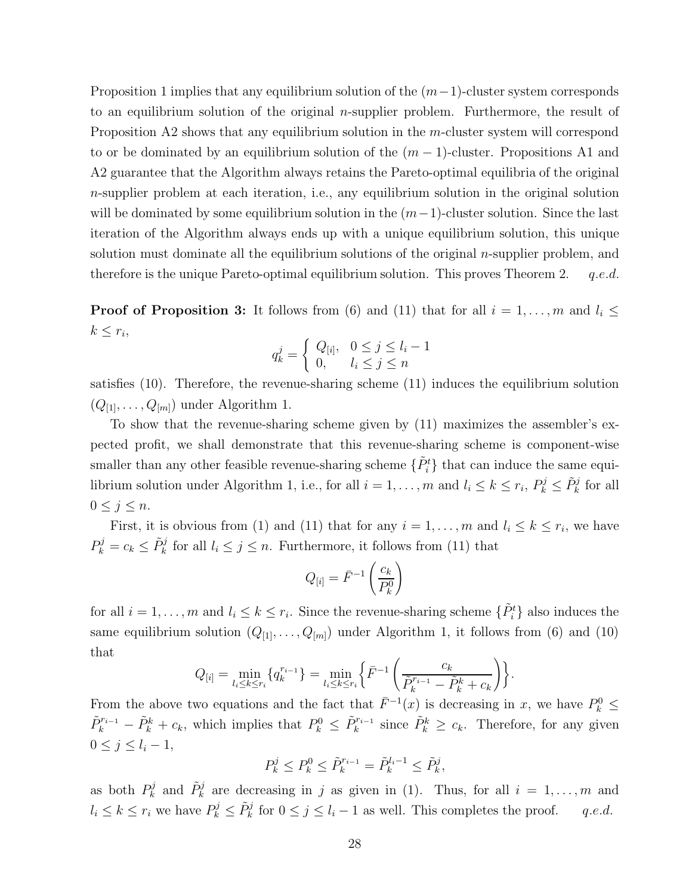Proposition 1 implies that any equilibrium solution of the $(m-1)$-cluster system corresponds to an equilibrium solution of the original $n$-supplier problem. Furthermore, the result of Proposition A2 shows that any equilibrium solution in the $m$-cluster system will correspond to or be dominated by an equilibrium solution of the $(m-1)$-cluster. Propositions A1 and A2 guarantee that the Algorithm always retains the Pareto-optimal equilibria of the original $n$-supplier problem at each iteration, i.e., any equilibrium solution in the original solution will be dominated by some equilibrium solution in the $(m-1)$-cluster solution. Since the last iteration of the Algorithm always ends up with a unique equilibrium solution, this unique solution must dominate all the equilibrium solutions of the original $n$-supplier problem, and therefore is the unique Pareto-optimal equilibrium solution. This proves Theorem 2. *q.e.d.*

**Proof of Proposition 3:** It follows from (6) and (11) that for all $i = 1, \ldots, m$ and $l_i \leq k \leq r_i$,

$$q_k^j = \begin{cases} Q_{[i]}, & 0 \leq j \leq l_i - 1 \\ 0, & l_i \leq j \leq n \end{cases}$$

satisfies (10). Therefore, the revenue-sharing scheme (11) induces the equilibrium solution $(Q_{[1]}, \ldots, Q_{[m]})$ under Algorithm 1.

To show that the revenue-sharing scheme given by (11) maximizes the assembler's expected profit, we shall demonstrate that this revenue-sharing scheme is component-wise smaller than any other feasible revenue-sharing scheme $\{\tilde{P}_i^t\}$ that can induce the same equilibrium solution under Algorithm 1, i.e., for all $i = 1, \ldots, m$ and $l_i \leq k \leq r_i$, $P_k^j \leq \tilde{P}_k^j$ for all $0 \leq j \leq n$.

First, it is obvious from (1) and (11) that for any $i = 1, \ldots, m$ and $l_i \leq k \leq r_i$, we have $P_k^j = c_k \leq \tilde{P}_k^j$ for all $l_i \leq j \leq n$. Furthermore, it follows from (11) that

$$Q_{[i]} = \bar{F}^{-1}\left(\frac{c_k}{P_k^0}\right)$$

for all $i = 1, \ldots, m$ and $l_i \leq k \leq r_i$. Since the revenue-sharing scheme $\{\tilde{P}_i^t\}$ also induces the same equilibrium solution $(Q_{[1]}, \ldots, Q_{[m]})$ under Algorithm 1, it follows from (6) and (10) that

$$Q_{[i]} = \min_{l_i \leq k \leq r_i} \{q_k^{r_{i-1}}\} = \min_{l_i \leq k \leq r_i} \left\{\bar{F}^{-1}\left(\frac{c_k}{\tilde{P}_k^{r_{i-1}} - \tilde{P}_k^k + c_k}\right)\right\}.$$

From the above two equations and the fact that $\bar{F}^{-1}(x)$ is decreasing in $x$, we have $P_k^0 \leq \tilde{P}_k^{r_{i-1}} - \tilde{P}_k^k + c_k$, which implies that $P_k^0 \leq \tilde{P}_k^{r_{i-1}}$ since $\tilde{P}_k^k \geq c_k$. Therefore, for any given $0 \leq j \leq l_i - 1$,

$$P_k^j \leq P_k^0 \leq \tilde{P}_k^{r_{i-1}} = \tilde{P}_k^{l_i - 1} \leq \tilde{P}_k^j,$$

as both $P_k^j$ and $\tilde{P}_k^j$ are decreasing in $j$ as given in (1). Thus, for all $i = 1, \ldots, m$ and $l_i \leq k \leq r_i$ we have $P_k^j \leq \tilde{P}_k^j$ for $0 \leq j \leq l_i - 1$ as well. This completes the proof. *q.e.d.*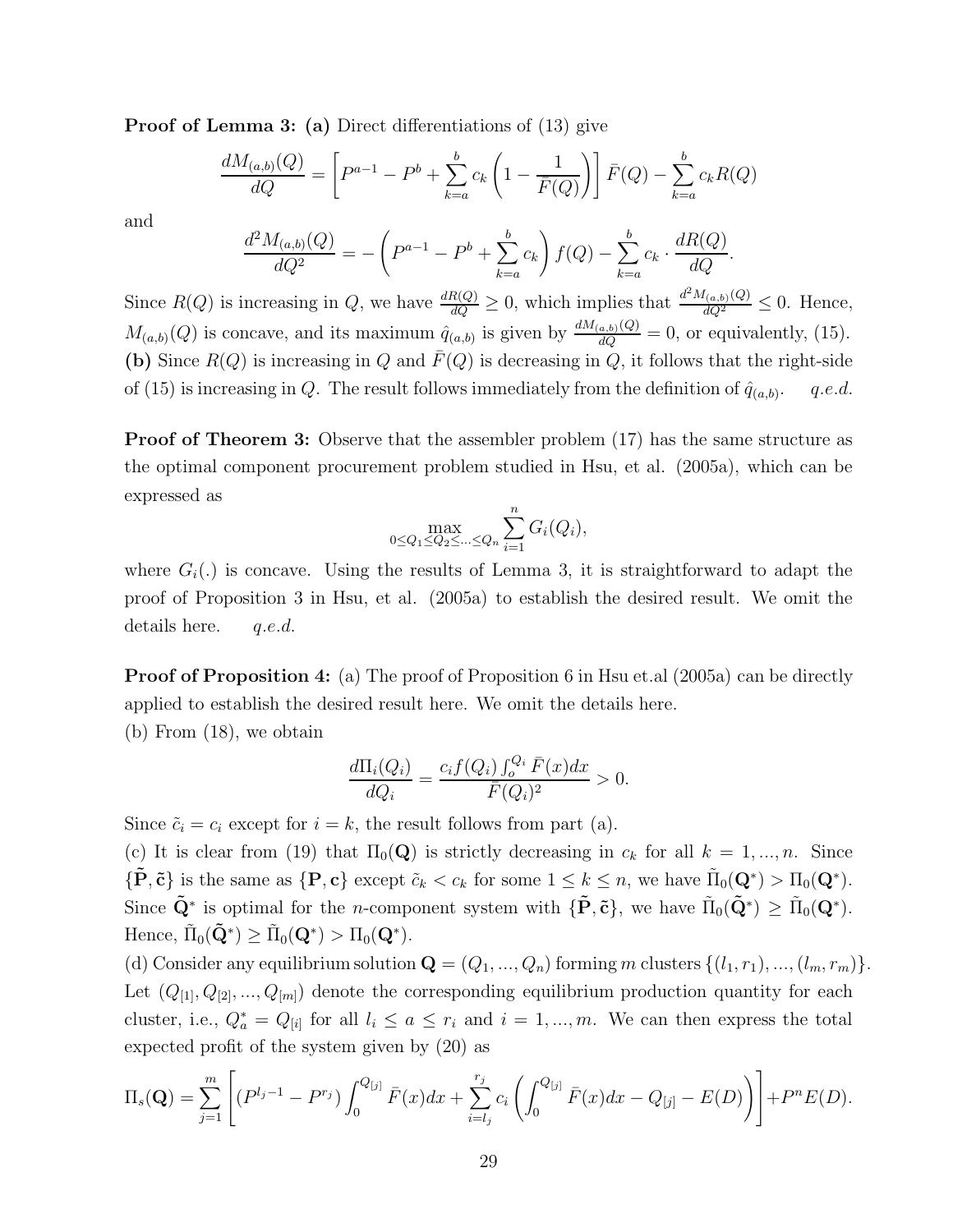**Proof of Lemma 3:** **(a)** Direct differentiations of (13) give

$$\frac{dM_{(a,b)}(Q)}{dQ} = \left[P^{a-1} - P^b + \sum_{k=a}^{b} c_k \left(1 - \frac{1}{\bar{F}(Q)}\right)\right] \bar{F}(Q) - \sum_{k=a}^{b} c_k R(Q)$$

and

$$\frac{d^2 M_{(a,b)}(Q)}{dQ^2} = -\left(P^{a-1} - P^b + \sum_{k=a}^{b} c_k\right) f(Q) - \sum_{k=a}^{b} c_k \cdot \frac{dR(Q)}{dQ}.$$

Since $R(Q)$ is increasing in $Q$, we have $\frac{dR(Q)}{dQ} \geq 0$, which implies that $\frac{d^2 M_{(a,b)}(Q)}{dQ^2} \leq 0$. Hence, $M_{(a,b)}(Q)$ is concave, and its maximum $\hat{q}_{(a,b)}$ is given by $\frac{dM_{(a,b)}(Q)}{dQ} = 0$, or equivalently, (15).
**(b)** Since $R(Q)$ is increasing in $Q$ and $\bar{F}(Q)$ is decreasing in $Q$, it follows that the right-side of (15) is increasing in $Q$. The result follows immediately from the definition of $\hat{q}_{(a,b)}$. *q.e.d.*

**Proof of Theorem 3:** Observe that the assembler problem (17) has the same structure as the optimal component procurement problem studied in Hsu, et al. (2005a), which can be expressed as

$$\max_{0 \leq Q_1 \leq Q_2 \leq \ldots \leq Q_n} \sum_{i=1}^{n} G_i(Q_i),$$

where $G_i(.)$ is concave. Using the results of Lemma 3, it is straightforward to adapt the proof of Proposition 3 in Hsu, et al. (2005a) to establish the desired result. We omit the details here. *q.e.d.*

**Proof of Proposition 4:** (a) The proof of Proposition 6 in Hsu et.al (2005a) can be directly applied to establish the desired result here. We omit the details here.
(b) From (18), we obtain

$$\frac{d\Pi_i(Q_i)}{dQ_i} = \frac{c_i f(Q_i) \int_o^{Q_i} \bar{F}(x)dx}{\bar{F}(Q_i)^2} > 0.$$

Since $\tilde{c}_i = c_i$ except for $i = k$, the result follows from part (a).
(c) It is clear from (19) that $\Pi_0(\mathbf{Q})$ is strictly decreasing in $c_k$ for all $k = 1, ..., n$. Since $\{\tilde{\mathbf{P}}, \tilde{\mathbf{c}}\}$ is the same as $\{\mathbf{P}, \mathbf{c}\}$ except $\tilde{c}_k < c_k$ for some $1 \leq k \leq n$, we have $\tilde{\Pi}_0(\mathbf{Q}^*) > \Pi_0(\mathbf{Q}^*)$. Since $\tilde{\mathbf{Q}}^*$ is optimal for the $n$-component system with $\{\tilde{\mathbf{P}}, \tilde{\mathbf{c}}\}$, we have $\tilde{\Pi}_0(\tilde{\mathbf{Q}}^*) \geq \tilde{\Pi}_0(\mathbf{Q}^*)$. Hence, $\tilde{\Pi}_0(\tilde{\mathbf{Q}}^*) \geq \tilde{\Pi}_0(\mathbf{Q}^*) > \Pi_0(\mathbf{Q}^*)$.
(d) Consider any equilibrium solution $\mathbf{Q} = (Q_1, ..., Q_n)$ forming $m$ clusters $\{(l_1, r_1), ..., (l_m, r_m)\}$. Let $(Q_{[1]}, Q_{[2]}, ..., Q_{[m]})$ denote the corresponding equilibrium production quantity for each cluster, i.e., $Q_a^* = Q_{[i]}$ for all $l_i \leq a \leq r_i$ and $i = 1, ..., m$. We can then express the total expected profit of the system given by (20) as

$$\Pi_s(\mathbf{Q}) = \sum_{j=1}^{m} \left[(P^{l_j - 1} - P^{r_j}) \int_0^{Q_{[j]}} \bar{F}(x)dx + \sum_{i=l_j}^{r_j} c_i \left(\int_0^{Q_{[j]}} \bar{F}(x)dx - Q_{[j]} - E(D)\right)\right] + P^n E(D).$$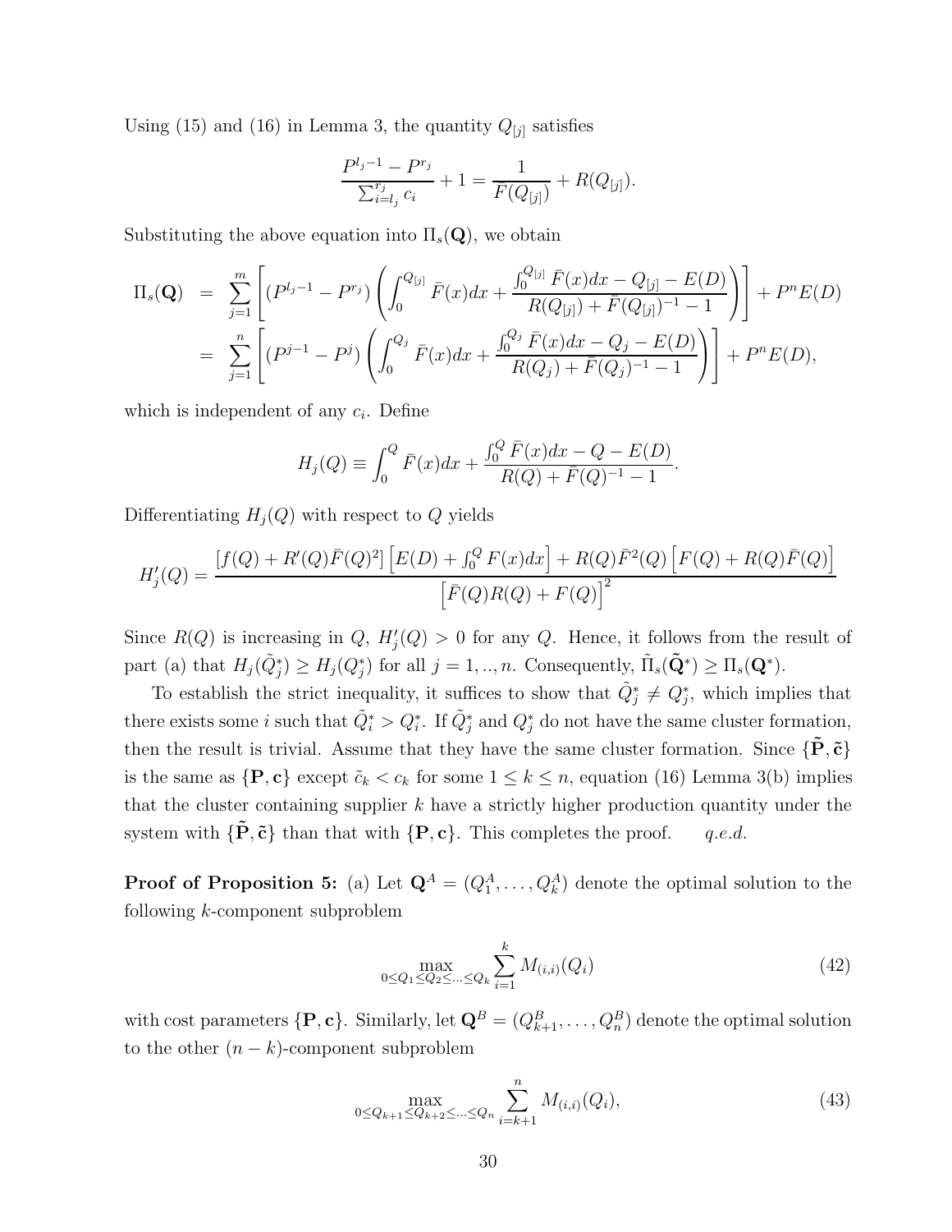Using (15) and (16) in Lemma 3, the quantity $Q_{[j]}$ satisfies

$$\frac{P^{l_j-1} - P^{r_j}}{\sum_{i=l_j}^{r_j} c_i} + 1 = \frac{1}{\bar{F}(Q_{[j]})} + R(Q_{[j]}).$$

Substituting the above equation into $\Pi_s(\mathbf{Q})$, we obtain

$$\begin{aligned}
\Pi_s(\mathbf{Q}) &= \sum_{j=1}^{m} \left[ (P^{l_j-1} - P^{r_j}) \left( \int_0^{Q_{[j]}} \bar{F}(x)dx + \frac{\int_0^{Q_{[j]}} \bar{F}(x)dx - Q_{[j]} - E(D)}{R(Q_{[j]}) + \bar{F}(Q_{[j]})^{-1} - 1} \right) \right] + P^n E(D) \\
&= \sum_{j=1}^{n} \left[ (P^{j-1} - P^{j}) \left( \int_0^{Q_j} \bar{F}(x)dx + \frac{\int_0^{Q_j} \bar{F}(x)dx - Q_j - E(D)}{R(Q_j) + \bar{F}(Q_j)^{-1} - 1} \right) \right] + P^n E(D),
\end{aligned}$$

which is independent of any $c_i$. Define

$$H_j(Q) \equiv \int_0^{Q} \bar{F}(x)dx + \frac{\int_0^{Q} \bar{F}(x)dx - Q - E(D)}{R(Q) + \bar{F}(Q)^{-1} - 1}.$$

Differentiating $H_j(Q)$ with respect to $Q$ yields

$$H_j'(Q) = \frac{[f(Q) + R'(Q)\bar{F}(Q)^2]\left[E(D) + \int_0^Q F(x)dx\right] + R(Q)\bar{F}^2(Q)\left[F(Q) + R(Q)\bar{F}(Q)\right]}{\left[\bar{F}(Q)R(Q) + F(Q)\right]^2}$$

Since $R(Q)$ is increasing in $Q$, $H_j'(Q) > 0$ for any $Q$. Hence, it follows from the result of part (a) that $H_j(\tilde{Q}_j^*) \geq H_j(Q_j^*)$ for all $j = 1, .., n$. Consequently, $\tilde{\Pi}_s(\tilde{\mathbf{Q}}^*) \geq \Pi_s(\mathbf{Q}^*)$.

To establish the strict inequality, it suffices to show that $\tilde{Q}_j^* \neq Q_j^*$, which implies that there exists some $i$ such that $\tilde{Q}_i^* > Q_i^*$. If $\tilde{Q}_j^*$ and $Q_j^*$ do not have the same cluster formation, then the result is trivial. Assume that they have the same cluster formation. Since $\{\tilde{\mathbf{P}}, \tilde{\mathbf{c}}\}$ is the same as $\{\mathbf{P}, \mathbf{c}\}$ except $\tilde{c}_k < c_k$ for some $1 \leq k \leq n$, equation (16) Lemma 3(b) implies that the cluster containing supplier $k$ have a strictly higher production quantity under the system with $\{\tilde{\mathbf{P}}, \tilde{\mathbf{c}}\}$ than that with $\{\mathbf{P}, \mathbf{c}\}$. This completes the proof. *q.e.d.*

**Proof of Proposition 5:** (a) Let $\mathbf{Q}^A = (Q_1^A, \ldots, Q_k^A)$ denote the optimal solution to the following $k$-component subproblem

$$\max_{0 \leq Q_1 \leq Q_2 \leq \ldots \leq Q_k} \sum_{i=1}^{k} M_{(i,i)}(Q_i) \tag{42}$$

with cost parameters $\{\mathbf{P}, \mathbf{c}\}$. Similarly, let $\mathbf{Q}^B = (Q_{k+1}^B, \ldots, Q_n^B)$ denote the optimal solution to the other $(n-k)$-component subproblem

$$\max_{0 \leq Q_{k+1} \leq Q_{k+2} \leq \ldots \leq Q_n} \sum_{i=k+1}^{n} M_{(i,i)}(Q_i), \tag{43}$$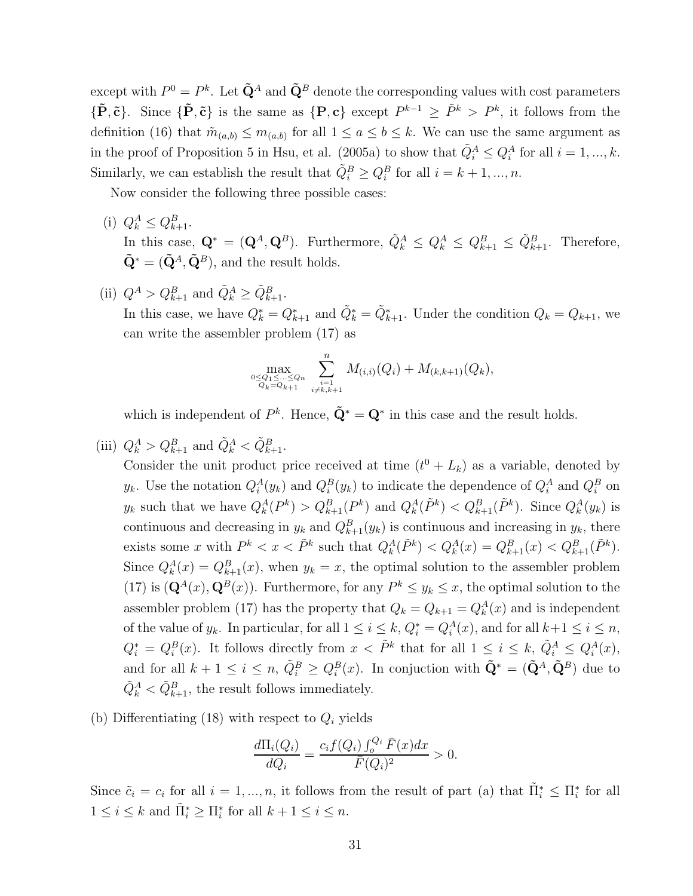except with $P^0 = P^k$. Let $\tilde{\mathbf{Q}}^A$ and $\tilde{\mathbf{Q}}^B$ denote the corresponding values with cost parameters $\{\tilde{\mathbf{P}}, \tilde{\mathbf{c}}\}$. Since $\{\tilde{\mathbf{P}}, \tilde{\mathbf{c}}\}$ is the same as $\{\mathbf{P}, \mathbf{c}\}$ except $P^{k-1} \geq \tilde{P}^k > P^k$, it follows from the definition (16) that $\tilde{m}_{(a,b)} \leq m_{(a,b)}$ for all $1 \leq a \leq b \leq k$. We can use the same argument as in the proof of Proposition 5 in Hsu, et al. (2005a) to show that $\tilde{Q}_i^A \leq Q_i^A$ for all $i = 1, ..., k$. Similarly, we can establish the result that $\tilde{Q}_i^B \geq Q_i^B$ for all $i = k+1, ..., n$.

Now consider the following three possible cases:

(i) $Q_k^A \leq Q_{k+1}^B$.
In this case, $\mathbf{Q}^* = (\mathbf{Q}^A, \mathbf{Q}^B)$. Furthermore, $\tilde{Q}_k^A \leq Q_k^A \leq Q_{k+1}^B \leq \tilde{Q}_{k+1}^B$. Therefore, $\tilde{\mathbf{Q}}^* = (\tilde{\mathbf{Q}}^A, \tilde{\mathbf{Q}}^B)$, and the result holds.

(ii) $Q^A > Q_{k+1}^B$ and $\tilde{Q}_k^A \geq \tilde{Q}_{k+1}^B$.
In this case, we have $Q_k^* = Q_{k+1}^*$ and $\tilde{Q}_k^* = \tilde{Q}_{k+1}^*$. Under the condition $Q_k = Q_{k+1}$, we can write the assembler problem (17) as

$$\max_{\substack{0 \leq Q_1 \leq ... \leq Q_n \\ Q_k = Q_{k+1}}} \sum_{\substack{i=1 \\ i \neq k, k+1}}^{n} M_{(i,i)}(Q_i) + M_{(k,k+1)}(Q_k),$$

which is independent of $P^k$. Hence, $\tilde{\mathbf{Q}}^* = \mathbf{Q}^*$ in this case and the result holds.

(iii) $Q_k^A > Q_{k+1}^B$ and $\tilde{Q}_k^A < \tilde{Q}_{k+1}^B$.
Consider the unit product price received at time $(t^0 + L_k)$ as a variable, denoted by $y_k$. Use the notation $Q_i^A(y_k)$ and $Q_i^B(y_k)$ to indicate the dependence of $Q_i^A$ and $Q_i^B$ on $y_k$ such that we have $Q_k^A(P^k) > Q_{k+1}^B(P^k)$ and $Q_k^A(\tilde{P}^k) < Q_{k+1}^B(\tilde{P}^k)$. Since $Q_k^A(y_k)$ is continuous and decreasing in $y_k$ and $Q_{k+1}^B(y_k)$ is continuous and increasing in $y_k$, there exists some $x$ with $P^k < x < \tilde{P}^k$ such that $Q_k^A(\tilde{P}^k) < Q_k^A(x) = Q_{k+1}^B(x) < Q_{k+1}^B(\tilde{P}^k)$. Since $Q_k^A(x) = Q_{k+1}^B(x)$, when $y_k = x$, the optimal solution to the assembler problem (17) is $(\mathbf{Q}^A(x), \mathbf{Q}^B(x))$. Furthermore, for any $P^k \leq y_k \leq x$, the optimal solution to the assembler problem (17) has the property that $Q_k = Q_{k+1} = Q_k^A(x)$ and is independent of the value of $y_k$. In particular, for all $1 \leq i \leq k$, $Q_i^* = Q_i^A(x)$, and for all $k+1 \leq i \leq n$, $Q_i^* = Q_i^B(x)$. It follows directly from $x < \tilde{P}^k$ that for all $1 \leq i \leq k$, $\tilde{Q}_i^A \leq Q_i^A(x)$, and for all $k+1 \leq i \leq n$, $\tilde{Q}_i^B \geq Q_i^B(x)$. In conjuction with $\tilde{\mathbf{Q}}^* = (\tilde{\mathbf{Q}}^A, \tilde{\mathbf{Q}}^B)$ due to $\tilde{Q}_k^A < \tilde{Q}_{k+1}^B$, the result follows immediately.

(b) Differentiating (18) with respect to $Q_i$ yields

$$\frac{d\Pi_i(Q_i)}{dQ_i} = \frac{c_i f(Q_i) \int_o^{Q_i} \bar{F}(x)dx}{\bar{F}(Q_i)^2} > 0.$$

Since $\tilde{c}_i = c_i$ for all $i = 1, ..., n$, it follows from the result of part (a) that $\tilde{\Pi}_i^* \leq \Pi_i^*$ for all $1 \leq i \leq k$ and $\tilde{\Pi}_i^* \geq \Pi_i^*$ for all $k+1 \leq i \leq n$.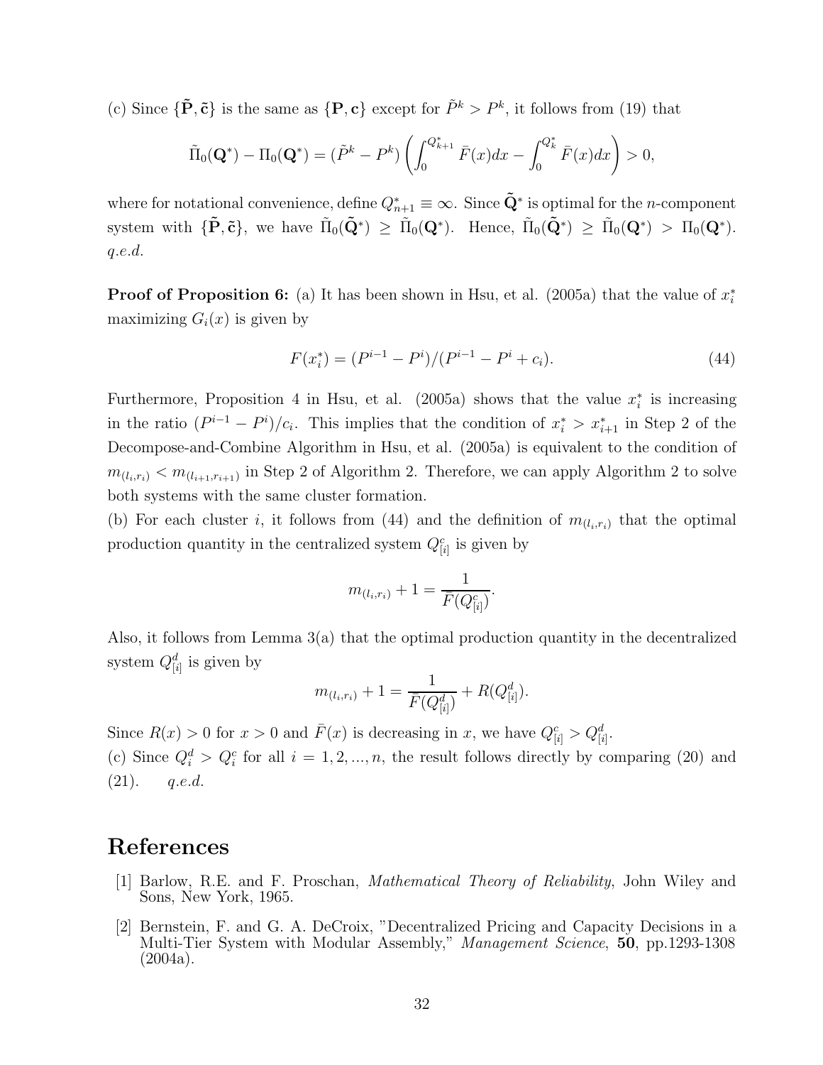(c) Since $\{\tilde{\mathbf{P}}, \tilde{\mathbf{c}}\}$ is the same as $\{\mathbf{P}, \mathbf{c}\}$ except for $\tilde{P}^k > P^k$, it follows from (19) that

$$\tilde{\Pi}_0(\mathbf{Q}^*) - \Pi_0(\mathbf{Q}^*) = (\tilde{P}^k - P^k)\left(\int_0^{Q^*_{k+1}} \bar{F}(x)dx - \int_0^{Q^*_k} \bar{F}(x)dx\right) > 0,$$

where for notational convenience, define $Q^*_{n+1} \equiv \infty$. Since $\tilde{\mathbf{Q}}^*$ is optimal for the $n$-component system with $\{\tilde{\mathbf{P}}, \tilde{\mathbf{c}}\}$, we have $\tilde{\Pi}_0(\tilde{\mathbf{Q}}^*) \geq \tilde{\Pi}_0(\mathbf{Q}^*)$. Hence, $\tilde{\Pi}_0(\tilde{\mathbf{Q}}^*) \geq \tilde{\Pi}_0(\mathbf{Q}^*) > \Pi_0(\mathbf{Q}^*)$. *q.e.d.*

**Proof of Proposition 6:** (a) It has been shown in Hsu, et al. (2005a) that the value of $x_i^*$ maximizing $G_i(x)$ is given by

$$F(x_i^*) = (P^{i-1} - P^i)/(P^{i-1} - P^i + c_i). \tag{44}$$

Furthermore, Proposition 4 in Hsu, et al. (2005a) shows that the value $x_i^*$ is increasing in the ratio $(P^{i-1} - P^i)/c_i$. This implies that the condition of $x_i^* > x_{i+1}^*$ in Step 2 of the Decompose-and-Combine Algorithm in Hsu, et al. (2005a) is equivalent to the condition of $m_{(l_i,r_i)} < m_{(l_{i+1},r_{i+1})}$ in Step 2 of Algorithm 2. Therefore, we can apply Algorithm 2 to solve both systems with the same cluster formation.

(b) For each cluster $i$, it follows from (44) and the definition of $m_{(l_i,r_i)}$ that the optimal production quantity in the centralized system $Q^c_{[i]}$ is given by

$$m_{(l_i,r_i)} + 1 = \frac{1}{\bar{F}(Q^c_{[i]})}.$$

Also, it follows from Lemma 3(a) that the optimal production quantity in the decentralized system $Q^d_{[i]}$ is given by

$$m_{(l_i,r_i)} + 1 = \frac{1}{\bar{F}(Q^d_{[i]})} + R(Q^d_{[i]}).$$

Since $R(x) > 0$ for $x > 0$ and $\bar{F}(x)$ is decreasing in $x$, we have $Q^c_{[i]} > Q^d_{[i]}$.

(c) Since $Q^d_i > Q^c_i$ for all $i = 1, 2, ..., n$, the result follows directly by comparing (20) and (21). *q.e.d.*

# References

[1] Barlow, R.E. and F. Proschan, *Mathematical Theory of Reliability*, John Wiley and Sons, New York, 1965.

[2] Bernstein, F. and G. A. DeCroix, "Decentralized Pricing and Capacity Decisions in a Multi-Tier System with Modular Assembly," *Management Science*, **50**, pp.1293-1308 (2004a).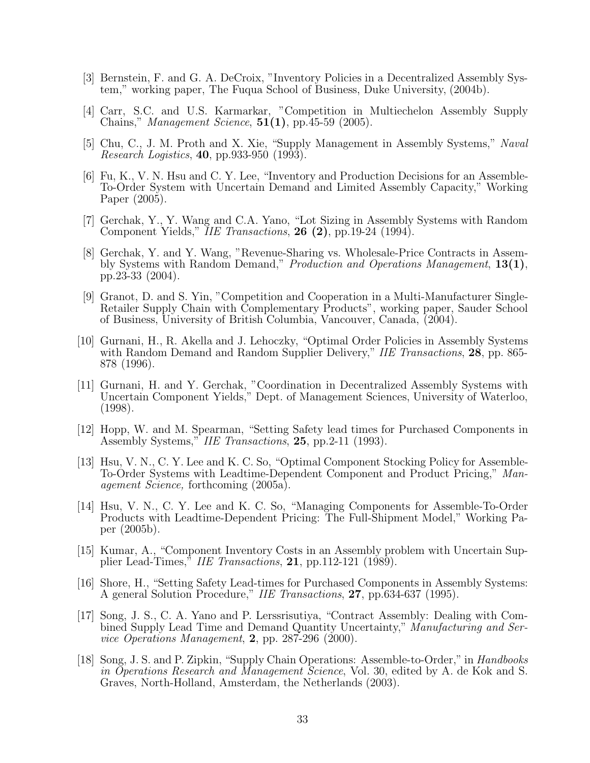[3] Bernstein, F. and G. A. DeCroix, "Inventory Policies in a Decentralized Assembly System," working paper, The Fuqua School of Business, Duke University, (2004b).

[4] Carr, S.C. and U.S. Karmarkar, "Competition in Multiechelon Assembly Supply Chains," *Management Science*, **51(1)**, pp.45-59 (2005).

[5] Chu, C., J. M. Proth and X. Xie, "Supply Management in Assembly Systems," *Naval Research Logistics*, **40**, pp.933-950 (1993).

[6] Fu, K., V. N. Hsu and C. Y. Lee, "Inventory and Production Decisions for an Assemble-To-Order System with Uncertain Demand and Limited Assembly Capacity," Working Paper (2005).

[7] Gerchak, Y., Y. Wang and C.A. Yano, "Lot Sizing in Assembly Systems with Random Component Yields," *IIE Transactions*, **26 (2)**, pp.19-24 (1994).

[8] Gerchak, Y. and Y. Wang, "Revenue-Sharing vs. Wholesale-Price Contracts in Assembly Systems with Random Demand," *Production and Operations Management*, **13(1)**, pp.23-33 (2004).

[9] Granot, D. and S. Yin, "Competition and Cooperation in a Multi-Manufacturer Single-Retailer Supply Chain with Complementary Products", working paper, Sauder School of Business, University of British Columbia, Vancouver, Canada, (2004).

[10] Gurnani, H., R. Akella and J. Lehoczky, "Optimal Order Policies in Assembly Systems with Random Demand and Random Supplier Delivery," *IIE Transactions*, **28**, pp. 865-878 (1996).

[11] Gurnani, H. and Y. Gerchak, "Coordination in Decentralized Assembly Systems with Uncertain Component Yields," Dept. of Management Sciences, University of Waterloo, (1998).

[12] Hopp, W. and M. Spearman, "Setting Safety lead times for Purchased Components in Assembly Systems," *IIE Transactions*, **25**, pp.2-11 (1993).

[13] Hsu, V. N., C. Y. Lee and K. C. So, "Optimal Component Stocking Policy for Assemble-To-Order Systems with Leadtime-Dependent Component and Product Pricing," *Management Science,* forthcoming (2005a).

[14] Hsu, V. N., C. Y. Lee and K. C. So, "Managing Components for Assemble-To-Order Products with Leadtime-Dependent Pricing: The Full-Shipment Model," Working Paper (2005b).

[15] Kumar, A., "Component Inventory Costs in an Assembly problem with Uncertain Supplier Lead-Times," *IIE Transactions*, **21**, pp.112-121 (1989).

[16] Shore, H., "Setting Safety Lead-times for Purchased Components in Assembly Systems: A general Solution Procedure," *IIE Transactions*, **27**, pp.634-637 (1995).

[17] Song, J. S., C. A. Yano and P. Lerssrisutiya, "Contract Assembly: Dealing with Combined Supply Lead Time and Demand Quantity Uncertainty," *Manufacturing and Service Operations Management*, **2**, pp. 287-296 (2000).

[18] Song, J. S. and P. Zipkin, "Supply Chain Operations: Assemble-to-Order," in *Handbooks in Operations Research and Management Science*, Vol. 30, edited by A. de Kok and S. Graves, North-Holland, Amsterdam, the Netherlands (2003).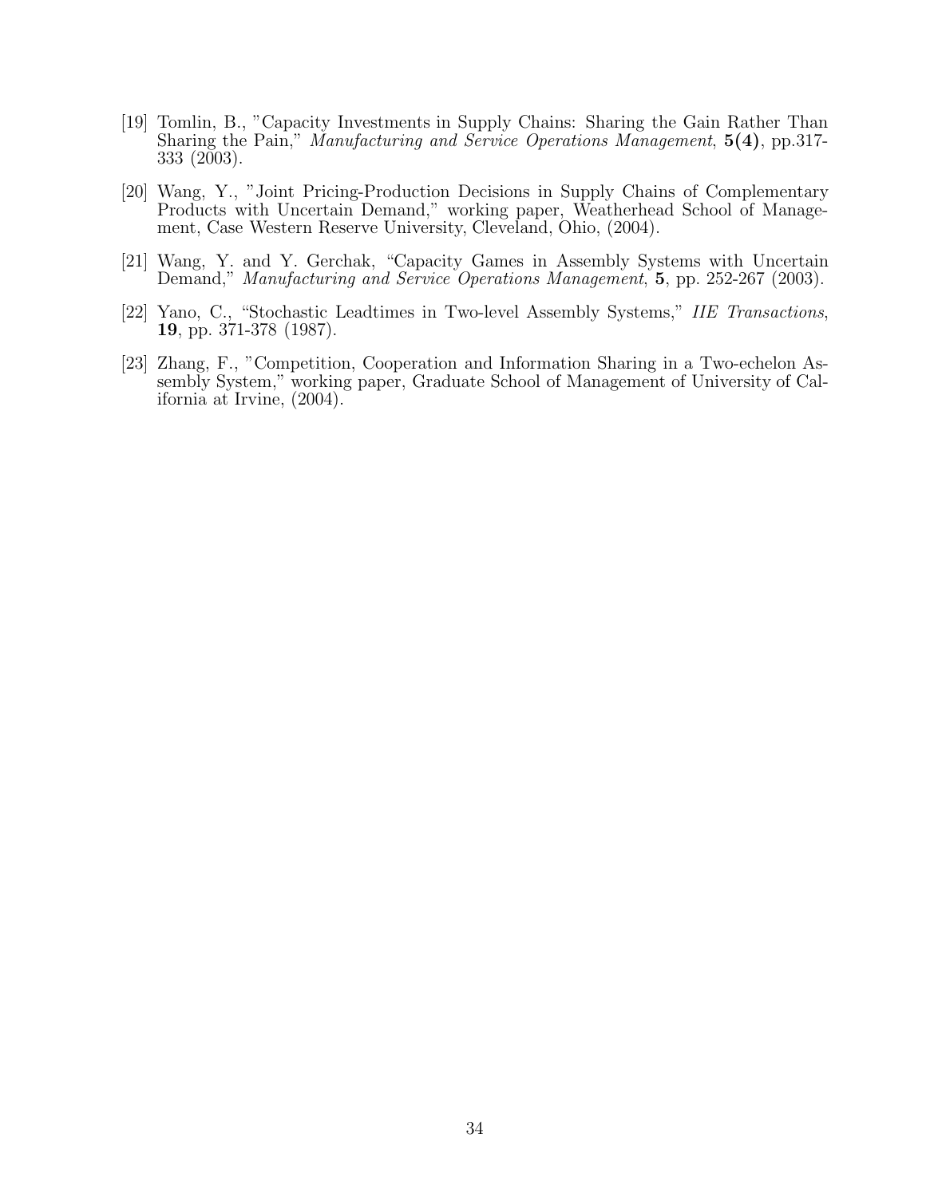[19] Tomlin, B., "Capacity Investments in Supply Chains: Sharing the Gain Rather Than Sharing the Pain," *Manufacturing and Service Operations Management*, **5(4)**, pp.317-333 (2003).

[20] Wang, Y., "Joint Pricing-Production Decisions in Supply Chains of Complementary Products with Uncertain Demand," working paper, Weatherhead School of Management, Case Western Reserve University, Cleveland, Ohio, (2004).

[21] Wang, Y. and Y. Gerchak, "Capacity Games in Assembly Systems with Uncertain Demand," *Manufacturing and Service Operations Management*, **5**, pp. 252-267 (2003).

[22] Yano, C., "Stochastic Leadtimes in Two-level Assembly Systems," *IIE Transactions*, **19**, pp. 371-378 (1987).

[23] Zhang, F., "Competition, Cooperation and Information Sharing in a Two-echelon Assembly System," working paper, Graduate School of Management of University of California at Irvine, (2004).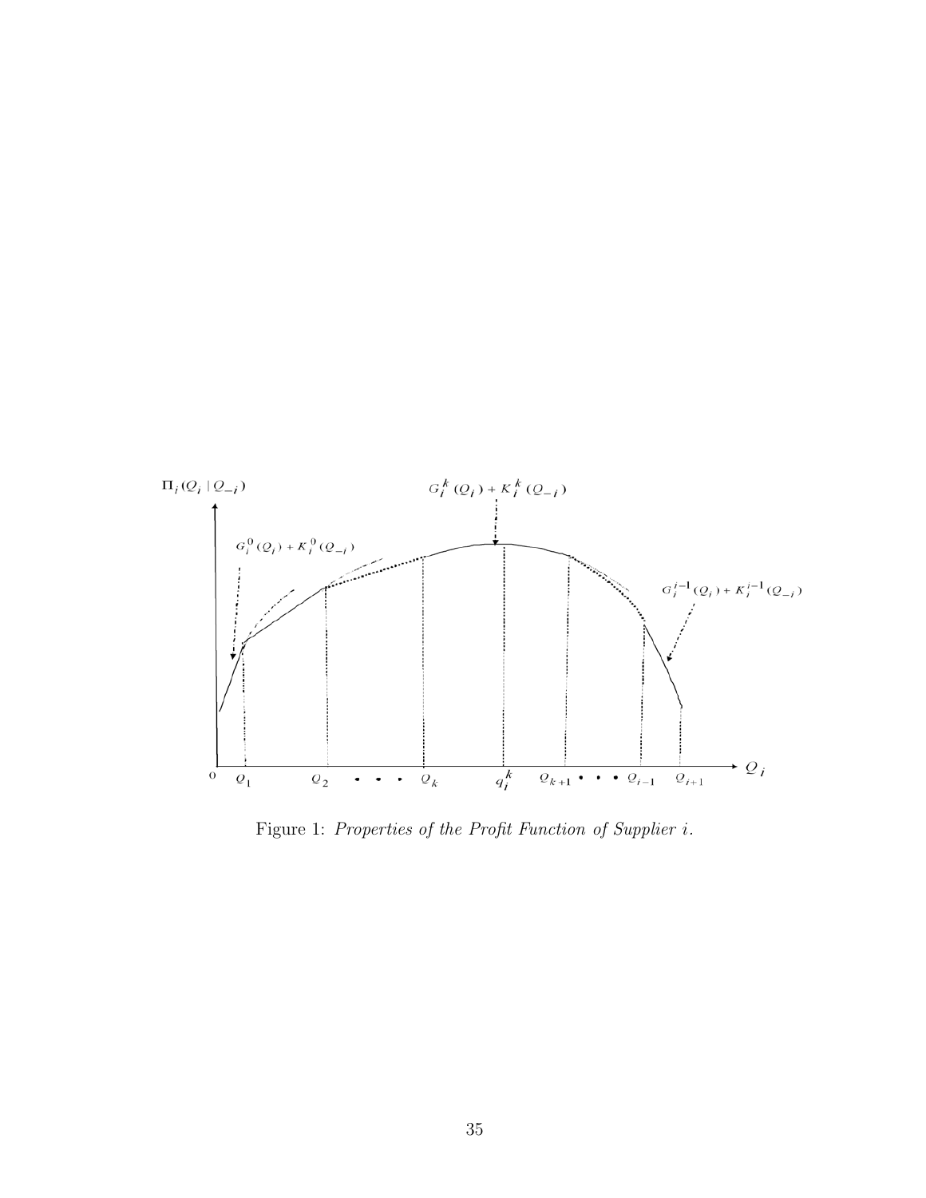$\Pi_i(Q_i \mid Q_{-i})$

$G_i^k(Q_i) + K_i^k(Q_{-i})$

$G_i^0(Q_i) + K_i^0(Q_{-i})$

$G_i^{i-1}(Q_i) + K_i^{i-1}(Q_{-i})$

0 $Q_1$ $Q_2$ • • • $Q_k$ $q_i^k$ $Q_{k+1}$ • • • $Q_{i-1}$ $Q_{i+1}$ $Q_i$

Figure 1: *Properties of the Profit Function of Supplier i.*